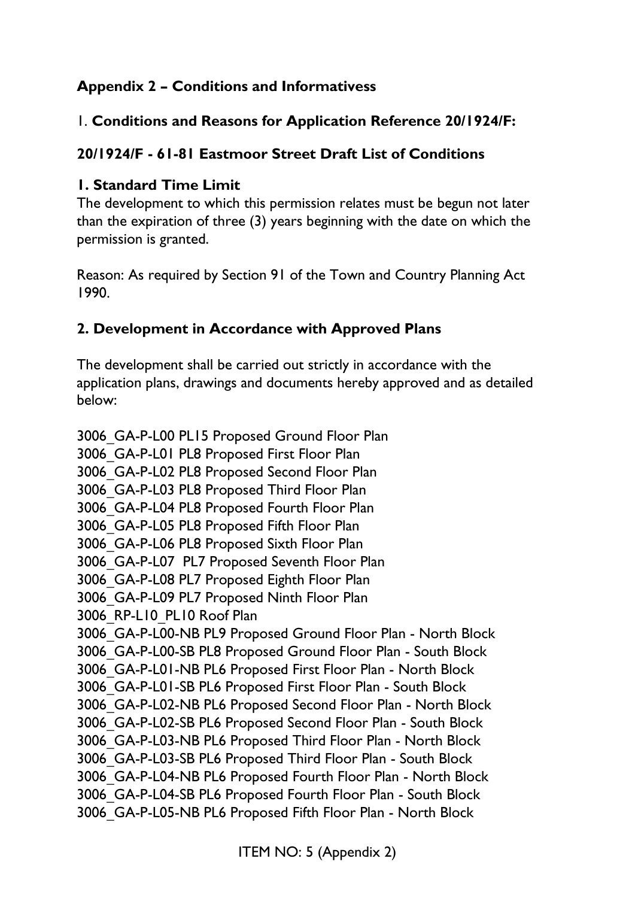## Appendix 2 – Conditions and Informativess

1. **Conditions and Reasons for Application Reference 20/1924/F:**

**20/1924/F - 61-81 Eastmoor Street Draft List of Conditions**

### 1. Standard Time Limit

The development to which this permission relates must be begun not later than the expiration of three (3) years beginning with the date on which the permission is granted.

Reason: As required by Section 91 of the Town and Country Planning Act 1990.

### 2. Development in Accordance with Approved Plans

The development shall be carried out strictly in accordance with the application plans, drawings and documents hereby approved and as detailed below:

3006_GA-P-L00 PL15 Proposed Ground Floor Plan
3006_GA-P-L01 PL8 Proposed First Floor Plan
3006_GA-P-L02 PL8 Proposed Second Floor Plan
3006_GA-P-L03 PL8 Proposed Third Floor Plan
3006_GA-P-L04 PL8 Proposed Fourth Floor Plan
3006_GA-P-L05 PL8 Proposed Fifth Floor Plan
3006_GA-P-L06 PL8 Proposed Sixth Floor Plan
3006_GA-P-L07 PL7 Proposed Seventh Floor Plan
3006_GA-P-L08 PL7 Proposed Eighth Floor Plan
3006_GA-P-L09 PL7 Proposed Ninth Floor Plan
3006_RP-L10_PL10 Roof Plan
3006_GA-P-L00-NB PL9 Proposed Ground Floor Plan - North Block
3006_GA-P-L00-SB PL8 Proposed Ground Floor Plan - South Block
3006_GA-P-L01-NB PL6 Proposed First Floor Plan - North Block
3006_GA-P-L01-SB PL6 Proposed First Floor Plan - South Block
3006_GA-P-L02-NB PL6 Proposed Second Floor Plan - North Block
3006_GA-P-L02-SB PL6 Proposed Second Floor Plan - South Block
3006_GA-P-L03-NB PL6 Proposed Third Floor Plan - North Block
3006_GA-P-L03-SB PL6 Proposed Third Floor Plan - South Block
3006_GA-P-L04-NB PL6 Proposed Fourth Floor Plan - North Block
3006_GA-P-L04-SB PL6 Proposed Fourth Floor Plan - South Block
3006_GA-P-L05-NB PL6 Proposed Fifth Floor Plan - North Block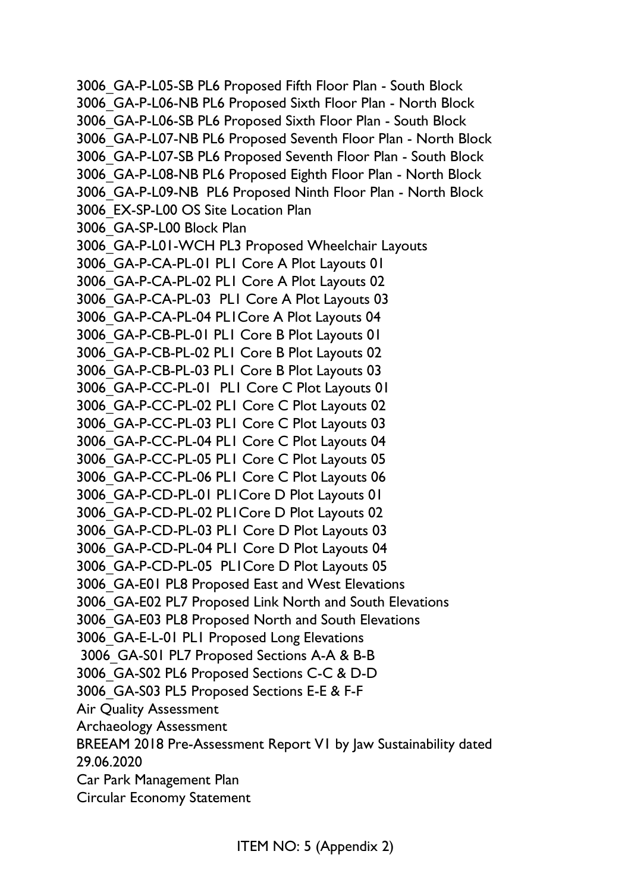3006_GA-P-L05-SB PL6 Proposed Fifth Floor Plan - South Block
3006_GA-P-L06-NB PL6 Proposed Sixth Floor Plan - North Block
3006_GA-P-L06-SB PL6 Proposed Sixth Floor Plan - South Block
3006_GA-P-L07-NB PL6 Proposed Seventh Floor Plan - North Block
3006_GA-P-L07-SB PL6 Proposed Seventh Floor Plan - South Block
3006_GA-P-L08-NB PL6 Proposed Eighth Floor Plan - North Block
3006_GA-P-L09-NB PL6 Proposed Ninth Floor Plan - North Block
3006_EX-SP-L00 OS Site Location Plan
3006_GA-SP-L00 Block Plan
3006_GA-P-L01-WCH PL3 Proposed Wheelchair Layouts
3006_GA-P-CA-PL-01 PL1 Core A Plot Layouts 01
3006_GA-P-CA-PL-02 PL1 Core A Plot Layouts 02
3006_GA-P-CA-PL-03 PL1 Core A Plot Layouts 03
3006_GA-P-CA-PL-04 PL1Core A Plot Layouts 04
3006_GA-P-CB-PL-01 PL1 Core B Plot Layouts 01
3006_GA-P-CB-PL-02 PL1 Core B Plot Layouts 02
3006_GA-P-CB-PL-03 PL1 Core B Plot Layouts 03
3006_GA-P-CC-PL-01 PL1 Core C Plot Layouts 01
3006_GA-P-CC-PL-02 PL1 Core C Plot Layouts 02
3006_GA-P-CC-PL-03 PL1 Core C Plot Layouts 03
3006_GA-P-CC-PL-04 PL1 Core C Plot Layouts 04
3006_GA-P-CC-PL-05 PL1 Core C Plot Layouts 05
3006_GA-P-CC-PL-06 PL1 Core C Plot Layouts 06
3006_GA-P-CD-PL-01 PL1Core D Plot Layouts 01
3006_GA-P-CD-PL-02 PL1Core D Plot Layouts 02
3006_GA-P-CD-PL-03 PL1 Core D Plot Layouts 03
3006_GA-P-CD-PL-04 PL1 Core D Plot Layouts 04
3006_GA-P-CD-PL-05 PL1Core D Plot Layouts 05
3006_GA-E01 PL8 Proposed East and West Elevations
3006_GA-E02 PL7 Proposed Link North and South Elevations
3006_GA-E03 PL8 Proposed North and South Elevations
3006_GA-E-L-01 PL1 Proposed Long Elevations
3006_GA-S01 PL7 Proposed Sections A-A & B-B
3006_GA-S02 PL6 Proposed Sections C-C & D-D
3006_GA-S03 PL5 Proposed Sections E-E & F-F
Air Quality Assessment
Archaeology Assessment
BREEAM 2018 Pre-Assessment Report V1 by Jaw Sustainability dated 29.06.2020
Car Park Management Plan
Circular Economy Statement

ITEM NO: 5 (Appendix 2)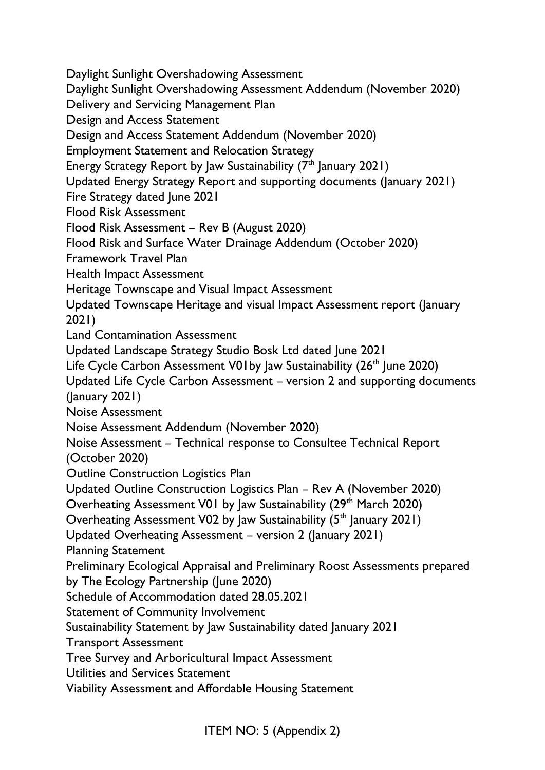Daylight Sunlight Overshadowing Assessment
Daylight Sunlight Overshadowing Assessment Addendum (November 2020)
Delivery and Servicing Management Plan
Design and Access Statement
Design and Access Statement Addendum (November 2020)
Employment Statement and Relocation Strategy
Energy Strategy Report by Jaw Sustainability (7th January 2021)
Updated Energy Strategy Report and supporting documents (January 2021)
Fire Strategy dated June 2021
Flood Risk Assessment
Flood Risk Assessment – Rev B (August 2020)
Flood Risk and Surface Water Drainage Addendum (October 2020)
Framework Travel Plan
Health Impact Assessment
Heritage Townscape and Visual Impact Assessment
Updated Townscape Heritage and visual Impact Assessment report (January 2021)
Land Contamination Assessment
Updated Landscape Strategy Studio Bosk Ltd dated June 2021
Life Cycle Carbon Assessment V01by Jaw Sustainability (26th June 2020)
Updated Life Cycle Carbon Assessment – version 2 and supporting documents (January 2021)
Noise Assessment
Noise Assessment Addendum (November 2020)
Noise Assessment – Technical response to Consultee Technical Report (October 2020)
Outline Construction Logistics Plan
Updated Outline Construction Logistics Plan – Rev A (November 2020)
Overheating Assessment V01 by Jaw Sustainability (29th March 2020)
Overheating Assessment V02 by Jaw Sustainability (5th January 2021)
Updated Overheating Assessment – version 2 (January 2021)
Planning Statement
Preliminary Ecological Appraisal and Preliminary Roost Assessments prepared by The Ecology Partnership (June 2020)
Schedule of Accommodation dated 28.05.2021
Statement of Community Involvement
Sustainability Statement by Jaw Sustainability dated January 2021
Transport Assessment
Tree Survey and Arboricultural Impact Assessment
Utilities and Services Statement
Viability Assessment and Affordable Housing Statement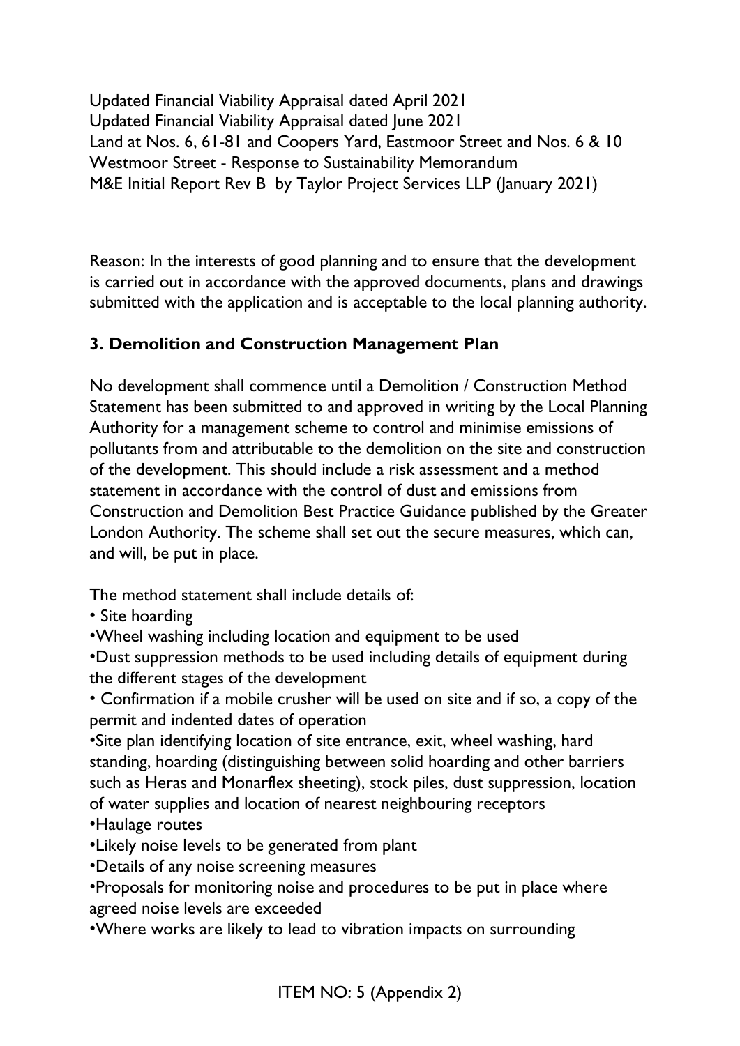Updated Financial Viability Appraisal dated April 2021
Updated Financial Viability Appraisal dated June 2021
Land at Nos. 6, 61-81 and Coopers Yard, Eastmoor Street and Nos. 6 & 10 Westmoor Street - Response to Sustainability Memorandum
M&E Initial Report Rev B by Taylor Project Services LLP (January 2021)

Reason: In the interests of good planning and to ensure that the development is carried out in accordance with the approved documents, plans and drawings submitted with the application and is acceptable to the local planning authority.

### 3. Demolition and Construction Management Plan

No development shall commence until a Demolition / Construction Method Statement has been submitted to and approved in writing by the Local Planning Authority for a management scheme to control and minimise emissions of pollutants from and attributable to the demolition on the site and construction of the development. This should include a risk assessment and a method statement in accordance with the control of dust and emissions from Construction and Demolition Best Practice Guidance published by the Greater London Authority. The scheme shall set out the secure measures, which can, and will, be put in place.

The method statement shall include details of:

- Site hoarding
- Wheel washing including location and equipment to be used
- Dust suppression methods to be used including details of equipment during the different stages of the development
- Confirmation if a mobile crusher will be used on site and if so, a copy of the permit and indented dates of operation
- Site plan identifying location of site entrance, exit, wheel washing, hard standing, hoarding (distinguishing between solid hoarding and other barriers such as Heras and Monarflex sheeting), stock piles, dust suppression, location of water supplies and location of nearest neighbouring receptors
- Haulage routes
- Likely noise levels to be generated from plant
- Details of any noise screening measures
- Proposals for monitoring noise and procedures to be put in place where agreed noise levels are exceeded
- Where works are likely to lead to vibration impacts on surrounding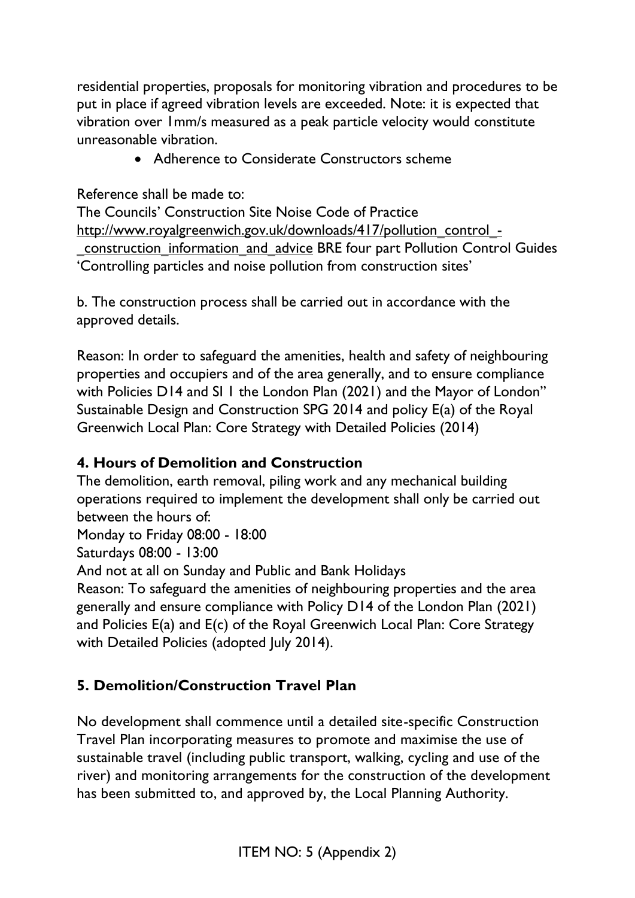residential properties, proposals for monitoring vibration and procedures to be put in place if agreed vibration levels are exceeded. Note: it is expected that vibration over 1mm/s measured as a peak particle velocity would constitute unreasonable vibration.

- Adherence to Considerate Constructors scheme

Reference shall be made to:
The Councils' Construction Site Noise Code of Practice
http://www.royalgreenwich.gov.uk/downloads/417/pollution_control_-_construction_information_and_advice BRE four part Pollution Control Guides 'Controlling particles and noise pollution from construction sites'

b. The construction process shall be carried out in accordance with the approved details.

Reason: In order to safeguard the amenities, health and safety of neighbouring properties and occupiers and of the area generally, and to ensure compliance with Policies D14 and SI 1 the London Plan (2021) and the Mayor of London" Sustainable Design and Construction SPG 2014 and policy E(a) of the Royal Greenwich Local Plan: Core Strategy with Detailed Policies (2014)

## 4. Hours of Demolition and Construction

The demolition, earth removal, piling work and any mechanical building operations required to implement the development shall only be carried out between the hours of:
Monday to Friday 08:00 - 18:00
Saturdays 08:00 - 13:00
And not at all on Sunday and Public and Bank Holidays
Reason: To safeguard the amenities of neighbouring properties and the area generally and ensure compliance with Policy D14 of the London Plan (2021) and Policies E(a) and E(c) of the Royal Greenwich Local Plan: Core Strategy with Detailed Policies (adopted July 2014).

## 5. Demolition/Construction Travel Plan

No development shall commence until a detailed site-specific Construction Travel Plan incorporating measures to promote and maximise the use of sustainable travel (including public transport, walking, cycling and use of the river) and monitoring arrangements for the construction of the development has been submitted to, and approved by, the Local Planning Authority.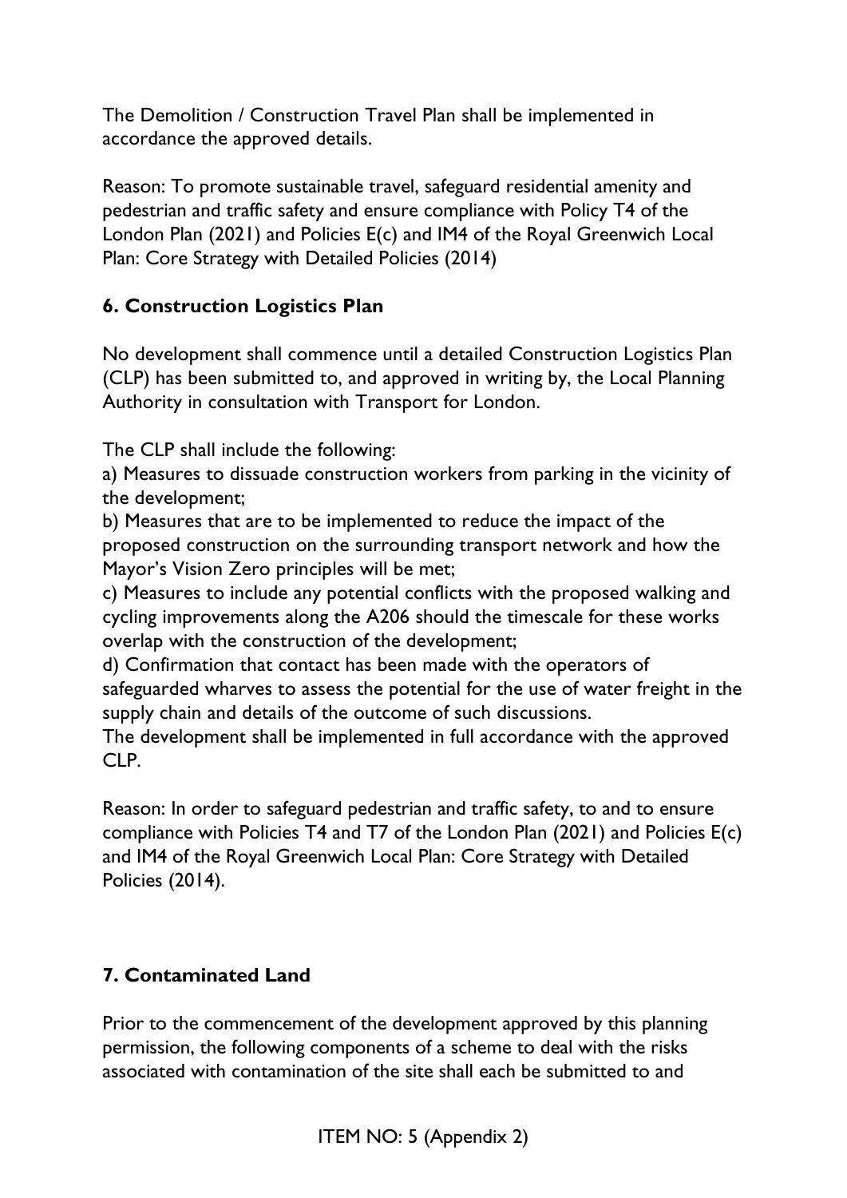The Demolition / Construction Travel Plan shall be implemented in accordance the approved details.

Reason: To promote sustainable travel, safeguard residential amenity and pedestrian and traffic safety and ensure compliance with Policy T4 of the London Plan (2021) and Policies E(c) and IM4 of the Royal Greenwich Local Plan: Core Strategy with Detailed Policies (2014)

### 6. Construction Logistics Plan

No development shall commence until a detailed Construction Logistics Plan (CLP) has been submitted to, and approved in writing by, the Local Planning Authority in consultation with Transport for London.

The CLP shall include the following:
a) Measures to dissuade construction workers from parking in the vicinity of the development;
b) Measures that are to be implemented to reduce the impact of the proposed construction on the surrounding transport network and how the Mayor's Vision Zero principles will be met;
c) Measures to include any potential conflicts with the proposed walking and cycling improvements along the A206 should the timescale for these works overlap with the construction of the development;
d) Confirmation that contact has been made with the operators of safeguarded wharves to assess the potential for the use of water freight in the supply chain and details of the outcome of such discussions.
The development shall be implemented in full accordance with the approved CLP.

Reason: In order to safeguard pedestrian and traffic safety, to and to ensure compliance with Policies T4 and T7 of the London Plan (2021) and Policies E(c) and IM4 of the Royal Greenwich Local Plan: Core Strategy with Detailed Policies (2014).

### 7. Contaminated Land

Prior to the commencement of the development approved by this planning permission, the following components of a scheme to deal with the risks associated with contamination of the site shall each be submitted to and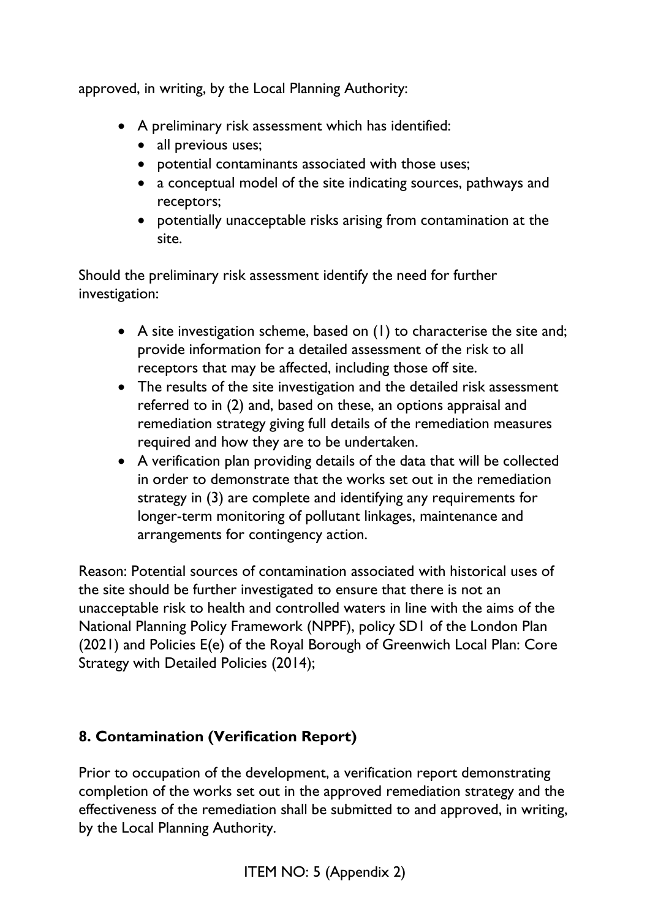approved, in writing, by the Local Planning Authority:

- A preliminary risk assessment which has identified:
  - all previous uses;
  - potential contaminants associated with those uses;
  - a conceptual model of the site indicating sources, pathways and receptors;
  - potentially unacceptable risks arising from contamination at the site.

Should the preliminary risk assessment identify the need for further investigation:

- A site investigation scheme, based on (1) to characterise the site and; provide information for a detailed assessment of the risk to all receptors that may be affected, including those off site.
- The results of the site investigation and the detailed risk assessment referred to in (2) and, based on these, an options appraisal and remediation strategy giving full details of the remediation measures required and how they are to be undertaken.
- A verification plan providing details of the data that will be collected in order to demonstrate that the works set out in the remediation strategy in (3) are complete and identifying any requirements for longer-term monitoring of pollutant linkages, maintenance and arrangements for contingency action.

Reason: Potential sources of contamination associated with historical uses of the site should be further investigated to ensure that there is not an unacceptable risk to health and controlled waters in line with the aims of the National Planning Policy Framework (NPPF), policy SD1 of the London Plan (2021) and Policies E(e) of the Royal Borough of Greenwich Local Plan: Core Strategy with Detailed Policies (2014);

## 8. Contamination (Verification Report)

Prior to occupation of the development, a verification report demonstrating completion of the works set out in the approved remediation strategy and the effectiveness of the remediation shall be submitted to and approved, in writing, by the Local Planning Authority.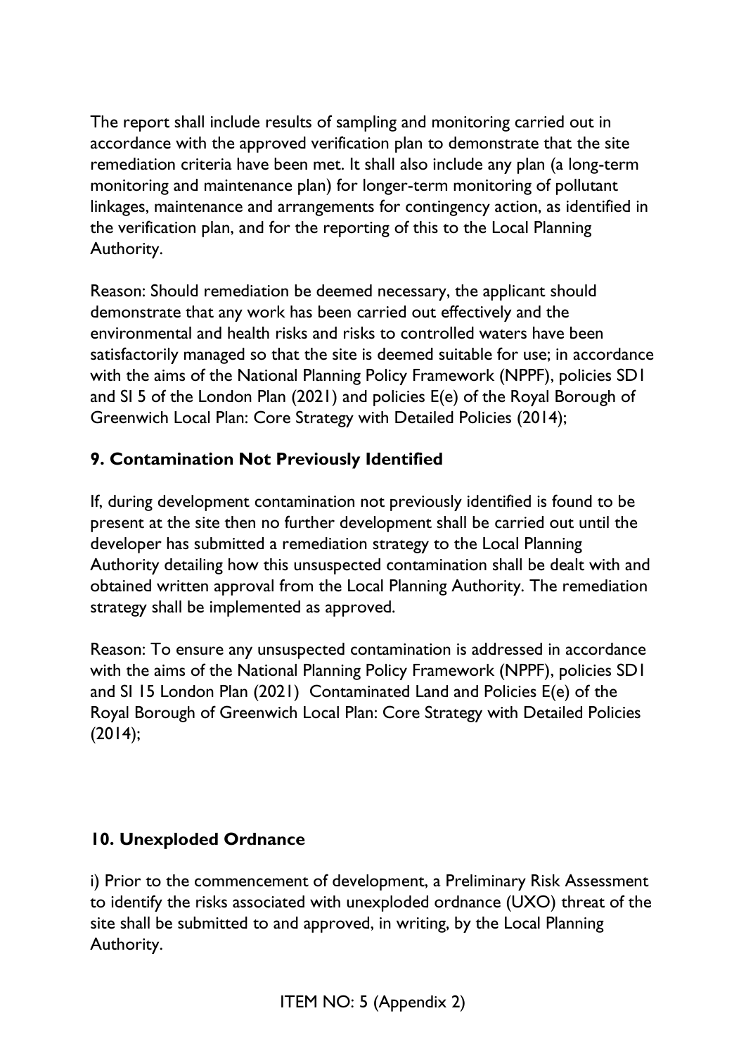The report shall include results of sampling and monitoring carried out in accordance with the approved verification plan to demonstrate that the site remediation criteria have been met. It shall also include any plan (a long-term monitoring and maintenance plan) for longer-term monitoring of pollutant linkages, maintenance and arrangements for contingency action, as identified in the verification plan, and for the reporting of this to the Local Planning Authority.

Reason: Should remediation be deemed necessary, the applicant should demonstrate that any work has been carried out effectively and the environmental and health risks and risks to controlled waters have been satisfactorily managed so that the site is deemed suitable for use; in accordance with the aims of the National Planning Policy Framework (NPPF), policies SD1 and SI 5 of the London Plan (2021) and policies E(e) of the Royal Borough of Greenwich Local Plan: Core Strategy with Detailed Policies (2014);

**9. Contamination Not Previously Identified**

If, during development contamination not previously identified is found to be present at the site then no further development shall be carried out until the developer has submitted a remediation strategy to the Local Planning Authority detailing how this unsuspected contamination shall be dealt with and obtained written approval from the Local Planning Authority. The remediation strategy shall be implemented as approved.

Reason: To ensure any unsuspected contamination is addressed in accordance with the aims of the National Planning Policy Framework (NPPF), policies SD1 and SI 15 London Plan (2021) Contaminated Land and Policies E(e) of the Royal Borough of Greenwich Local Plan: Core Strategy with Detailed Policies (2014);

**10. Unexploded Ordnance**

i) Prior to the commencement of development, a Preliminary Risk Assessment to identify the risks associated with unexploded ordnance (UXO) threat of the site shall be submitted to and approved, in writing, by the Local Planning Authority.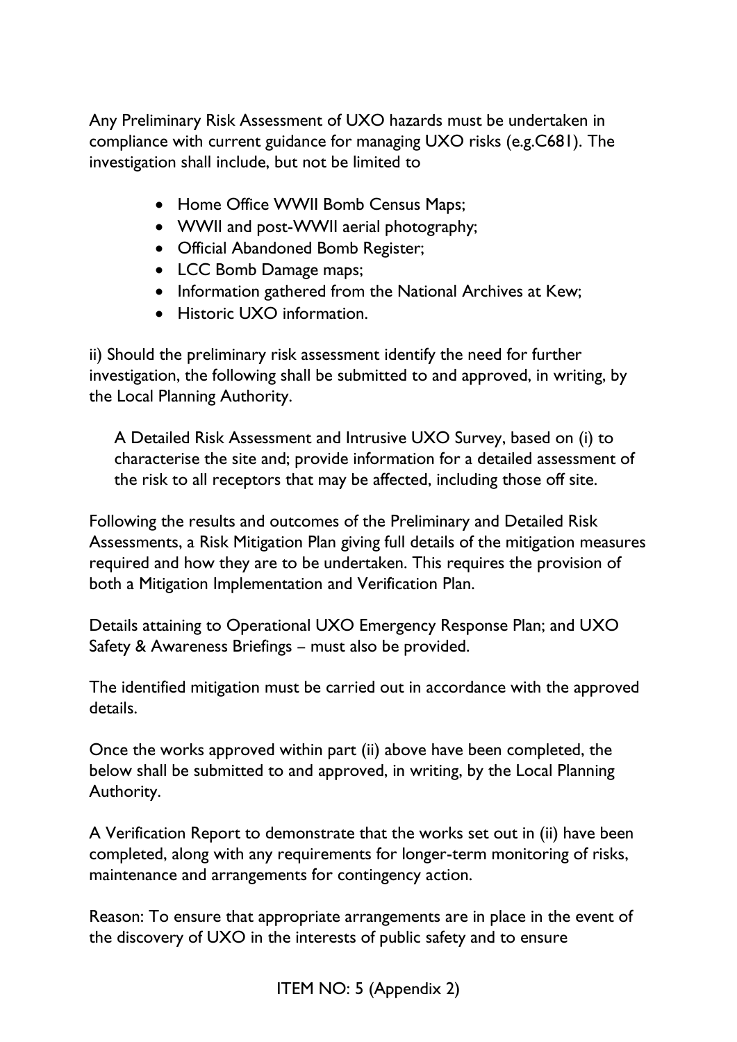Any Preliminary Risk Assessment of UXO hazards must be undertaken in compliance with current guidance for managing UXO risks (e.g.C681). The investigation shall include, but not be limited to

- Home Office WWII Bomb Census Maps;
- WWII and post-WWII aerial photography;
- Official Abandoned Bomb Register;
- LCC Bomb Damage maps;
- Information gathered from the National Archives at Kew;
- Historic UXO information.

ii) Should the preliminary risk assessment identify the need for further investigation, the following shall be submitted to and approved, in writing, by the Local Planning Authority.

> A Detailed Risk Assessment and Intrusive UXO Survey, based on (i) to characterise the site and; provide information for a detailed assessment of the risk to all receptors that may be affected, including those off site.

Following the results and outcomes of the Preliminary and Detailed Risk Assessments, a Risk Mitigation Plan giving full details of the mitigation measures required and how they are to be undertaken. This requires the provision of both a Mitigation Implementation and Verification Plan.

Details attaining to Operational UXO Emergency Response Plan; and UXO Safety & Awareness Briefings – must also be provided.

The identified mitigation must be carried out in accordance with the approved details.

Once the works approved within part (ii) above have been completed, the below shall be submitted to and approved, in writing, by the Local Planning Authority.

A Verification Report to demonstrate that the works set out in (ii) have been completed, along with any requirements for longer-term monitoring of risks, maintenance and arrangements for contingency action.

Reason: To ensure that appropriate arrangements are in place in the event of the discovery of UXO in the interests of public safety and to ensure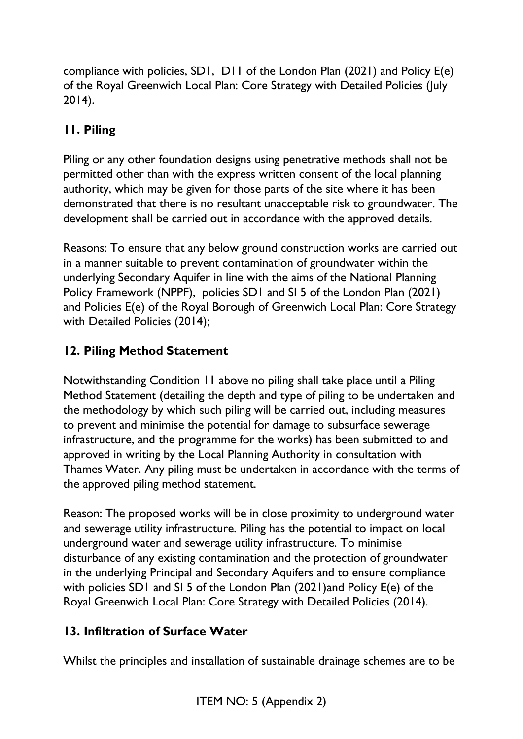compliance with policies, SD1, D11 of the London Plan (2021) and Policy E(e) of the Royal Greenwich Local Plan: Core Strategy with Detailed Policies (July 2014).

### 11. Piling

Piling or any other foundation designs using penetrative methods shall not be permitted other than with the express written consent of the local planning authority, which may be given for those parts of the site where it has been demonstrated that there is no resultant unacceptable risk to groundwater. The development shall be carried out in accordance with the approved details.

Reasons: To ensure that any below ground construction works are carried out in a manner suitable to prevent contamination of groundwater within the underlying Secondary Aquifer in line with the aims of the National Planning Policy Framework (NPPF), policies SD1 and SI 5 of the London Plan (2021) and Policies E(e) of the Royal Borough of Greenwich Local Plan: Core Strategy with Detailed Policies (2014);

### 12. Piling Method Statement

Notwithstanding Condition 11 above no piling shall take place until a Piling Method Statement (detailing the depth and type of piling to be undertaken and the methodology by which such piling will be carried out, including measures to prevent and minimise the potential for damage to subsurface sewerage infrastructure, and the programme for the works) has been submitted to and approved in writing by the Local Planning Authority in consultation with Thames Water. Any piling must be undertaken in accordance with the terms of the approved piling method statement.

Reason: The proposed works will be in close proximity to underground water and sewerage utility infrastructure. Piling has the potential to impact on local underground water and sewerage utility infrastructure. To minimise disturbance of any existing contamination and the protection of groundwater in the underlying Principal and Secondary Aquifers and to ensure compliance with policies SD1 and SI 5 of the London Plan (2021)and Policy E(e) of the Royal Greenwich Local Plan: Core Strategy with Detailed Policies (2014).

### 13. Infiltration of Surface Water

Whilst the principles and installation of sustainable drainage schemes are to be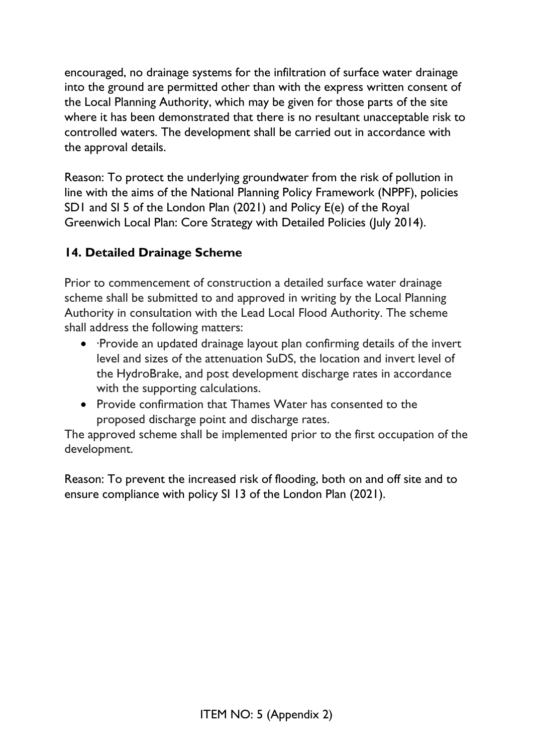encouraged, no drainage systems for the infiltration of surface water drainage into the ground are permitted other than with the express written consent of the Local Planning Authority, which may be given for those parts of the site where it has been demonstrated that there is no resultant unacceptable risk to controlled waters. The development shall be carried out in accordance with the approval details.

Reason: To protect the underlying groundwater from the risk of pollution in line with the aims of the National Planning Policy Framework (NPPF), policies SD1 and SI 5 of the London Plan (2021) and Policy E(e) of the Royal Greenwich Local Plan: Core Strategy with Detailed Policies (July 2014).

**14. Detailed Drainage Scheme**

Prior to commencement of construction a detailed surface water drainage scheme shall be submitted to and approved in writing by the Local Planning Authority in consultation with the Lead Local Flood Authority. The scheme shall address the following matters:

- ·Provide an updated drainage layout plan confirming details of the invert level and sizes of the attenuation SuDS, the location and invert level of the HydroBrake, and post development discharge rates in accordance with the supporting calculations.
- Provide confirmation that Thames Water has consented to the proposed discharge point and discharge rates.

The approved scheme shall be implemented prior to the first occupation of the development.

Reason: To prevent the increased risk of flooding, both on and off site and to ensure compliance with policy SI 13 of the London Plan (2021).

ITEM NO: 5 (Appendix 2)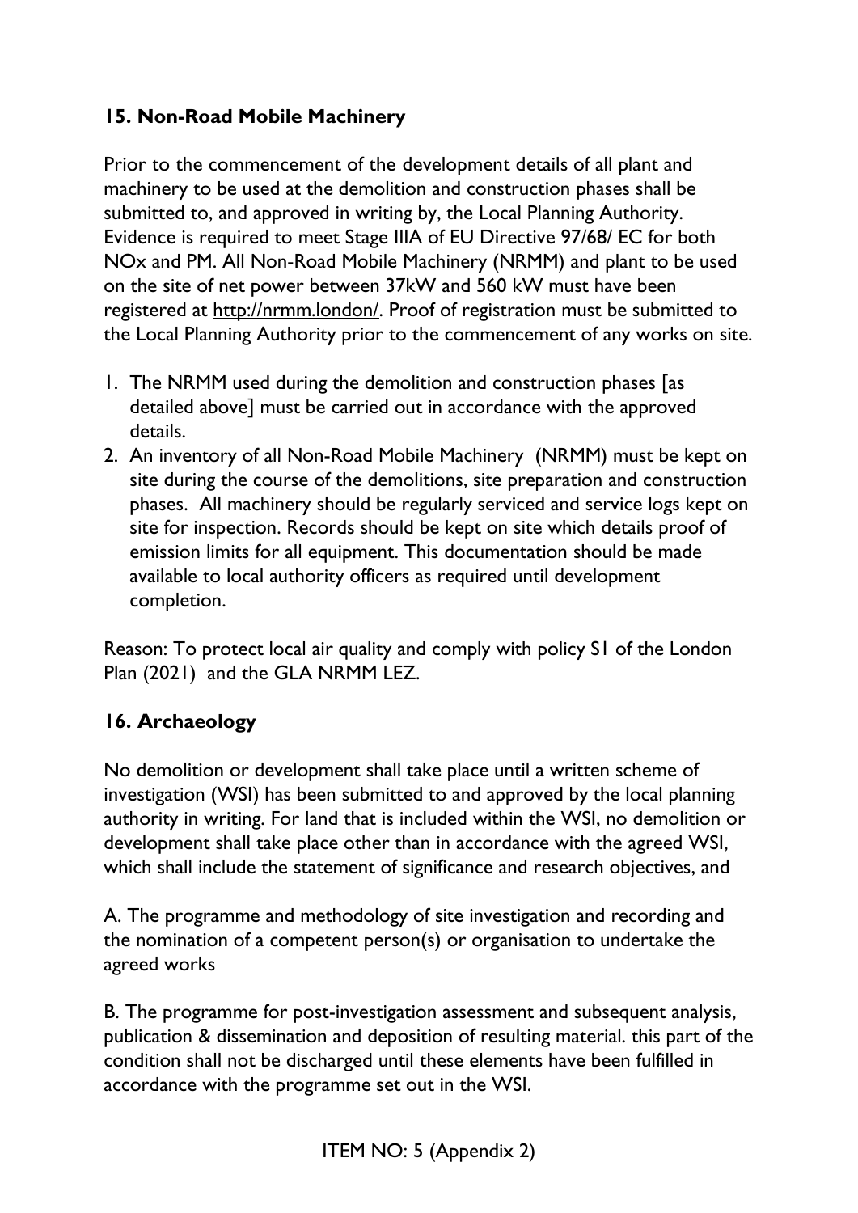### 15. Non-Road Mobile Machinery

Prior to the commencement of the development details of all plant and machinery to be used at the demolition and construction phases shall be submitted to, and approved in writing by, the Local Planning Authority. Evidence is required to meet Stage IIIA of EU Directive 97/68/ EC for both NOx and PM. All Non-Road Mobile Machinery (NRMM) and plant to be used on the site of net power between 37kW and 560 kW must have been registered at http://nrmm.london/. Proof of registration must be submitted to the Local Planning Authority prior to the commencement of any works on site.

1. The NRMM used during the demolition and construction phases [as detailed above] must be carried out in accordance with the approved details.
2. An inventory of all Non-Road Mobile Machinery (NRMM) must be kept on site during the course of the demolitions, site preparation and construction phases. All machinery should be regularly serviced and service logs kept on site for inspection. Records should be kept on site which details proof of emission limits for all equipment. This documentation should be made available to local authority officers as required until development completion.

Reason: To protect local air quality and comply with policy SI of the London Plan (2021) and the GLA NRMM LEZ.

### 16. Archaeology

No demolition or development shall take place until a written scheme of investigation (WSI) has been submitted to and approved by the local planning authority in writing. For land that is included within the WSI, no demolition or development shall take place other than in accordance with the agreed WSI, which shall include the statement of significance and research objectives, and

A. The programme and methodology of site investigation and recording and the nomination of a competent person(s) or organisation to undertake the agreed works

B. The programme for post-investigation assessment and subsequent analysis, publication & dissemination and deposition of resulting material. this part of the condition shall not be discharged until these elements have been fulfilled in accordance with the programme set out in the WSI.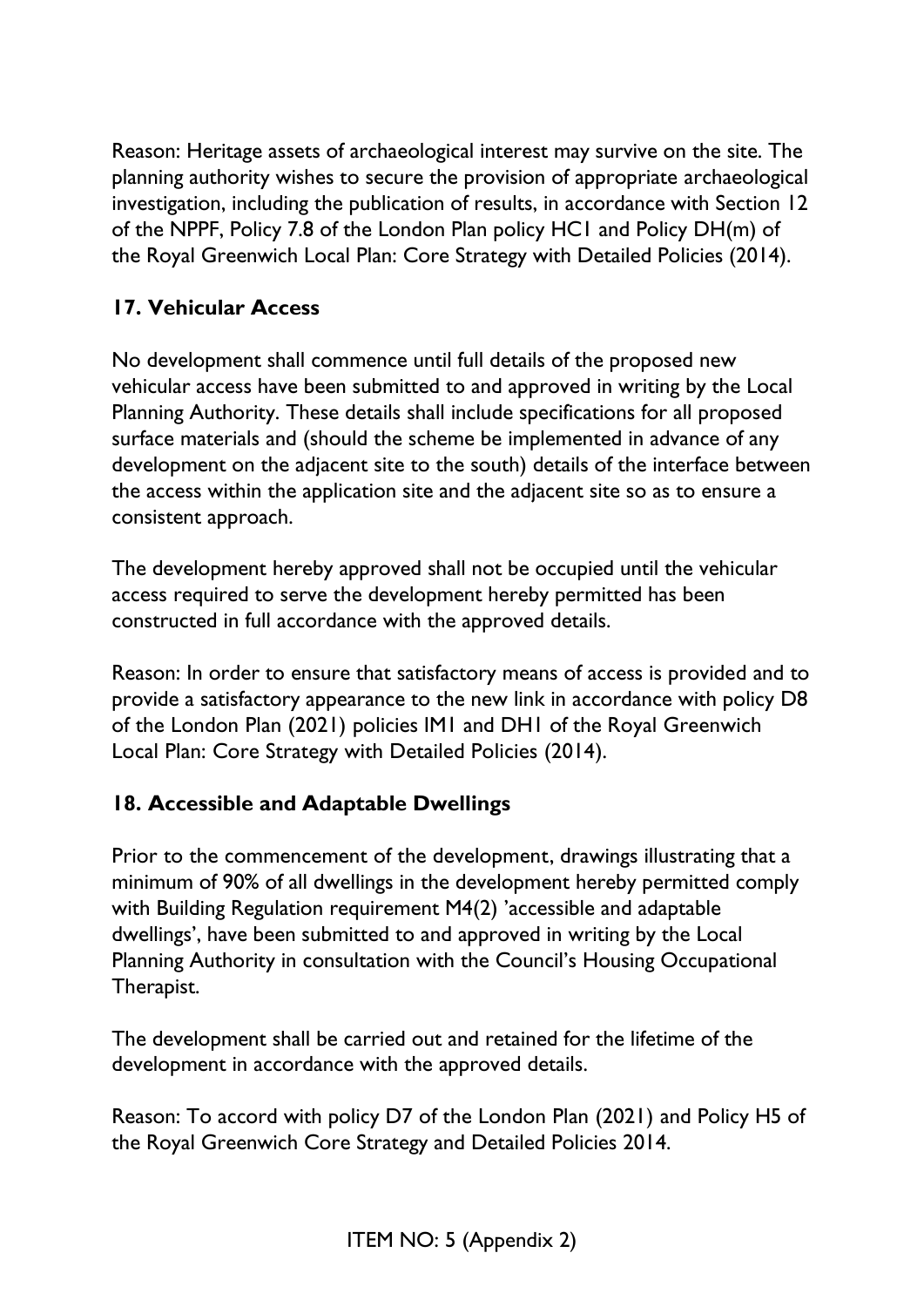Reason: Heritage assets of archaeological interest may survive on the site. The planning authority wishes to secure the provision of appropriate archaeological investigation, including the publication of results, in accordance with Section 12 of the NPPF, Policy 7.8 of the London Plan policy HC1 and Policy DH(m) of the Royal Greenwich Local Plan: Core Strategy with Detailed Policies (2014).

## 17. Vehicular Access

No development shall commence until full details of the proposed new vehicular access have been submitted to and approved in writing by the Local Planning Authority. These details shall include specifications for all proposed surface materials and (should the scheme be implemented in advance of any development on the adjacent site to the south) details of the interface between the access within the application site and the adjacent site so as to ensure a consistent approach.

The development hereby approved shall not be occupied until the vehicular access required to serve the development hereby permitted has been constructed in full accordance with the approved details.

Reason: In order to ensure that satisfactory means of access is provided and to provide a satisfactory appearance to the new link in accordance with policy D8 of the London Plan (2021) policies IM1 and DH1 of the Royal Greenwich Local Plan: Core Strategy with Detailed Policies (2014).

## 18. Accessible and Adaptable Dwellings

Prior to the commencement of the development, drawings illustrating that a minimum of 90% of all dwellings in the development hereby permitted comply with Building Regulation requirement M4(2) 'accessible and adaptable dwellings', have been submitted to and approved in writing by the Local Planning Authority in consultation with the Council's Housing Occupational Therapist.

The development shall be carried out and retained for the lifetime of the development in accordance with the approved details.

Reason: To accord with policy D7 of the London Plan (2021) and Policy H5 of the Royal Greenwich Core Strategy and Detailed Policies 2014.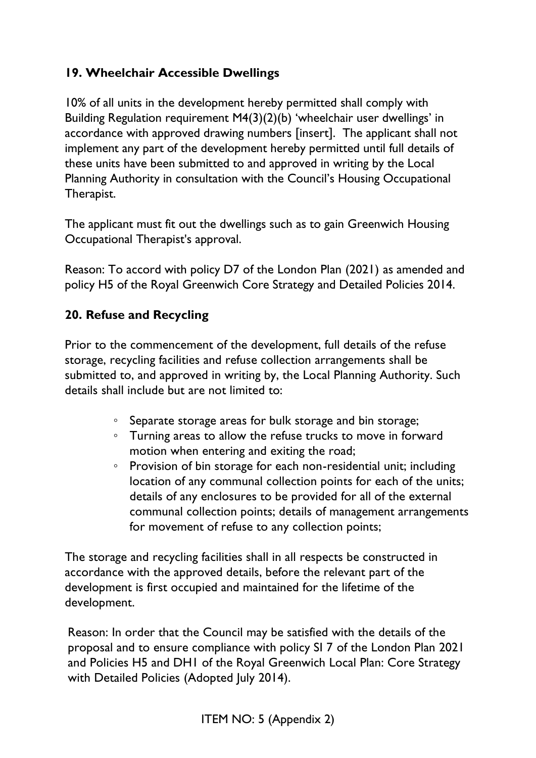## 19. Wheelchair Accessible Dwellings

10% of all units in the development hereby permitted shall comply with Building Regulation requirement M4(3)(2)(b) 'wheelchair user dwellings' in accordance with approved drawing numbers [insert]. The applicant shall not implement any part of the development hereby permitted until full details of these units have been submitted to and approved in writing by the Local Planning Authority in consultation with the Council's Housing Occupational Therapist.

The applicant must fit out the dwellings such as to gain Greenwich Housing Occupational Therapist's approval.

Reason: To accord with policy D7 of the London Plan (2021) as amended and policy H5 of the Royal Greenwich Core Strategy and Detailed Policies 2014.

## 20. Refuse and Recycling

Prior to the commencement of the development, full details of the refuse storage, recycling facilities and refuse collection arrangements shall be submitted to, and approved in writing by, the Local Planning Authority. Such details shall include but are not limited to:

- Separate storage areas for bulk storage and bin storage;
- Turning areas to allow the refuse trucks to move in forward motion when entering and exiting the road;
- Provision of bin storage for each non-residential unit; including location of any communal collection points for each of the units; details of any enclosures to be provided for all of the external communal collection points; details of management arrangements for movement of refuse to any collection points;

The storage and recycling facilities shall in all respects be constructed in accordance with the approved details, before the relevant part of the development is first occupied and maintained for the lifetime of the development.

Reason: In order that the Council may be satisfied with the details of the proposal and to ensure compliance with policy SI 7 of the London Plan 2021 and Policies H5 and DH1 of the Royal Greenwich Local Plan: Core Strategy with Detailed Policies (Adopted July 2014).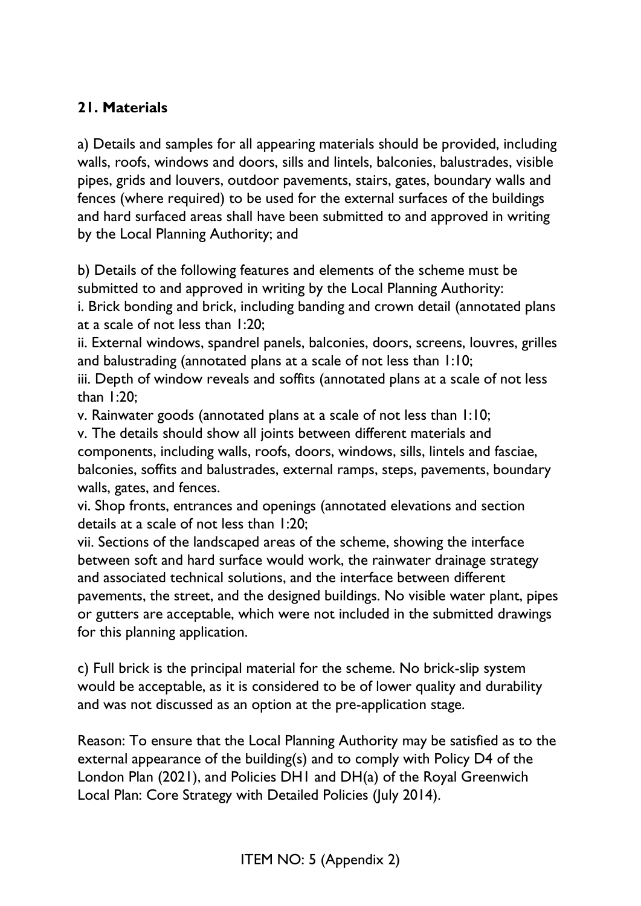**21. Materials**

a) Details and samples for all appearing materials should be provided, including walls, roofs, windows and doors, sills and lintels, balconies, balustrades, visible pipes, grids and louvers, outdoor pavements, stairs, gates, boundary walls and fences (where required) to be used for the external surfaces of the buildings and hard surfaced areas shall have been submitted to and approved in writing by the Local Planning Authority; and

b) Details of the following features and elements of the scheme must be submitted to and approved in writing by the Local Planning Authority:
i. Brick bonding and brick, including banding and crown detail (annotated plans at a scale of not less than 1:20;
ii. External windows, spandrel panels, balconies, doors, screens, louvres, grilles and balustrading (annotated plans at a scale of not less than 1:10;
iii. Depth of window reveals and soffits (annotated plans at a scale of not less than 1:20;
v. Rainwater goods (annotated plans at a scale of not less than 1:10;
v. The details should show all joints between different materials and components, including walls, roofs, doors, windows, sills, lintels and fasciae, balconies, soffits and balustrades, external ramps, steps, pavements, boundary walls, gates, and fences.
vi. Shop fronts, entrances and openings (annotated elevations and section details at a scale of not less than 1:20;
vii. Sections of the landscaped areas of the scheme, showing the interface between soft and hard surface would work, the rainwater drainage strategy and associated technical solutions, and the interface between different pavements, the street, and the designed buildings. No visible water plant, pipes or gutters are acceptable, which were not included in the submitted drawings for this planning application.

c) Full brick is the principal material for the scheme. No brick-slip system would be acceptable, as it is considered to be of lower quality and durability and was not discussed as an option at the pre-application stage.

Reason: To ensure that the Local Planning Authority may be satisfied as to the external appearance of the building(s) and to comply with Policy D4 of the London Plan (2021), and Policies DH1 and DH(a) of the Royal Greenwich Local Plan: Core Strategy with Detailed Policies (July 2014).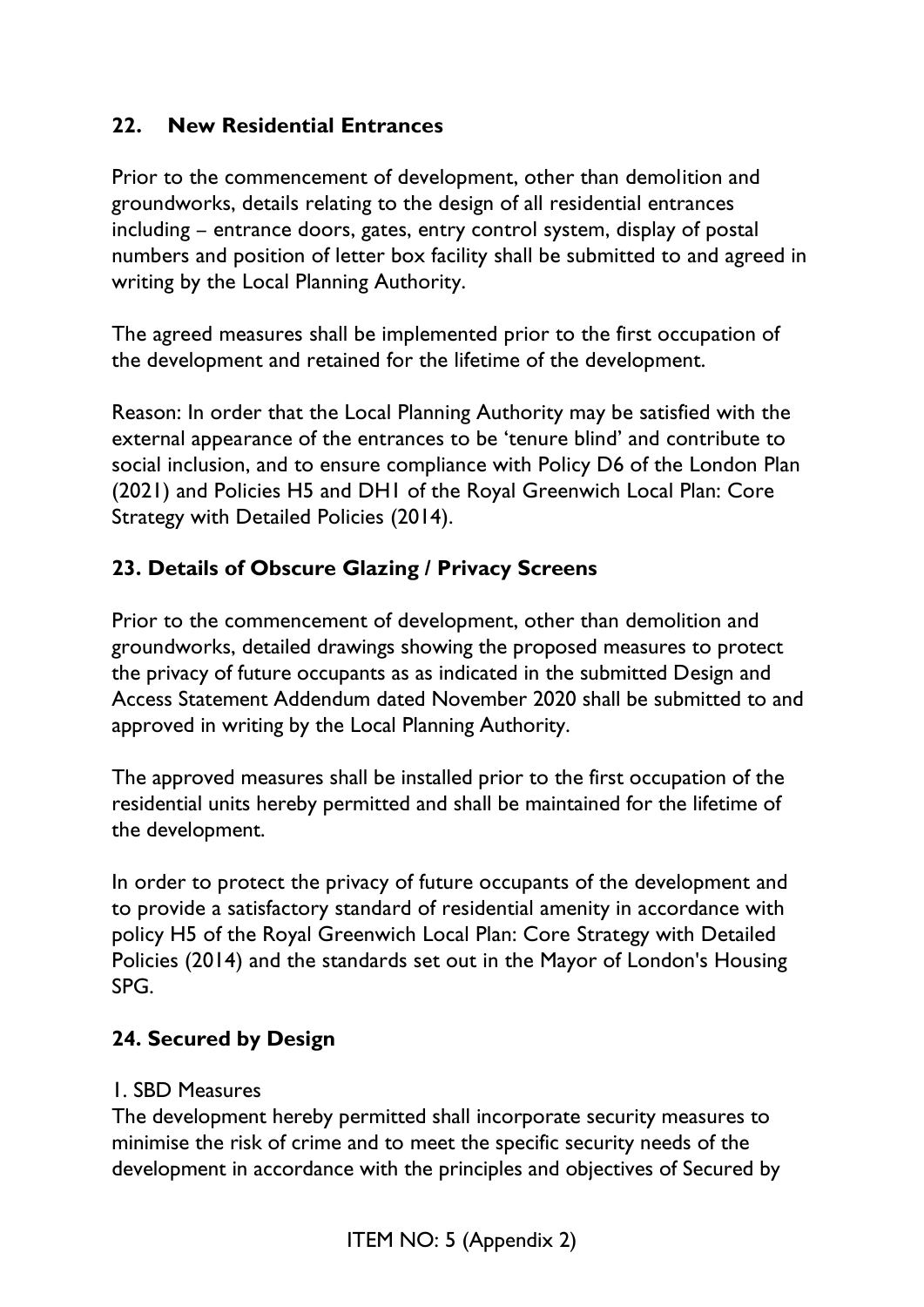## 22. New Residential Entrances

Prior to the commencement of development, other than demolition and groundworks, details relating to the design of all residential entrances including – entrance doors, gates, entry control system, display of postal numbers and position of letter box facility shall be submitted to and agreed in writing by the Local Planning Authority.

The agreed measures shall be implemented prior to the first occupation of the development and retained for the lifetime of the development.

Reason: In order that the Local Planning Authority may be satisfied with the external appearance of the entrances to be 'tenure blind' and contribute to social inclusion, and to ensure compliance with Policy D6 of the London Plan (2021) and Policies H5 and DH1 of the Royal Greenwich Local Plan: Core Strategy with Detailed Policies (2014).

## 23. Details of Obscure Glazing / Privacy Screens

Prior to the commencement of development, other than demolition and groundworks, detailed drawings showing the proposed measures to protect the privacy of future occupants as as indicated in the submitted Design and Access Statement Addendum dated November 2020 shall be submitted to and approved in writing by the Local Planning Authority.

The approved measures shall be installed prior to the first occupation of the residential units hereby permitted and shall be maintained for the lifetime of the development.

In order to protect the privacy of future occupants of the development and to provide a satisfactory standard of residential amenity in accordance with policy H5 of the Royal Greenwich Local Plan: Core Strategy with Detailed Policies (2014) and the standards set out in the Mayor of London's Housing SPG.

## 24. Secured by Design

1. SBD Measures
The development hereby permitted shall incorporate security measures to minimise the risk of crime and to meet the specific security needs of the development in accordance with the principles and objectives of Secured by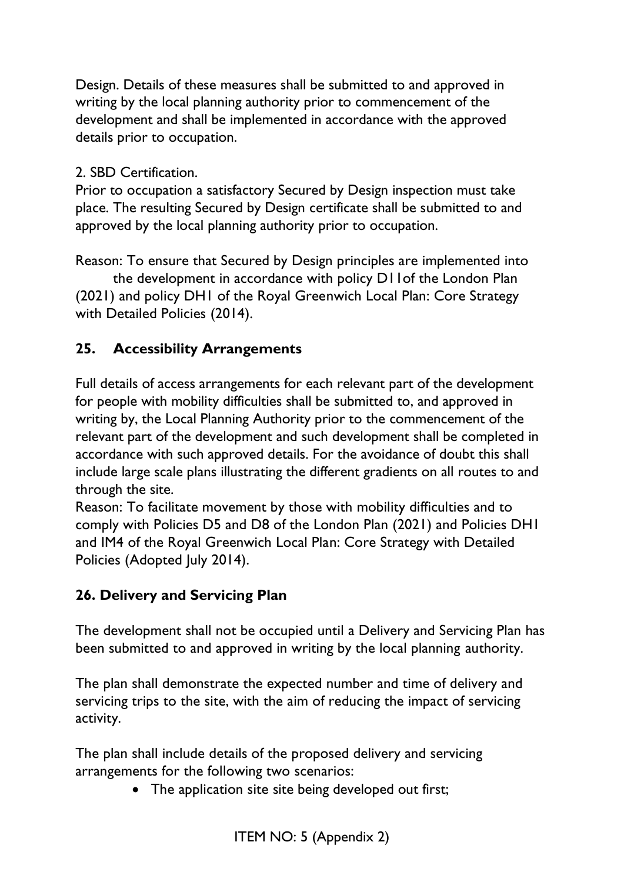Design. Details of these measures shall be submitted to and approved in writing by the local planning authority prior to commencement of the development and shall be implemented in accordance with the approved details prior to occupation.

2. SBD Certification.
Prior to occupation a satisfactory Secured by Design inspection must take place. The resulting Secured by Design certificate shall be submitted to and approved by the local planning authority prior to occupation.

Reason: To ensure that Secured by Design principles are implemented into the development in accordance with policy D11of the London Plan (2021) and policy DH1 of the Royal Greenwich Local Plan: Core Strategy with Detailed Policies (2014).

## 25. Accessibility Arrangements

Full details of access arrangements for each relevant part of the development for people with mobility difficulties shall be submitted to, and approved in writing by, the Local Planning Authority prior to the commencement of the relevant part of the development and such development shall be completed in accordance with such approved details. For the avoidance of doubt this shall include large scale plans illustrating the different gradients on all routes to and through the site.
Reason: To facilitate movement by those with mobility difficulties and to comply with Policies D5 and D8 of the London Plan (2021) and Policies DH1 and IM4 of the Royal Greenwich Local Plan: Core Strategy with Detailed Policies (Adopted July 2014).

## 26. Delivery and Servicing Plan

The development shall not be occupied until a Delivery and Servicing Plan has been submitted to and approved in writing by the local planning authority.

The plan shall demonstrate the expected number and time of delivery and servicing trips to the site, with the aim of reducing the impact of servicing activity.

The plan shall include details of the proposed delivery and servicing arrangements for the following two scenarios:

- The application site site being developed out first;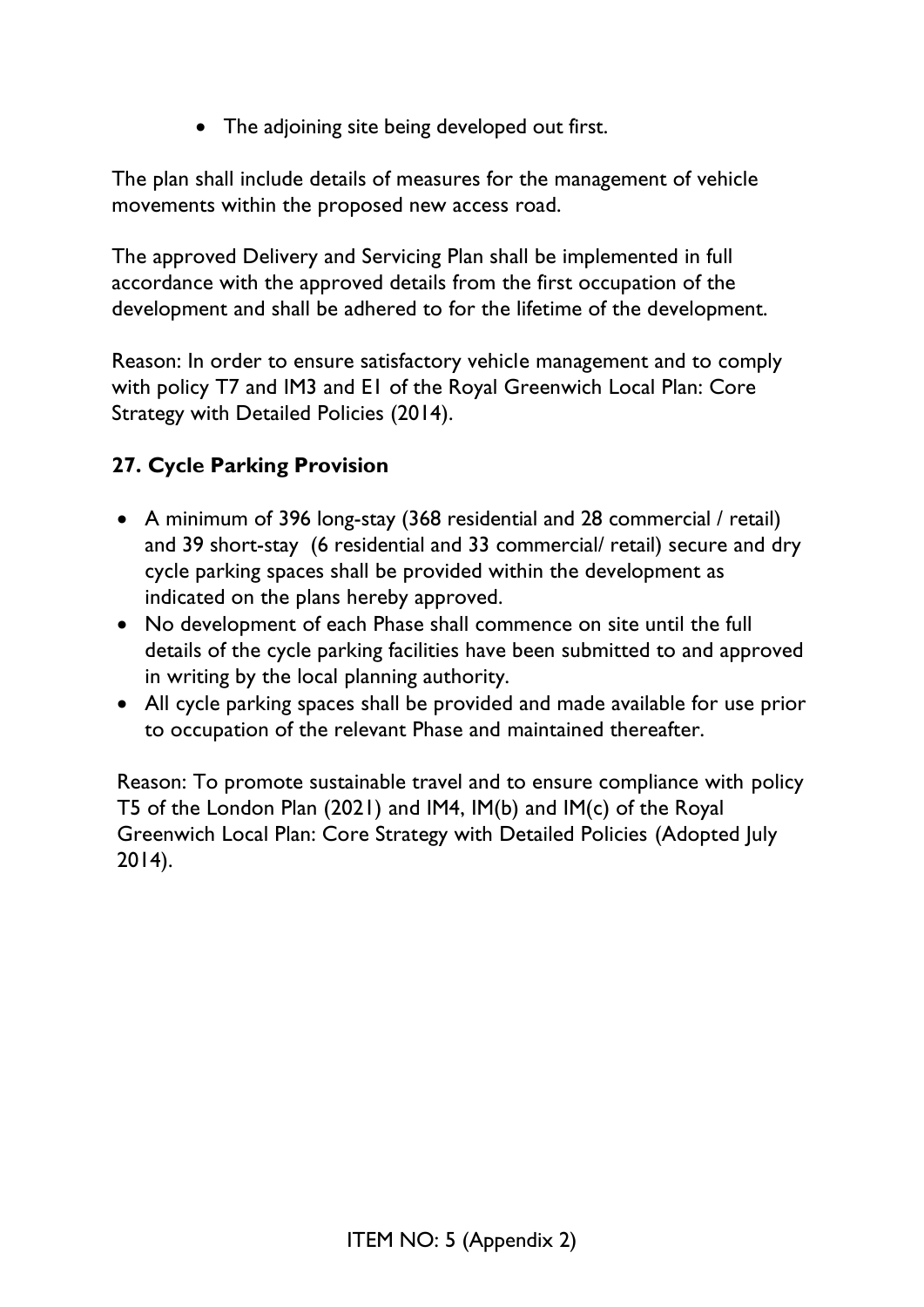- The adjoining site being developed out first.

The plan shall include details of measures for the management of vehicle movements within the proposed new access road.

The approved Delivery and Servicing Plan shall be implemented in full accordance with the approved details from the first occupation of the development and shall be adhered to for the lifetime of the development.

Reason: In order to ensure satisfactory vehicle management and to comply with policy T7 and IM3 and E1 of the Royal Greenwich Local Plan: Core Strategy with Detailed Policies (2014).

**27. Cycle Parking Provision**

- A minimum of 396 long-stay (368 residential and 28 commercial / retail) and 39 short-stay (6 residential and 33 commercial/ retail) secure and dry cycle parking spaces shall be provided within the development as indicated on the plans hereby approved.
- No development of each Phase shall commence on site until the full details of the cycle parking facilities have been submitted to and approved in writing by the local planning authority.
- All cycle parking spaces shall be provided and made available for use prior to occupation of the relevant Phase and maintained thereafter.

Reason: To promote sustainable travel and to ensure compliance with policy T5 of the London Plan (2021) and IM4, IM(b) and IM(c) of the Royal Greenwich Local Plan: Core Strategy with Detailed Policies (Adopted July 2014).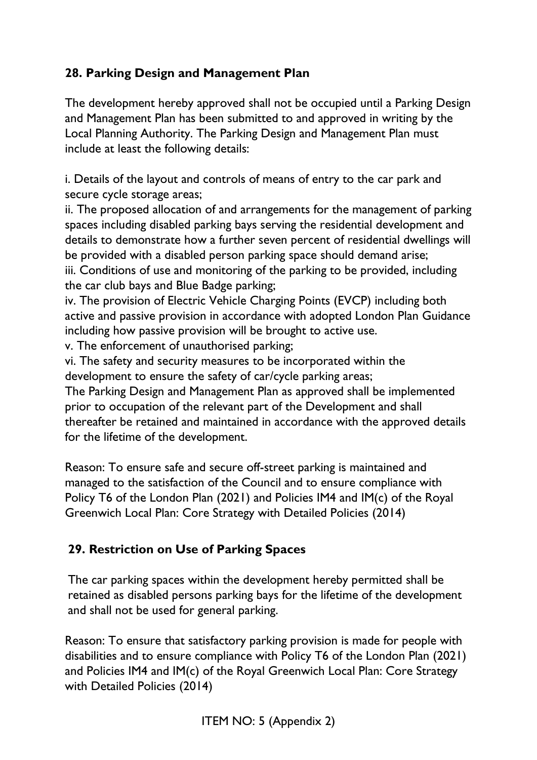### 28. Parking Design and Management Plan

The development hereby approved shall not be occupied until a Parking Design and Management Plan has been submitted to and approved in writing by the Local Planning Authority. The Parking Design and Management Plan must include at least the following details:

i. Details of the layout and controls of means of entry to the car park and secure cycle storage areas;
ii. The proposed allocation of and arrangements for the management of parking spaces including disabled parking bays serving the residential development and details to demonstrate how a further seven percent of residential dwellings will be provided with a disabled person parking space should demand arise;
iii. Conditions of use and monitoring of the parking to be provided, including the car club bays and Blue Badge parking;
iv. The provision of Electric Vehicle Charging Points (EVCP) including both active and passive provision in accordance with adopted London Plan Guidance including how passive provision will be brought to active use.
v. The enforcement of unauthorised parking;
vi. The safety and security measures to be incorporated within the development to ensure the safety of car/cycle parking areas;
The Parking Design and Management Plan as approved shall be implemented prior to occupation of the relevant part of the Development and shall thereafter be retained and maintained in accordance with the approved details for the lifetime of the development.

Reason: To ensure safe and secure off-street parking is maintained and managed to the satisfaction of the Council and to ensure compliance with Policy T6 of the London Plan (2021) and Policies IM4 and IM(c) of the Royal Greenwich Local Plan: Core Strategy with Detailed Policies (2014)

### 29. Restriction on Use of Parking Spaces

The car parking spaces within the development hereby permitted shall be retained as disabled persons parking bays for the lifetime of the development and shall not be used for general parking.

Reason: To ensure that satisfactory parking provision is made for people with disabilities and to ensure compliance with Policy T6 of the London Plan (2021) and Policies IM4 and IM(c) of the Royal Greenwich Local Plan: Core Strategy with Detailed Policies (2014)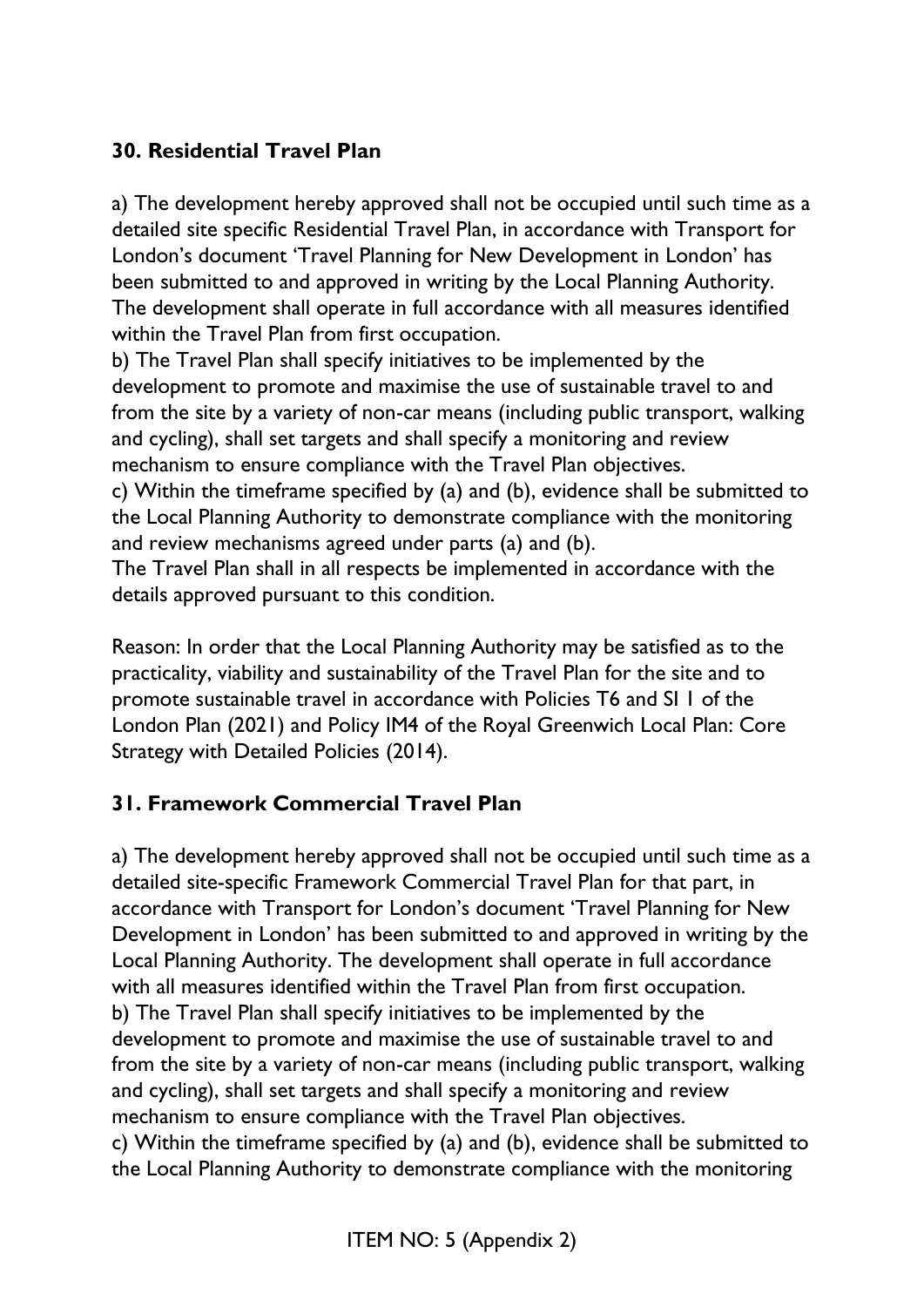### 30. Residential Travel Plan

a) The development hereby approved shall not be occupied until such time as a detailed site specific Residential Travel Plan, in accordance with Transport for London's document 'Travel Planning for New Development in London' has been submitted to and approved in writing by the Local Planning Authority. The development shall operate in full accordance with all measures identified within the Travel Plan from first occupation.

b) The Travel Plan shall specify initiatives to be implemented by the development to promote and maximise the use of sustainable travel to and from the site by a variety of non-car means (including public transport, walking and cycling), shall set targets and shall specify a monitoring and review mechanism to ensure compliance with the Travel Plan objectives.

c) Within the timeframe specified by (a) and (b), evidence shall be submitted to the Local Planning Authority to demonstrate compliance with the monitoring and review mechanisms agreed under parts (a) and (b).

The Travel Plan shall in all respects be implemented in accordance with the details approved pursuant to this condition.

Reason: In order that the Local Planning Authority may be satisfied as to the practicality, viability and sustainability of the Travel Plan for the site and to promote sustainable travel in accordance with Policies T6 and SI 1 of the London Plan (2021) and Policy IM4 of the Royal Greenwich Local Plan: Core Strategy with Detailed Policies (2014).

### 31. Framework Commercial Travel Plan

a) The development hereby approved shall not be occupied until such time as a detailed site-specific Framework Commercial Travel Plan for that part, in accordance with Transport for London's document 'Travel Planning for New Development in London' has been submitted to and approved in writing by the Local Planning Authority. The development shall operate in full accordance with all measures identified within the Travel Plan from first occupation.

b) The Travel Plan shall specify initiatives to be implemented by the development to promote and maximise the use of sustainable travel to and from the site by a variety of non-car means (including public transport, walking and cycling), shall set targets and shall specify a monitoring and review mechanism to ensure compliance with the Travel Plan objectives.

c) Within the timeframe specified by (a) and (b), evidence shall be submitted to the Local Planning Authority to demonstrate compliance with the monitoring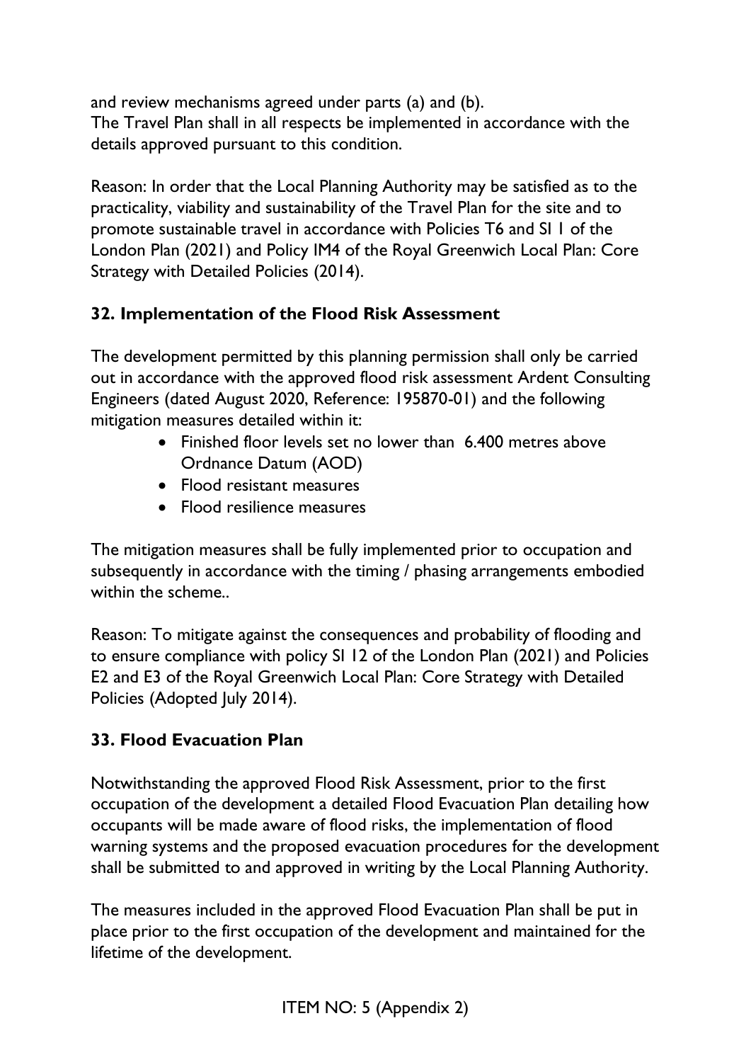and review mechanisms agreed under parts (a) and (b).
The Travel Plan shall in all respects be implemented in accordance with the details approved pursuant to this condition.

Reason: In order that the Local Planning Authority may be satisfied as to the practicality, viability and sustainability of the Travel Plan for the site and to promote sustainable travel in accordance with Policies T6 and SI 1 of the London Plan (2021) and Policy IM4 of the Royal Greenwich Local Plan: Core Strategy with Detailed Policies (2014).

**32. Implementation of the Flood Risk Assessment**

The development permitted by this planning permission shall only be carried out in accordance with the approved flood risk assessment Ardent Consulting Engineers (dated August 2020, Reference: 195870-01) and the following mitigation measures detailed within it:

- Finished floor levels set no lower than 6.400 metres above Ordnance Datum (AOD)
- Flood resistant measures
- Flood resilience measures

The mitigation measures shall be fully implemented prior to occupation and subsequently in accordance with the timing / phasing arrangements embodied within the scheme..

Reason: To mitigate against the consequences and probability of flooding and to ensure compliance with policy SI 12 of the London Plan (2021) and Policies E2 and E3 of the Royal Greenwich Local Plan: Core Strategy with Detailed Policies (Adopted July 2014).

**33. Flood Evacuation Plan**

Notwithstanding the approved Flood Risk Assessment, prior to the first occupation of the development a detailed Flood Evacuation Plan detailing how occupants will be made aware of flood risks, the implementation of flood warning systems and the proposed evacuation procedures for the development shall be submitted to and approved in writing by the Local Planning Authority.

The measures included in the approved Flood Evacuation Plan shall be put in place prior to the first occupation of the development and maintained for the lifetime of the development.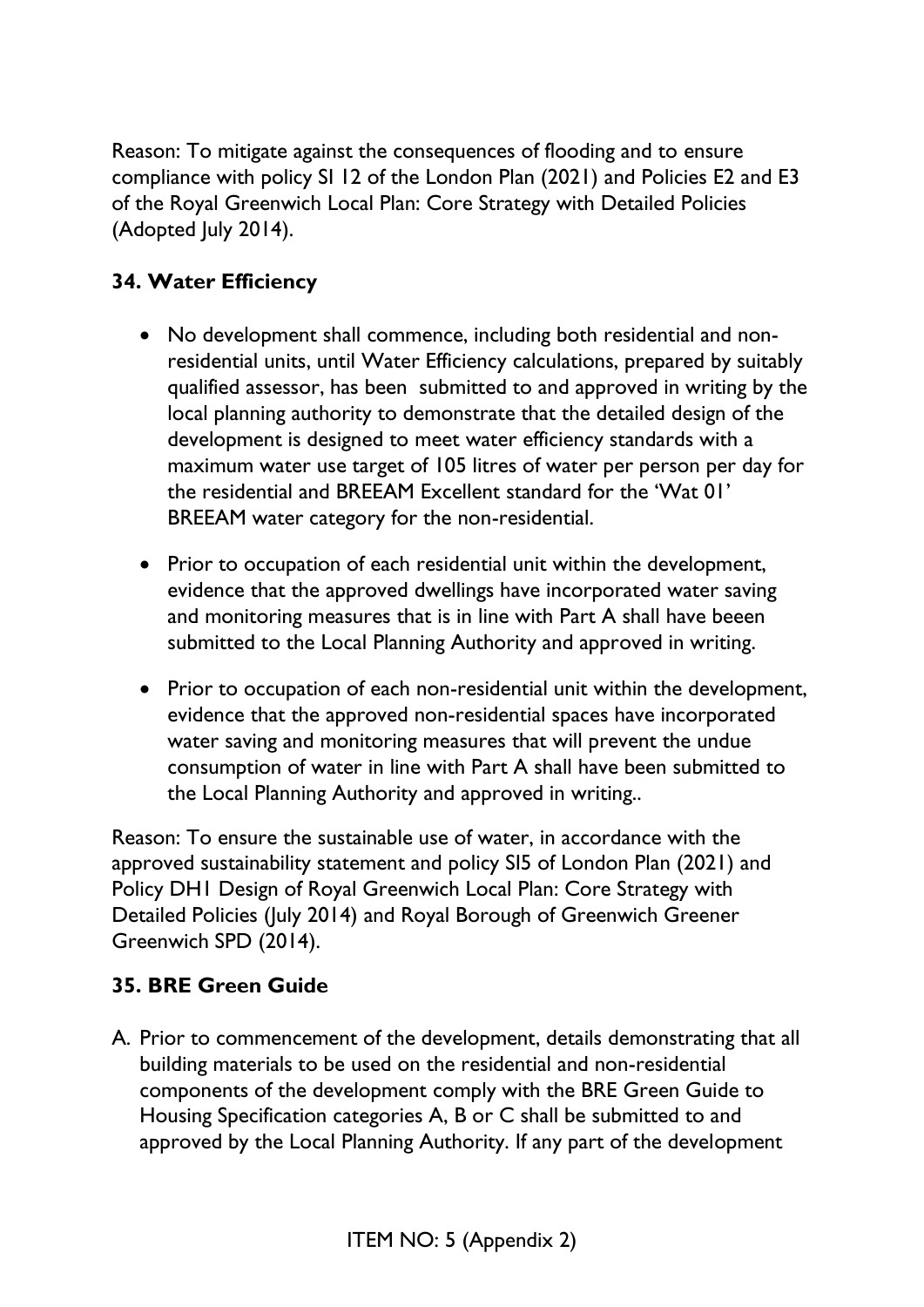Reason: To mitigate against the consequences of flooding and to ensure compliance with policy SI 12 of the London Plan (2021) and Policies E2 and E3 of the Royal Greenwich Local Plan: Core Strategy with Detailed Policies (Adopted July 2014).

### 34. Water Efficiency

- No development shall commence, including both residential and non-residential units, until Water Efficiency calculations, prepared by suitably qualified assessor, has been submitted to and approved in writing by the local planning authority to demonstrate that the detailed design of the development is designed to meet water efficiency standards with a maximum water use target of 105 litres of water per person per day for the residential and BREEAM Excellent standard for the 'Wat 01' BREEAM water category for the non-residential.

- Prior to occupation of each residential unit within the development, evidence that the approved dwellings have incorporated water saving and monitoring measures that is in line with Part A shall have beeen submitted to the Local Planning Authority and approved in writing.

- Prior to occupation of each non-residential unit within the development, evidence that the approved non-residential spaces have incorporated water saving and monitoring measures that will prevent the undue consumption of water in line with Part A shall have been submitted to the Local Planning Authority and approved in writing..

Reason: To ensure the sustainable use of water, in accordance with the approved sustainability statement and policy SI5 of London Plan (2021) and Policy DH1 Design of Royal Greenwich Local Plan: Core Strategy with Detailed Policies (July 2014) and Royal Borough of Greenwich Greener Greenwich SPD (2014).

### 35. BRE Green Guide

A. Prior to commencement of the development, details demonstrating that all building materials to be used on the residential and non-residential components of the development comply with the BRE Green Guide to Housing Specification categories A, B or C shall be submitted to and approved by the Local Planning Authority. If any part of the development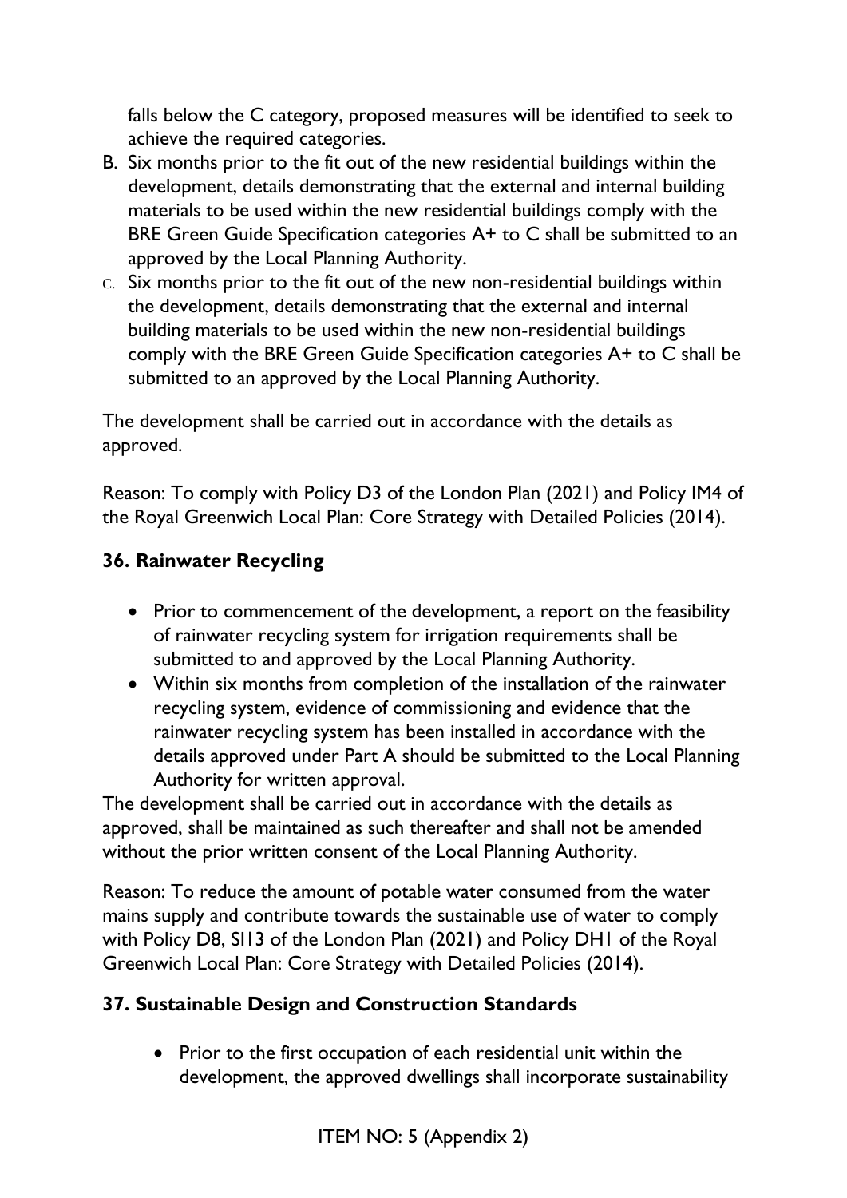falls below the C category, proposed measures will be identified to seek to achieve the required categories.

B. Six months prior to the fit out of the new residential buildings within the development, details demonstrating that the external and internal building materials to be used within the new residential buildings comply with the BRE Green Guide Specification categories A+ to C shall be submitted to an approved by the Local Planning Authority.
C. Six months prior to the fit out of the new non-residential buildings within the development, details demonstrating that the external and internal building materials to be used within the new non-residential buildings comply with the BRE Green Guide Specification categories A+ to C shall be submitted to an approved by the Local Planning Authority.

The development shall be carried out in accordance with the details as approved.

Reason: To comply with Policy D3 of the London Plan (2021) and Policy IM4 of the Royal Greenwich Local Plan: Core Strategy with Detailed Policies (2014).

**36. Rainwater Recycling**

- Prior to commencement of the development, a report on the feasibility of rainwater recycling system for irrigation requirements shall be submitted to and approved by the Local Planning Authority.
- Within six months from completion of the installation of the rainwater recycling system, evidence of commissioning and evidence that the rainwater recycling system has been installed in accordance with the details approved under Part A should be submitted to the Local Planning Authority for written approval.

The development shall be carried out in accordance with the details as approved, shall be maintained as such thereafter and shall not be amended without the prior written consent of the Local Planning Authority.

Reason: To reduce the amount of potable water consumed from the water mains supply and contribute towards the sustainable use of water to comply with Policy D8, SI13 of the London Plan (2021) and Policy DH1 of the Royal Greenwich Local Plan: Core Strategy with Detailed Policies (2014).

**37. Sustainable Design and Construction Standards**

- Prior to the first occupation of each residential unit within the development, the approved dwellings shall incorporate sustainability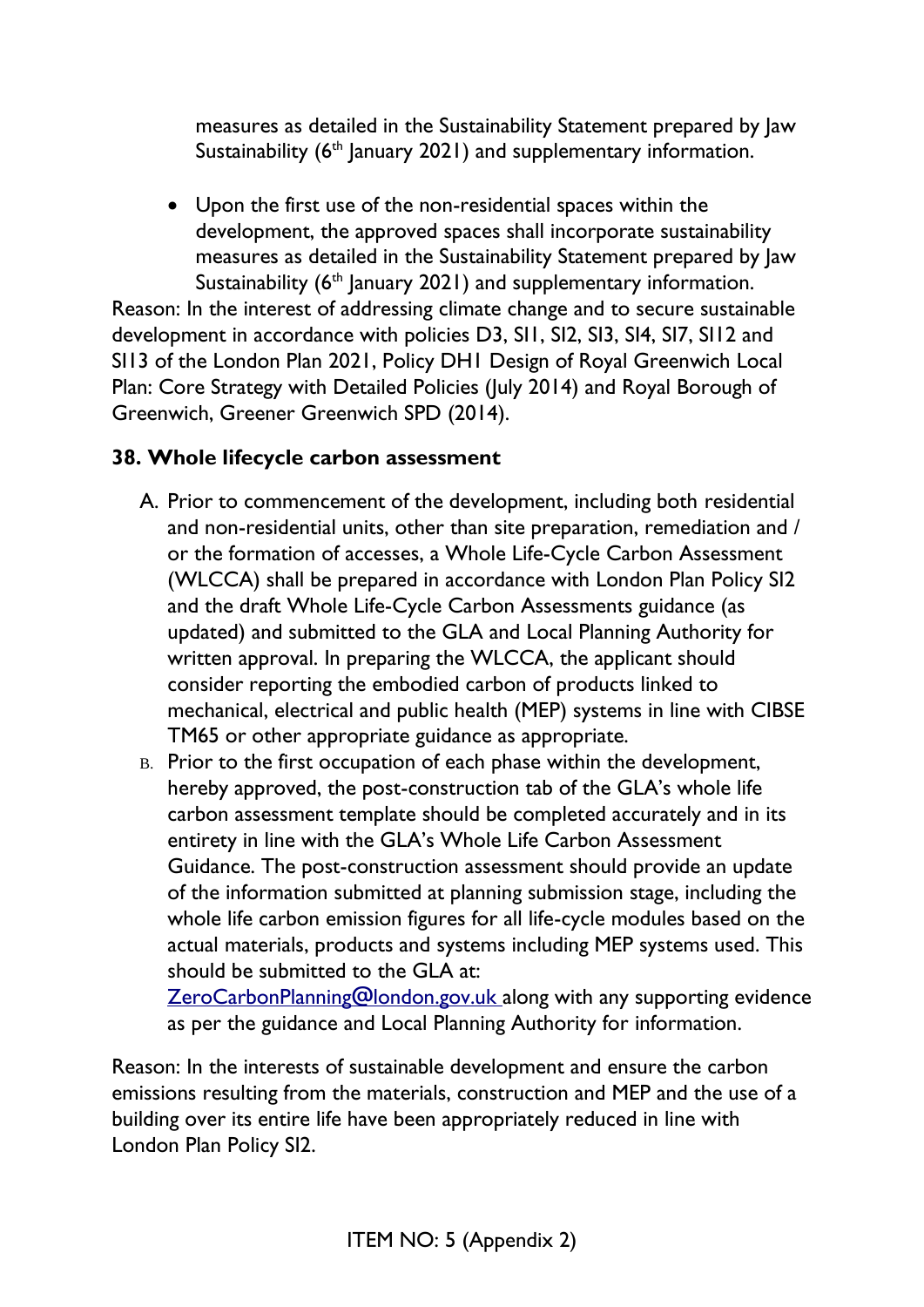measures as detailed in the Sustainability Statement prepared by Jaw Sustainability (6th January 2021) and supplementary information.

- Upon the first use of the non-residential spaces within the development, the approved spaces shall incorporate sustainability measures as detailed in the Sustainability Statement prepared by Jaw Sustainability (6th January 2021) and supplementary information.

Reason: In the interest of addressing climate change and to secure sustainable development in accordance with policies D3, SI1, SI2, SI3, SI4, SI7, SI12 and SI13 of the London Plan 2021, Policy DH1 Design of Royal Greenwich Local Plan: Core Strategy with Detailed Policies (July 2014) and Royal Borough of Greenwich, Greener Greenwich SPD (2014).

**38. Whole lifecycle carbon assessment**

A. Prior to commencement of the development, including both residential and non-residential units, other than site preparation, remediation and / or the formation of accesses, a Whole Life-Cycle Carbon Assessment (WLCCA) shall be prepared in accordance with London Plan Policy SI2 and the draft Whole Life-Cycle Carbon Assessments guidance (as updated) and submitted to the GLA and Local Planning Authority for written approval. In preparing the WLCCA, the applicant should consider reporting the embodied carbon of products linked to mechanical, electrical and public health (MEP) systems in line with CIBSE TM65 or other appropriate guidance as appropriate.

B. Prior to the first occupation of each phase within the development, hereby approved, the post-construction tab of the GLA's whole life carbon assessment template should be completed accurately and in its entirety in line with the GLA's Whole Life Carbon Assessment Guidance. The post-construction assessment should provide an update of the information submitted at planning submission stage, including the whole life carbon emission figures for all life-cycle modules based on the actual materials, products and systems including MEP systems used. This should be submitted to the GLA at: ZeroCarbonPlanning@london.gov.uk along with any supporting evidence as per the guidance and Local Planning Authority for information.

Reason: In the interests of sustainable development and ensure the carbon emissions resulting from the materials, construction and MEP and the use of a building over its entire life have been appropriately reduced in line with London Plan Policy SI2.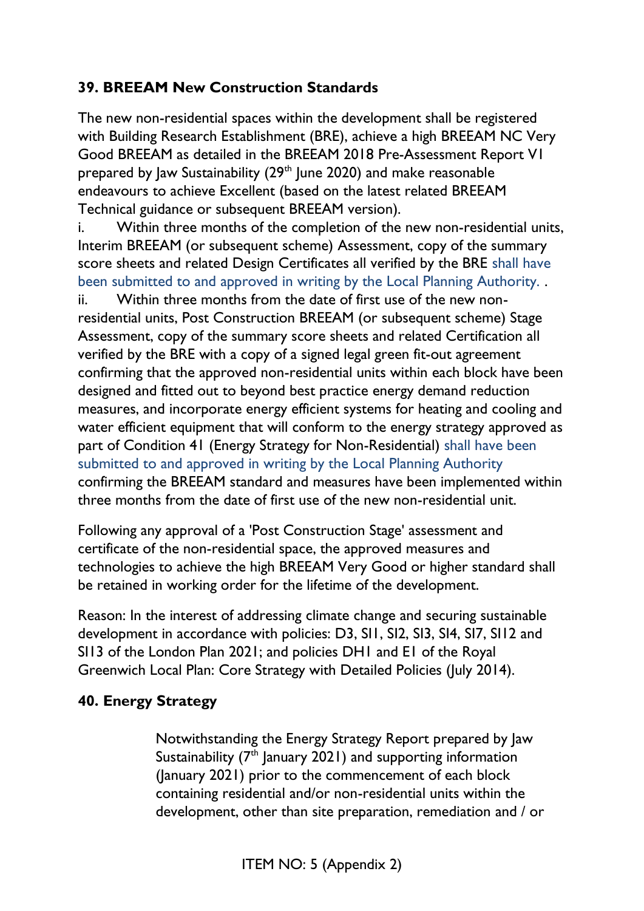**39. BREEAM New Construction Standards**

The new non-residential spaces within the development shall be registered with Building Research Establishment (BRE), achieve a high BREEAM NC Very Good BREEAM as detailed in the BREEAM 2018 Pre-Assessment Report V1 prepared by Jaw Sustainability (29th June 2020) and make reasonable endeavours to achieve Excellent (based on the latest related BREEAM Technical guidance or subsequent BREEAM version).

i. Within three months of the completion of the new non-residential units, Interim BREEAM (or subsequent scheme) Assessment, copy of the summary score sheets and related Design Certificates all verified by the BRE shall have been submitted to and approved in writing by the Local Planning Authority. .

ii. Within three months from the date of first use of the new non-residential units, Post Construction BREEAM (or subsequent scheme) Stage Assessment, copy of the summary score sheets and related Certification all verified by the BRE with a copy of a signed legal green fit-out agreement confirming that the approved non-residential units within each block have been designed and fitted out to beyond best practice energy demand reduction measures, and incorporate energy efficient systems for heating and cooling and water efficient equipment that will conform to the energy strategy approved as part of Condition 41 (Energy Strategy for Non-Residential) shall have been submitted to and approved in writing by the Local Planning Authority confirming the BREEAM standard and measures have been implemented within three months from the date of first use of the new non-residential unit.

Following any approval of a 'Post Construction Stage' assessment and certificate of the non-residential space, the approved measures and technologies to achieve the high BREEAM Very Good or higher standard shall be retained in working order for the lifetime of the development.

Reason: In the interest of addressing climate change and securing sustainable development in accordance with policies: D3, SI1, SI2, SI3, SI4, SI7, SI12 and SI13 of the London Plan 2021; and policies DH1 and E1 of the Royal Greenwich Local Plan: Core Strategy with Detailed Policies (July 2014).

**40. Energy Strategy**

Notwithstanding the Energy Strategy Report prepared by Jaw Sustainability (7th January 2021) and supporting information (January 2021) prior to the commencement of each block containing residential and/or non-residential units within the development, other than site preparation, remediation and / or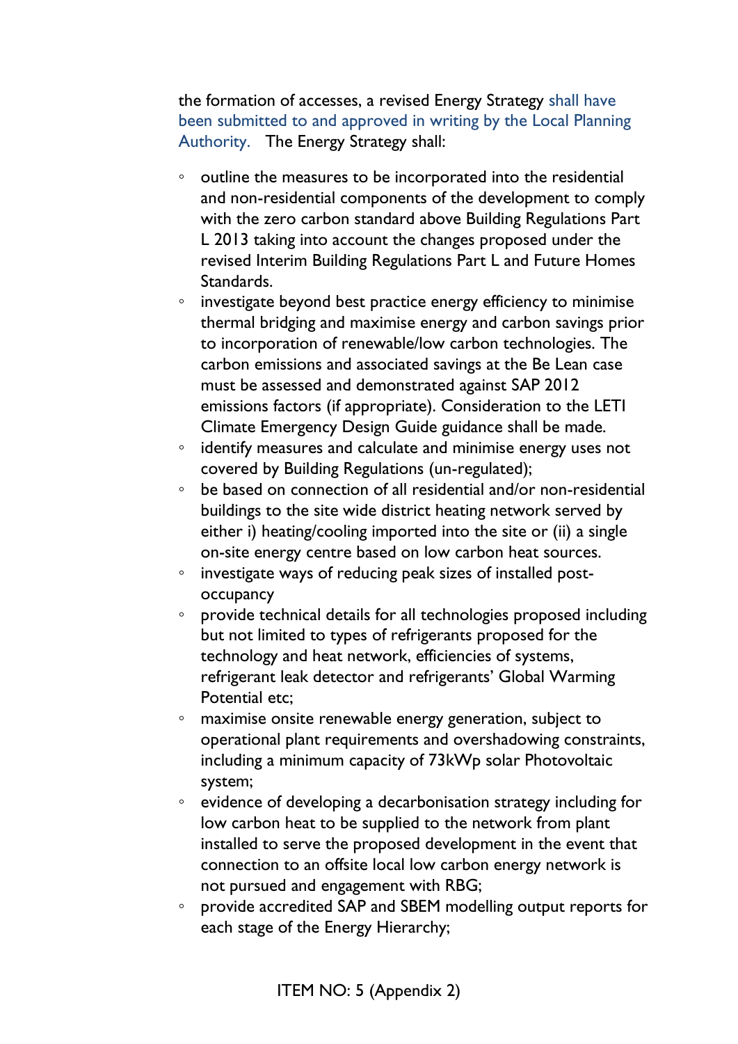the formation of accesses, a revised Energy Strategy shall have been submitted to and approved in writing by the Local Planning Authority. The Energy Strategy shall:

- outline the measures to be incorporated into the residential and non-residential components of the development to comply with the zero carbon standard above Building Regulations Part L 2013 taking into account the changes proposed under the revised Interim Building Regulations Part L and Future Homes Standards.
- investigate beyond best practice energy efficiency to minimise thermal bridging and maximise energy and carbon savings prior to incorporation of renewable/low carbon technologies. The carbon emissions and associated savings at the Be Lean case must be assessed and demonstrated against SAP 2012 emissions factors (if appropriate). Consideration to the LETI Climate Emergency Design Guide guidance shall be made.
- identify measures and calculate and minimise energy uses not covered by Building Regulations (un-regulated);
- be based on connection of all residential and/or non-residential buildings to the site wide district heating network served by either i) heating/cooling imported into the site or (ii) a single on-site energy centre based on low carbon heat sources.
- investigate ways of reducing peak sizes of installed post-occupancy
- provide technical details for all technologies proposed including but not limited to types of refrigerants proposed for the technology and heat network, efficiencies of systems, refrigerant leak detector and refrigerants' Global Warming Potential etc;
- maximise onsite renewable energy generation, subject to operational plant requirements and overshadowing constraints, including a minimum capacity of 73kWp solar Photovoltaic system;
- evidence of developing a decarbonisation strategy including for low carbon heat to be supplied to the network from plant installed to serve the proposed development in the event that connection to an offsite local low carbon energy network is not pursued and engagement with RBG;
- provide accredited SAP and SBEM modelling output reports for each stage of the Energy Hierarchy;

ITEM NO: 5 (Appendix 2)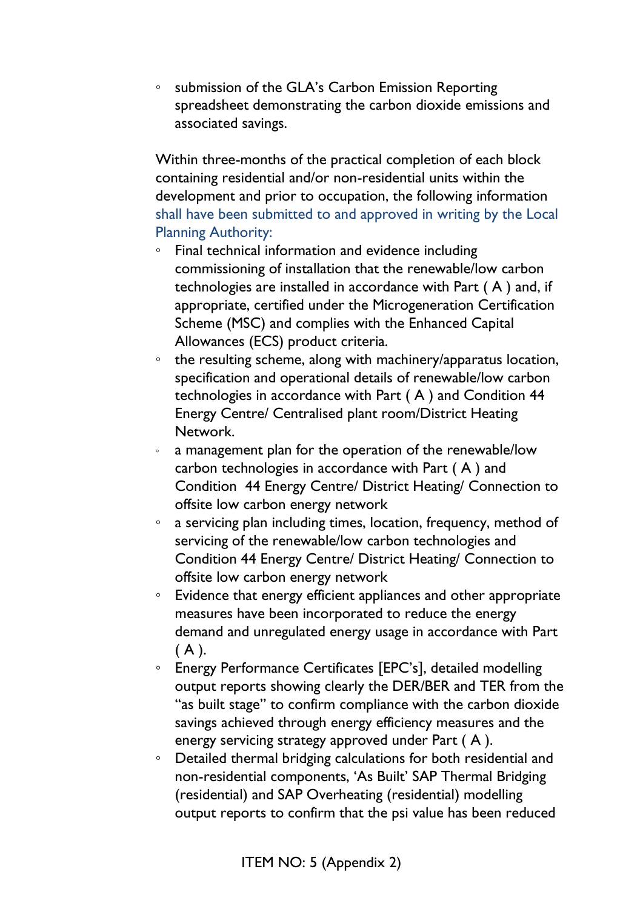- submission of the GLA's Carbon Emission Reporting spreadsheet demonstrating the carbon dioxide emissions and associated savings.

Within three-months of the practical completion of each block containing residential and/or non-residential units within the development and prior to occupation, the following information shall have been submitted to and approved in writing by the Local Planning Authority:

- Final technical information and evidence including commissioning of installation that the renewable/low carbon technologies are installed in accordance with Part ( A ) and, if appropriate, certified under the Microgeneration Certification Scheme (MSC) and complies with the Enhanced Capital Allowances (ECS) product criteria.
- the resulting scheme, along with machinery/apparatus location, specification and operational details of renewable/low carbon technologies in accordance with Part ( A ) and Condition 44 Energy Centre/ Centralised plant room/District Heating Network.
- a management plan for the operation of the renewable/low carbon technologies in accordance with Part ( A ) and Condition 44 Energy Centre/ District Heating/ Connection to offsite low carbon energy network
- a servicing plan including times, location, frequency, method of servicing of the renewable/low carbon technologies and Condition 44 Energy Centre/ District Heating/ Connection to offsite low carbon energy network
- Evidence that energy efficient appliances and other appropriate measures have been incorporated to reduce the energy demand and unregulated energy usage in accordance with Part ( A ).
- Energy Performance Certificates [EPC's], detailed modelling output reports showing clearly the DER/BER and TER from the "as built stage" to confirm compliance with the carbon dioxide savings achieved through energy efficiency measures and the energy servicing strategy approved under Part ( A ).
- Detailed thermal bridging calculations for both residential and non-residential components, 'As Built' SAP Thermal Bridging (residential) and SAP Overheating (residential) modelling output reports to confirm that the psi value has been reduced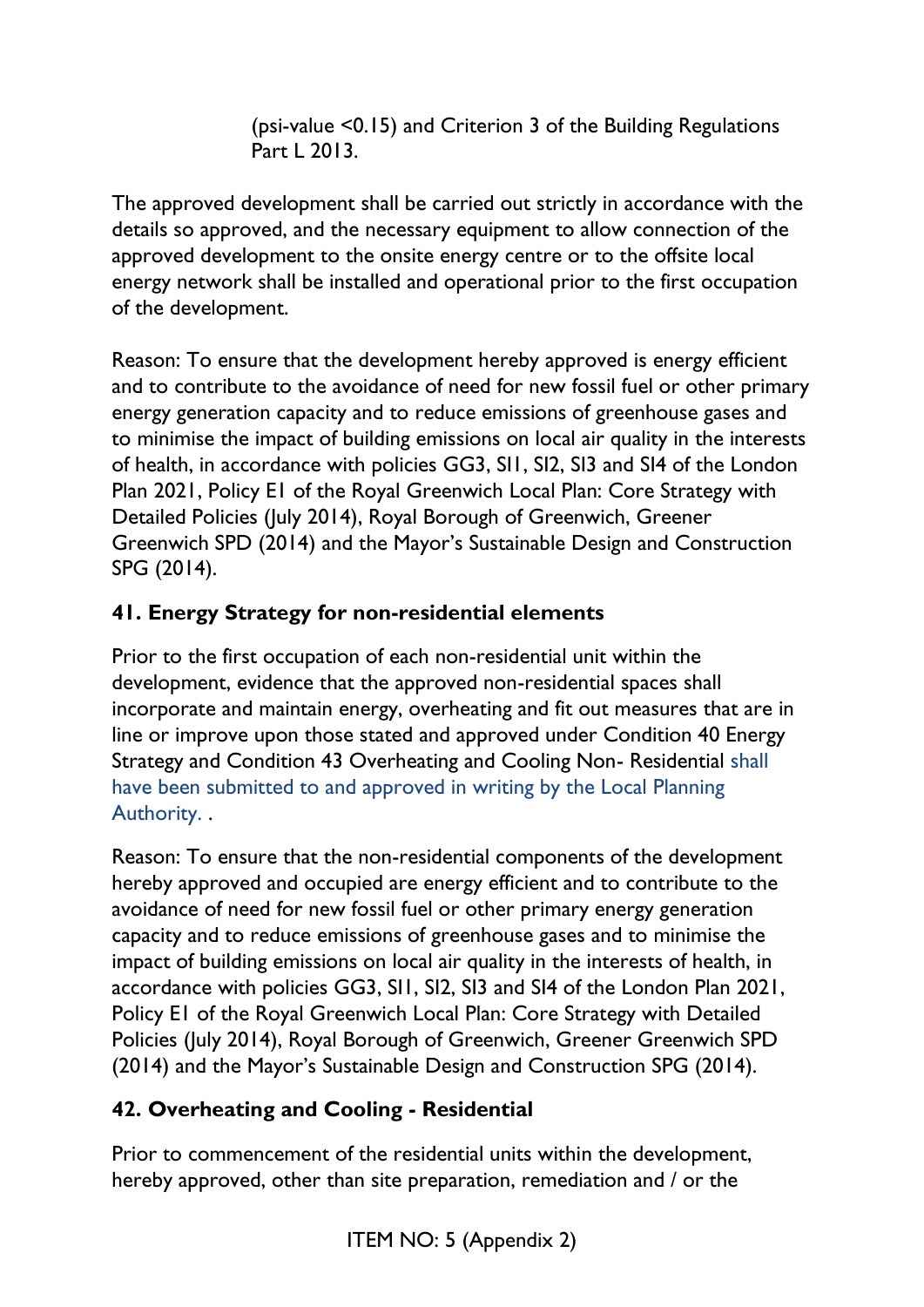(psi-value <0.15) and Criterion 3 of the Building Regulations Part L 2013.

The approved development shall be carried out strictly in accordance with the details so approved, and the necessary equipment to allow connection of the approved development to the onsite energy centre or to the offsite local energy network shall be installed and operational prior to the first occupation of the development.

Reason: To ensure that the development hereby approved is energy efficient and to contribute to the avoidance of need for new fossil fuel or other primary energy generation capacity and to reduce emissions of greenhouse gases and to minimise the impact of building emissions on local air quality in the interests of health, in accordance with policies GG3, SI1, SI2, SI3 and SI4 of the London Plan 2021, Policy E1 of the Royal Greenwich Local Plan: Core Strategy with Detailed Policies (July 2014), Royal Borough of Greenwich, Greener Greenwich SPD (2014) and the Mayor's Sustainable Design and Construction SPG (2014).

**41. Energy Strategy for non-residential elements**

Prior to the first occupation of each non-residential unit within the development, evidence that the approved non-residential spaces shall incorporate and maintain energy, overheating and fit out measures that are in line or improve upon those stated and approved under Condition 40 Energy Strategy and Condition 43 Overheating and Cooling Non- Residential shall have been submitted to and approved in writing by the Local Planning Authority. .

Reason: To ensure that the non-residential components of the development hereby approved and occupied are energy efficient and to contribute to the avoidance of need for new fossil fuel or other primary energy generation capacity and to reduce emissions of greenhouse gases and to minimise the impact of building emissions on local air quality in the interests of health, in accordance with policies GG3, SI1, SI2, SI3 and SI4 of the London Plan 2021, Policy E1 of the Royal Greenwich Local Plan: Core Strategy with Detailed Policies (July 2014), Royal Borough of Greenwich, Greener Greenwich SPD (2014) and the Mayor's Sustainable Design and Construction SPG (2014).

**42. Overheating and Cooling - Residential**

Prior to commencement of the residential units within the development, hereby approved, other than site preparation, remediation and / or the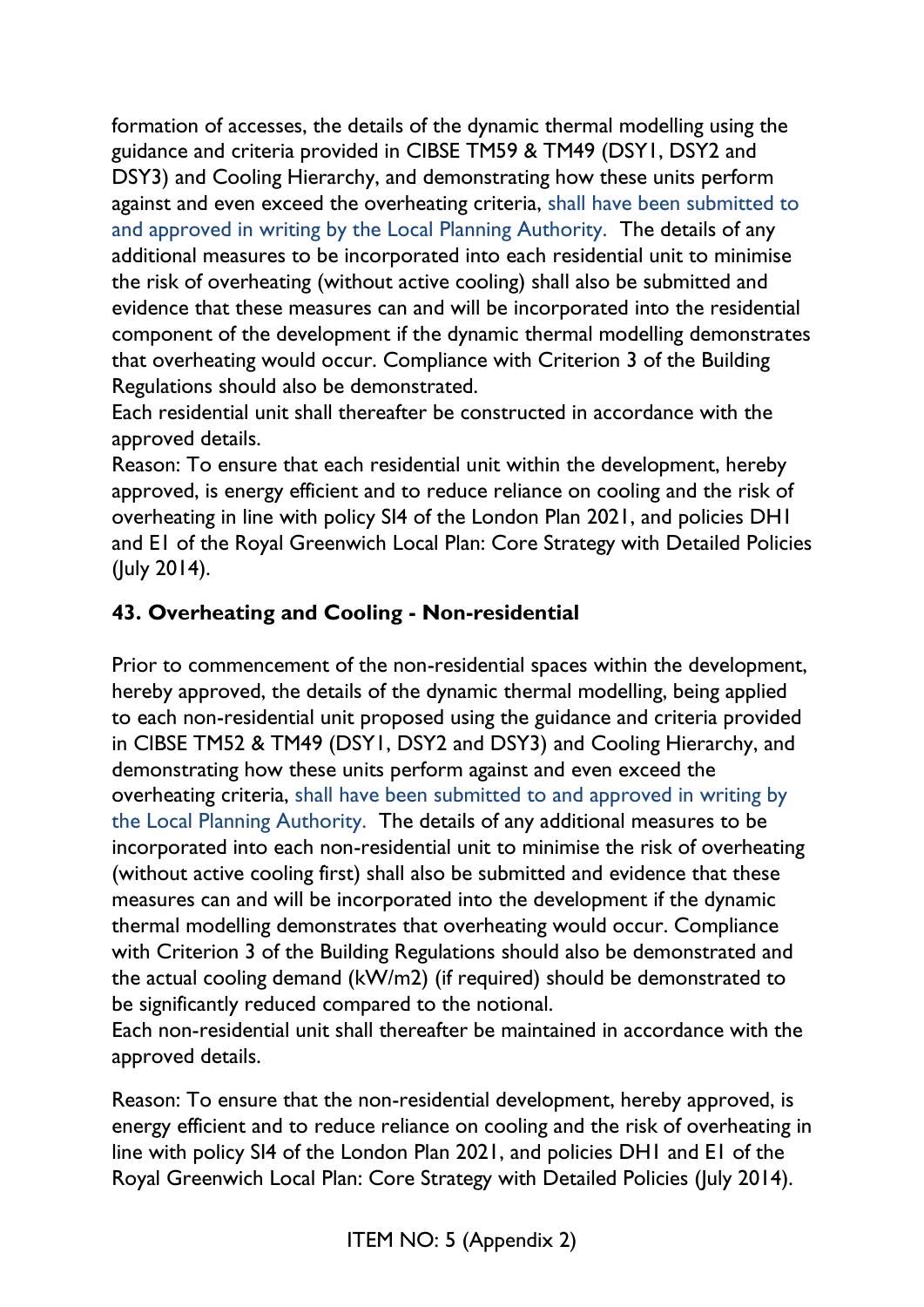formation of accesses, the details of the dynamic thermal modelling using the guidance and criteria provided in CIBSE TM59 & TM49 (DSY1, DSY2 and DSY3) and Cooling Hierarchy, and demonstrating how these units perform against and even exceed the overheating criteria, shall have been submitted to and approved in writing by the Local Planning Authority. The details of any additional measures to be incorporated into each residential unit to minimise the risk of overheating (without active cooling) shall also be submitted and evidence that these measures can and will be incorporated into the residential component of the development if the dynamic thermal modelling demonstrates that overheating would occur. Compliance with Criterion 3 of the Building Regulations should also be demonstrated.
Each residential unit shall thereafter be constructed in accordance with the approved details.
Reason: To ensure that each residential unit within the development, hereby approved, is energy efficient and to reduce reliance on cooling and the risk of overheating in line with policy SI4 of the London Plan 2021, and policies DH1 and E1 of the Royal Greenwich Local Plan: Core Strategy with Detailed Policies (July 2014).

**43. Overheating and Cooling - Non-residential**

Prior to commencement of the non-residential spaces within the development, hereby approved, the details of the dynamic thermal modelling, being applied to each non-residential unit proposed using the guidance and criteria provided in CIBSE TM52 & TM49 (DSY1, DSY2 and DSY3) and Cooling Hierarchy, and demonstrating how these units perform against and even exceed the overheating criteria, shall have been submitted to and approved in writing by the Local Planning Authority. The details of any additional measures to be incorporated into each non-residential unit to minimise the risk of overheating (without active cooling first) shall also be submitted and evidence that these measures can and will be incorporated into the development if the dynamic thermal modelling demonstrates that overheating would occur. Compliance with Criterion 3 of the Building Regulations should also be demonstrated and the actual cooling demand (kW/m2) (if required) should be demonstrated to be significantly reduced compared to the notional.
Each non-residential unit shall thereafter be maintained in accordance with the approved details.

Reason: To ensure that the non-residential development, hereby approved, is energy efficient and to reduce reliance on cooling and the risk of overheating in line with policy SI4 of the London Plan 2021, and policies DH1 and E1 of the Royal Greenwich Local Plan: Core Strategy with Detailed Policies (July 2014).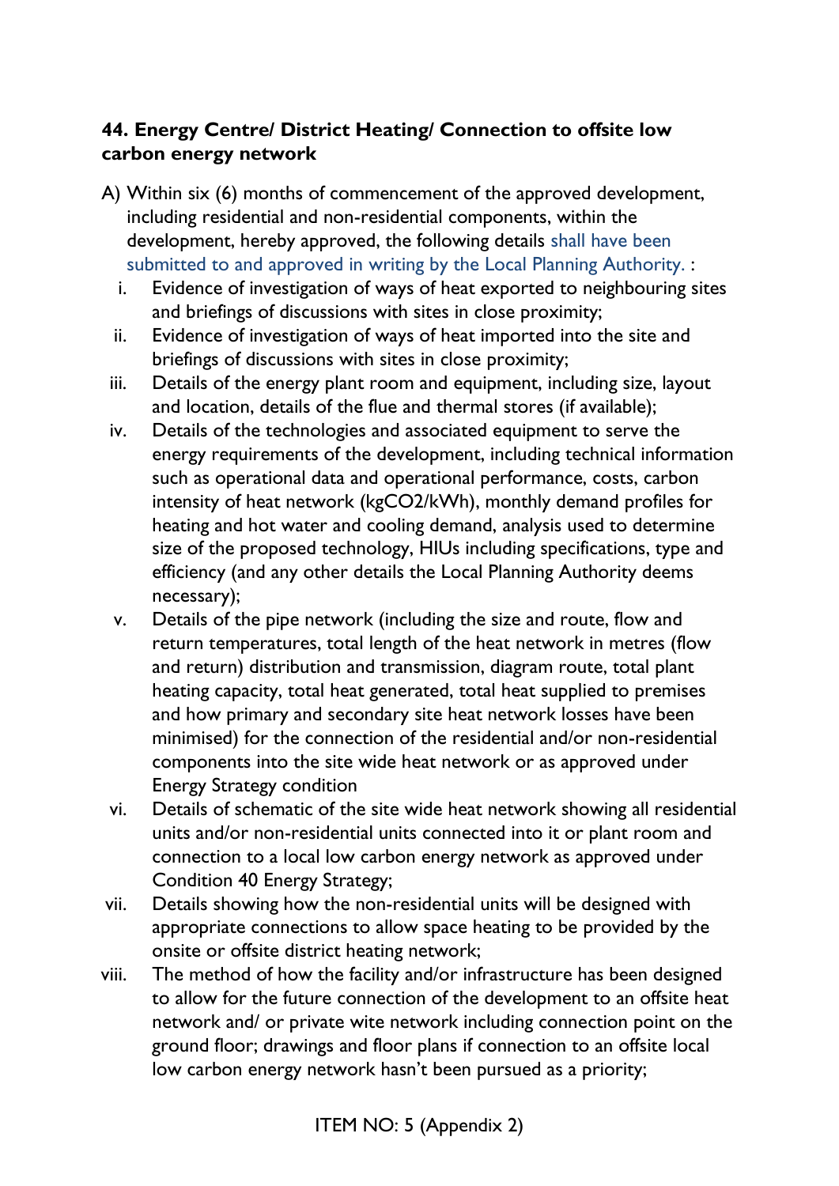**44. Energy Centre/ District Heating/ Connection to offsite low carbon energy network**

A) Within six (6) months of commencement of the approved development, including residential and non-residential components, within the development, hereby approved, the following details shall have been submitted to and approved in writing by the Local Planning Authority. :

  i. Evidence of investigation of ways of heat exported to neighbouring sites and briefings of discussions with sites in close proximity;
  ii. Evidence of investigation of ways of heat imported into the site and briefings of discussions with sites in close proximity;
  iii. Details of the energy plant room and equipment, including size, layout and location, details of the flue and thermal stores (if available);
  iv. Details of the technologies and associated equipment to serve the energy requirements of the development, including technical information such as operational data and operational performance, costs, carbon intensity of heat network (kg$CO_2$/kWh), monthly demand profiles for heating and hot water and cooling demand, analysis used to determine size of the proposed technology, HIUs including specifications, type and efficiency (and any other details the Local Planning Authority deems necessary);
  v. Details of the pipe network (including the size and route, flow and return temperatures, total length of the heat network in metres (flow and return) distribution and transmission, diagram route, total plant heating capacity, total heat generated, total heat supplied to premises and how primary and secondary site heat network losses have been minimised) for the connection of the residential and/or non-residential components into the site wide heat network or as approved under Energy Strategy condition
  vi. Details of schematic of the site wide heat network showing all residential units and/or non-residential units connected into it or plant room and connection to a local low carbon energy network as approved under Condition 40 Energy Strategy;
  vii. Details showing how the non-residential units will be designed with appropriate connections to allow space heating to be provided by the onsite or offsite district heating network;
  viii. The method of how the facility and/or infrastructure has been designed to allow for the future connection of the development to an offsite heat network and/ or private wite network including connection point on the ground floor; drawings and floor plans if connection to an offsite local low carbon energy network hasn't been pursued as a priority;

ITEM NO: 5 (Appendix 2)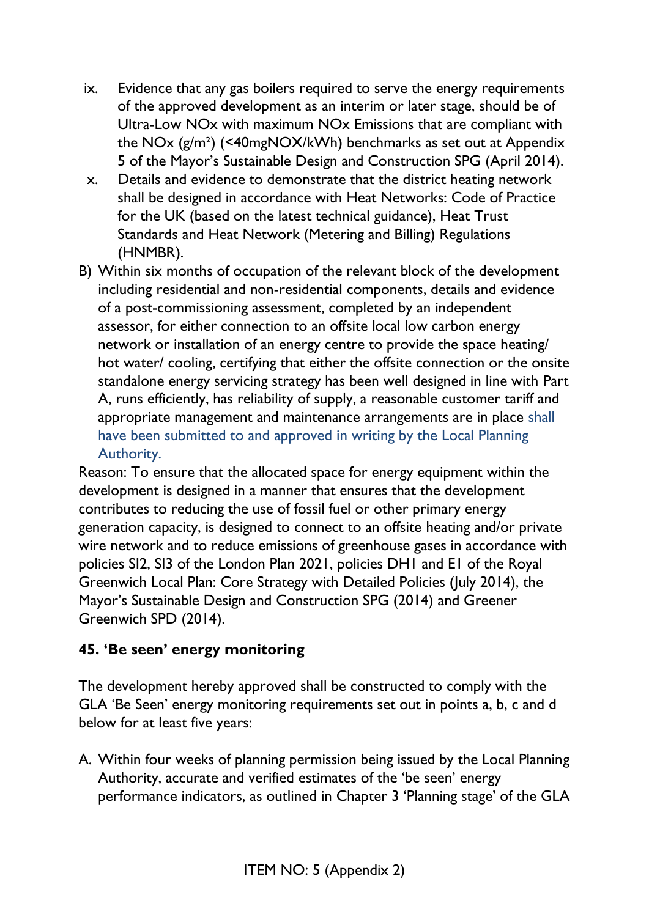ix. Evidence that any gas boilers required to serve the energy requirements of the approved development as an interim or later stage, should be of Ultra-Low NOx with maximum NOx Emissions that are compliant with the NOx (g/m²) (<40mgNOX/kWh) benchmarks as set out at Appendix 5 of the Mayor's Sustainable Design and Construction SPG (April 2014).

x. Details and evidence to demonstrate that the district heating network shall be designed in accordance with Heat Networks: Code of Practice for the UK (based on the latest technical guidance), Heat Trust Standards and Heat Network (Metering and Billing) Regulations (HNMBR).

B) Within six months of occupation of the relevant block of the development including residential and non-residential components, details and evidence of a post-commissioning assessment, completed by an independent assessor, for either connection to an offsite local low carbon energy network or installation of an energy centre to provide the space heating/ hot water/ cooling, certifying that either the offsite connection or the onsite standalone energy servicing strategy has been well designed in line with Part A, runs efficiently, has reliability of supply, a reasonable customer tariff and appropriate management and maintenance arrangements are in place shall have been submitted to and approved in writing by the Local Planning Authority.

Reason: To ensure that the allocated space for energy equipment within the development is designed in a manner that ensures that the development contributes to reducing the use of fossil fuel or other primary energy generation capacity, is designed to connect to an offsite heating and/or private wire network and to reduce emissions of greenhouse gases in accordance with policies SI2, SI3 of the London Plan 2021, policies DH1 and E1 of the Royal Greenwich Local Plan: Core Strategy with Detailed Policies (July 2014), the Mayor's Sustainable Design and Construction SPG (2014) and Greener Greenwich SPD (2014).

**45. 'Be seen' energy monitoring**

The development hereby approved shall be constructed to comply with the GLA 'Be Seen' energy monitoring requirements set out in points a, b, c and d below for at least five years:

A. Within four weeks of planning permission being issued by the Local Planning Authority, accurate and verified estimates of the 'be seen' energy performance indicators, as outlined in Chapter 3 'Planning stage' of the GLA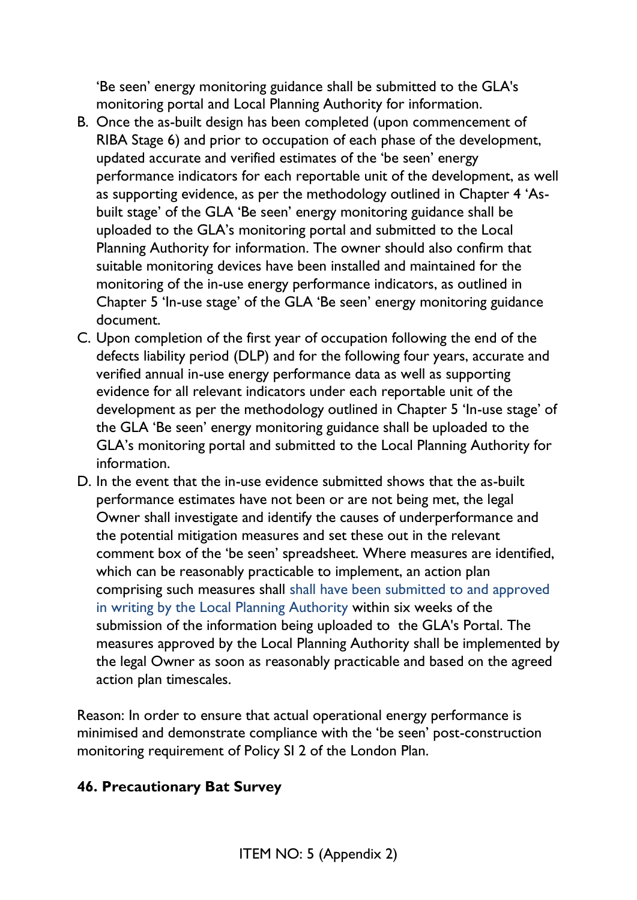'Be seen' energy monitoring guidance shall be submitted to the GLA's monitoring portal and Local Planning Authority for information.

B. Once the as-built design has been completed (upon commencement of RIBA Stage 6) and prior to occupation of each phase of the development, updated accurate and verified estimates of the 'be seen' energy performance indicators for each reportable unit of the development, as well as supporting evidence, as per the methodology outlined in Chapter 4 'As-built stage' of the GLA 'Be seen' energy monitoring guidance shall be uploaded to the GLA's monitoring portal and submitted to the Local Planning Authority for information. The owner should also confirm that suitable monitoring devices have been installed and maintained for the monitoring of the in-use energy performance indicators, as outlined in Chapter 5 'In-use stage' of the GLA 'Be seen' energy monitoring guidance document.

C. Upon completion of the first year of occupation following the end of the defects liability period (DLP) and for the following four years, accurate and verified annual in-use energy performance data as well as supporting evidence for all relevant indicators under each reportable unit of the development as per the methodology outlined in Chapter 5 'In-use stage' of the GLA 'Be seen' energy monitoring guidance shall be uploaded to the GLA's monitoring portal and submitted to the Local Planning Authority for information.

D. In the event that the in-use evidence submitted shows that the as-built performance estimates have not been or are not being met, the legal Owner shall investigate and identify the causes of underperformance and the potential mitigation measures and set these out in the relevant comment box of the 'be seen' spreadsheet. Where measures are identified, which can be reasonably practicable to implement, an action plan comprising such measures shall shall have been submitted to and approved in writing by the Local Planning Authority within six weeks of the submission of the information being uploaded to the GLA's Portal. The measures approved by the Local Planning Authority shall be implemented by the legal Owner as soon as reasonably practicable and based on the agreed action plan timescales.

Reason: In order to ensure that actual operational energy performance is minimised and demonstrate compliance with the 'be seen' post-construction monitoring requirement of Policy SI 2 of the London Plan.

**46. Precautionary Bat Survey**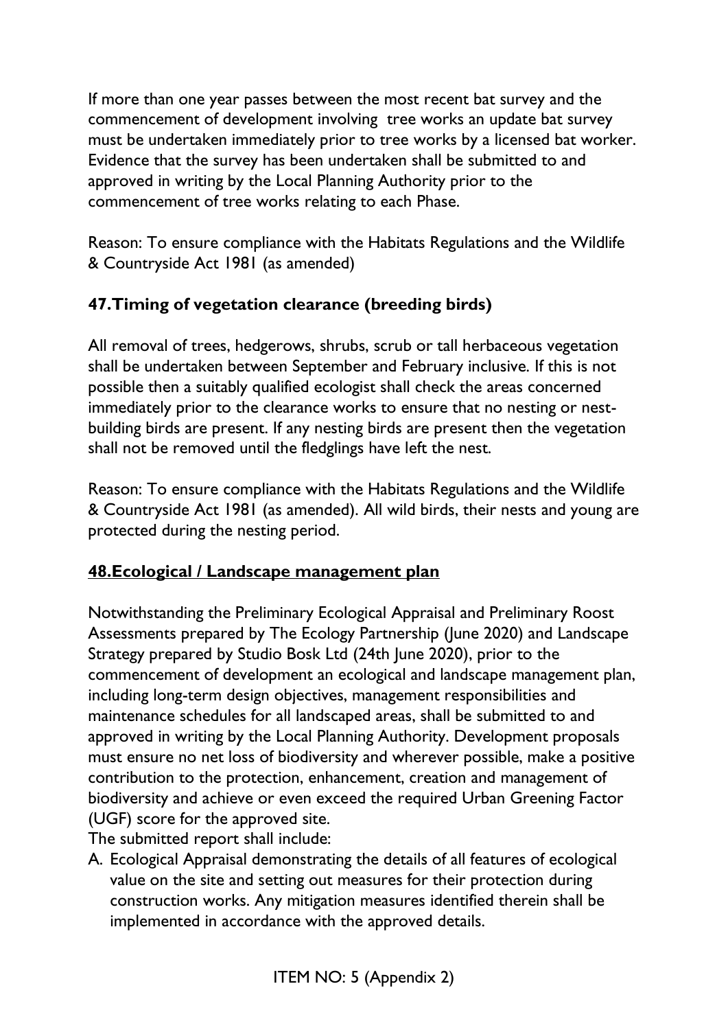If more than one year passes between the most recent bat survey and the commencement of development involving tree works an update bat survey must be undertaken immediately prior to tree works by a licensed bat worker. Evidence that the survey has been undertaken shall be submitted to and approved in writing by the Local Planning Authority prior to the commencement of tree works relating to each Phase.

Reason: To ensure compliance with the Habitats Regulations and the Wildlife & Countryside Act 1981 (as amended)

**47. Timing of vegetation clearance (breeding birds)**

All removal of trees, hedgerows, shrubs, scrub or tall herbaceous vegetation shall be undertaken between September and February inclusive. If this is not possible then a suitably qualified ecologist shall check the areas concerned immediately prior to the clearance works to ensure that no nesting or nest-building birds are present. If any nesting birds are present then the vegetation shall not be removed until the fledglings have left the nest.

Reason: To ensure compliance with the Habitats Regulations and the Wildlife & Countryside Act 1981 (as amended). All wild birds, their nests and young are protected during the nesting period.

**48. Ecological / Landscape management plan**

Notwithstanding the Preliminary Ecological Appraisal and Preliminary Roost Assessments prepared by The Ecology Partnership (June 2020) and Landscape Strategy prepared by Studio Bosk Ltd (24th June 2020), prior to the commencement of development an ecological and landscape management plan, including long-term design objectives, management responsibilities and maintenance schedules for all landscaped areas, shall be submitted to and approved in writing by the Local Planning Authority. Development proposals must ensure no net loss of biodiversity and wherever possible, make a positive contribution to the protection, enhancement, creation and management of biodiversity and achieve or even exceed the required Urban Greening Factor (UGF) score for the approved site.

The submitted report shall include:

A. Ecological Appraisal demonstrating the details of all features of ecological value on the site and setting out measures for their protection during construction works. Any mitigation measures identified therein shall be implemented in accordance with the approved details.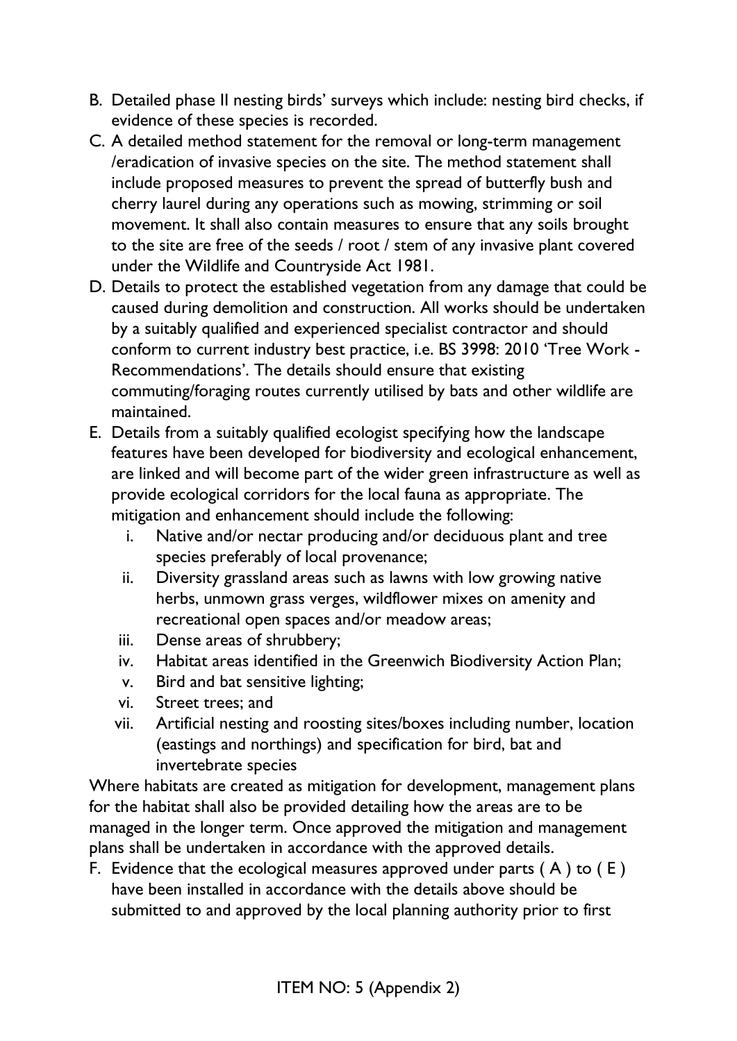B. Detailed phase II nesting birds' surveys which include: nesting bird checks, if evidence of these species is recorded.
C. A detailed method statement for the removal or long-term management /eradication of invasive species on the site. The method statement shall include proposed measures to prevent the spread of butterfly bush and cherry laurel during any operations such as mowing, strimming or soil movement. It shall also contain measures to ensure that any soils brought to the site are free of the seeds / root / stem of any invasive plant covered under the Wildlife and Countryside Act 1981.
D. Details to protect the established vegetation from any damage that could be caused during demolition and construction. All works should be undertaken by a suitably qualified and experienced specialist contractor and should conform to current industry best practice, i.e. BS 3998: 2010 'Tree Work - Recommendations'. The details should ensure that existing commuting/foraging routes currently utilised by bats and other wildlife are maintained.
E. Details from a suitably qualified ecologist specifying how the landscape features have been developed for biodiversity and ecological enhancement, are linked and will become part of the wider green infrastructure as well as provide ecological corridors for the local fauna as appropriate. The mitigation and enhancement should include the following:
   i. Native and/or nectar producing and/or deciduous plant and tree species preferably of local provenance;
   ii. Diversity grassland areas such as lawns with low growing native herbs, unmown grass verges, wildflower mixes on amenity and recreational open spaces and/or meadow areas;
   iii. Dense areas of shrubbery;
   iv. Habitat areas identified in the Greenwich Biodiversity Action Plan;
   v. Bird and bat sensitive lighting;
   vi. Street trees; and
   vii. Artificial nesting and roosting sites/boxes including number, location (eastings and northings) and specification for bird, bat and invertebrate species

Where habitats are created as mitigation for development, management plans for the habitat shall also be provided detailing how the areas are to be managed in the longer term. Once approved the mitigation and management plans shall be undertaken in accordance with the approved details.

F. Evidence that the ecological measures approved under parts ( A ) to ( E ) have been installed in accordance with the details above should be submitted to and approved by the local planning authority prior to first

ITEM NO: 5 (Appendix 2)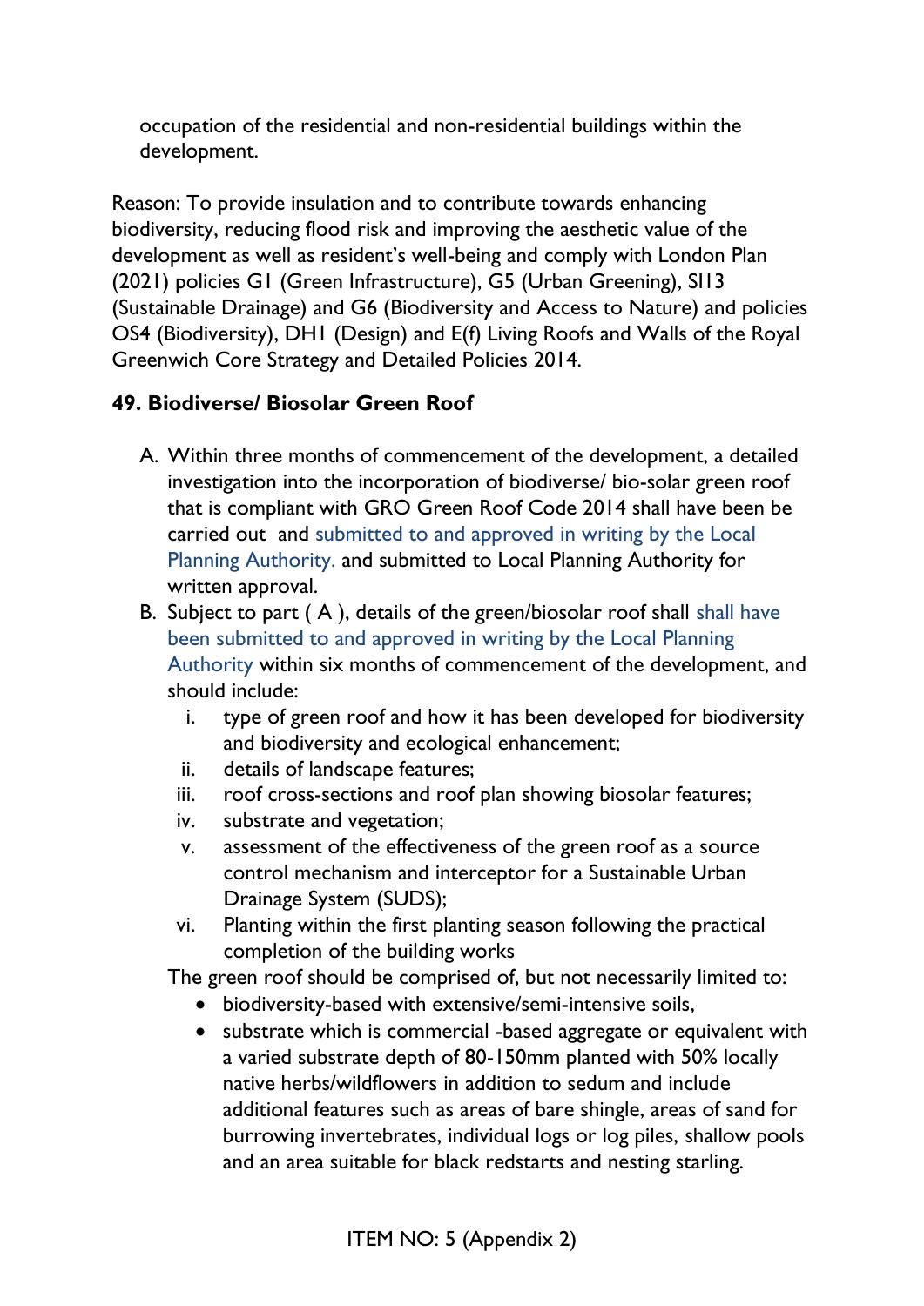occupation of the residential and non-residential buildings within the development.

Reason: To provide insulation and to contribute towards enhancing biodiversity, reducing flood risk and improving the aesthetic value of the development as well as resident's well-being and comply with London Plan (2021) policies G1 (Green Infrastructure), G5 (Urban Greening), SI13 (Sustainable Drainage) and G6 (Biodiversity and Access to Nature) and policies OS4 (Biodiversity), DH1 (Design) and E(f) Living Roofs and Walls of the Royal Greenwich Core Strategy and Detailed Policies 2014.

**49. Biodiverse/ Biosolar Green Roof**

A. Within three months of commencement of the development, a detailed investigation into the incorporation of biodiverse/ bio-solar green roof that is compliant with GRO Green Roof Code 2014 shall have been be carried out and submitted to and approved in writing by the Local Planning Authority. and submitted to Local Planning Authority for written approval.

B. Subject to part ( A ), details of the green/biosolar roof shall shall have been submitted to and approved in writing by the Local Planning Authority within six months of commencement of the development, and should include:

   i. type of green roof and how it has been developed for biodiversity and biodiversity and ecological enhancement;
   ii. details of landscape features;
   iii. roof cross-sections and roof plan showing biosolar features;
   iv. substrate and vegetation;
   v. assessment of the effectiveness of the green roof as a source control mechanism and interceptor for a Sustainable Urban Drainage System (SUDS);
   vi. Planting within the first planting season following the practical completion of the building works

   The green roof should be comprised of, but not necessarily limited to:

   - biodiversity-based with extensive/semi-intensive soils,
   - substrate which is commercial -based aggregate or equivalent with a varied substrate depth of 80-150mm planted with 50% locally native herbs/wildflowers in addition to sedum and include additional features such as areas of bare shingle, areas of sand for burrowing invertebrates, individual logs or log piles, shallow pools and an area suitable for black redstarts and nesting starling.

ITEM NO: 5 (Appendix 2)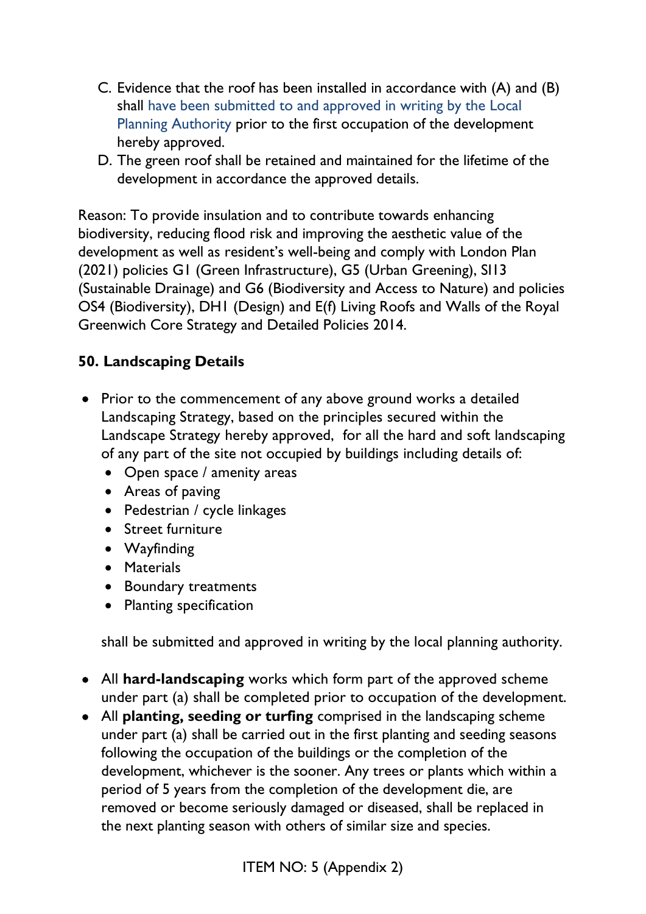C. Evidence that the roof has been installed in accordance with (A) and (B) shall have been submitted to and approved in writing by the Local Planning Authority prior to the first occupation of the development hereby approved.

D. The green roof shall be retained and maintained for the lifetime of the development in accordance the approved details.

Reason: To provide insulation and to contribute towards enhancing biodiversity, reducing flood risk and improving the aesthetic value of the development as well as resident's well-being and comply with London Plan (2021) policies G1 (Green Infrastructure), G5 (Urban Greening), SI13 (Sustainable Drainage) and G6 (Biodiversity and Access to Nature) and policies OS4 (Biodiversity), DH1 (Design) and E(f) Living Roofs and Walls of the Royal Greenwich Core Strategy and Detailed Policies 2014.

**50. Landscaping Details**

- Prior to the commencement of any above ground works a detailed Landscaping Strategy, based on the principles secured within the Landscape Strategy hereby approved, for all the hard and soft landscaping of any part of the site not occupied by buildings including details of:
  - Open space / amenity areas
  - Areas of paving
  - Pedestrian / cycle linkages
  - Street furniture
  - Wayfinding
  - Materials
  - Boundary treatments
  - Planting specification

  shall be submitted and approved in writing by the local planning authority.

- All **hard-landscaping** works which form part of the approved scheme under part (a) shall be completed prior to occupation of the development.
- All **planting, seeding or turfing** comprised in the landscaping scheme under part (a) shall be carried out in the first planting and seeding seasons following the occupation of the buildings or the completion of the development, whichever is the sooner. Any trees or plants which within a period of 5 years from the completion of the development die, are removed or become seriously damaged or diseased, shall be replaced in the next planting season with others of similar size and species.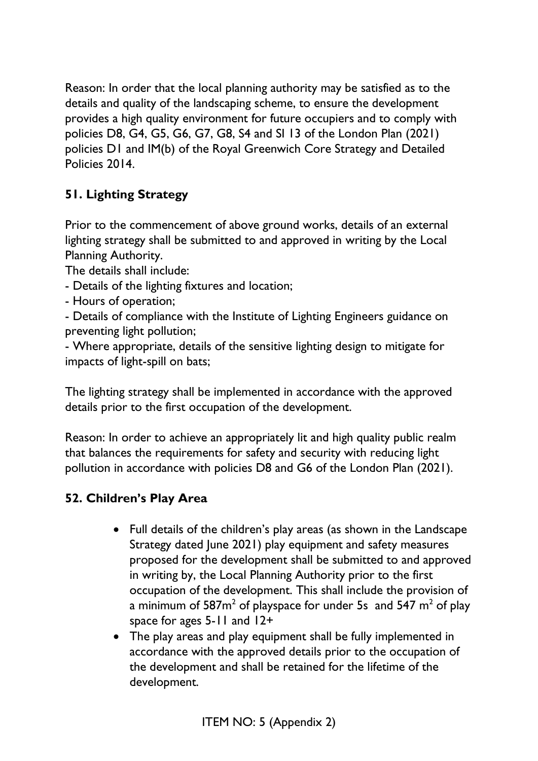Reason: In order that the local planning authority may be satisfied as to the details and quality of the landscaping scheme, to ensure the development provides a high quality environment for future occupiers and to comply with policies D8, G4, G5, G6, G7, G8, S4 and SI 13 of the London Plan (2021) policies D1 and IM(b) of the Royal Greenwich Core Strategy and Detailed Policies 2014.

**51. Lighting Strategy**

Prior to the commencement of above ground works, details of an external lighting strategy shall be submitted to and approved in writing by the Local Planning Authority.

The details shall include:

- Details of the lighting fixtures and location;
- Hours of operation;
- Details of compliance with the Institute of Lighting Engineers guidance on preventing light pollution;
- Where appropriate, details of the sensitive lighting design to mitigate for impacts of light-spill on bats;

The lighting strategy shall be implemented in accordance with the approved details prior to the first occupation of the development.

Reason: In order to achieve an appropriately lit and high quality public realm that balances the requirements for safety and security with reducing light pollution in accordance with policies D8 and G6 of the London Plan (2021).

**52. Children's Play Area**

- Full details of the children's play areas (as shown in the Landscape Strategy dated June 2021) play equipment and safety measures proposed for the development shall be submitted to and approved in writing by, the Local Planning Authority prior to the first occupation of the development. This shall include the provision of a minimum of 587m$^2$ of playspace for under 5s and 547 m$^2$ of play space for ages 5-11 and 12+
- The play areas and play equipment shall be fully implemented in accordance with the approved details prior to the occupation of the development and shall be retained for the lifetime of the development.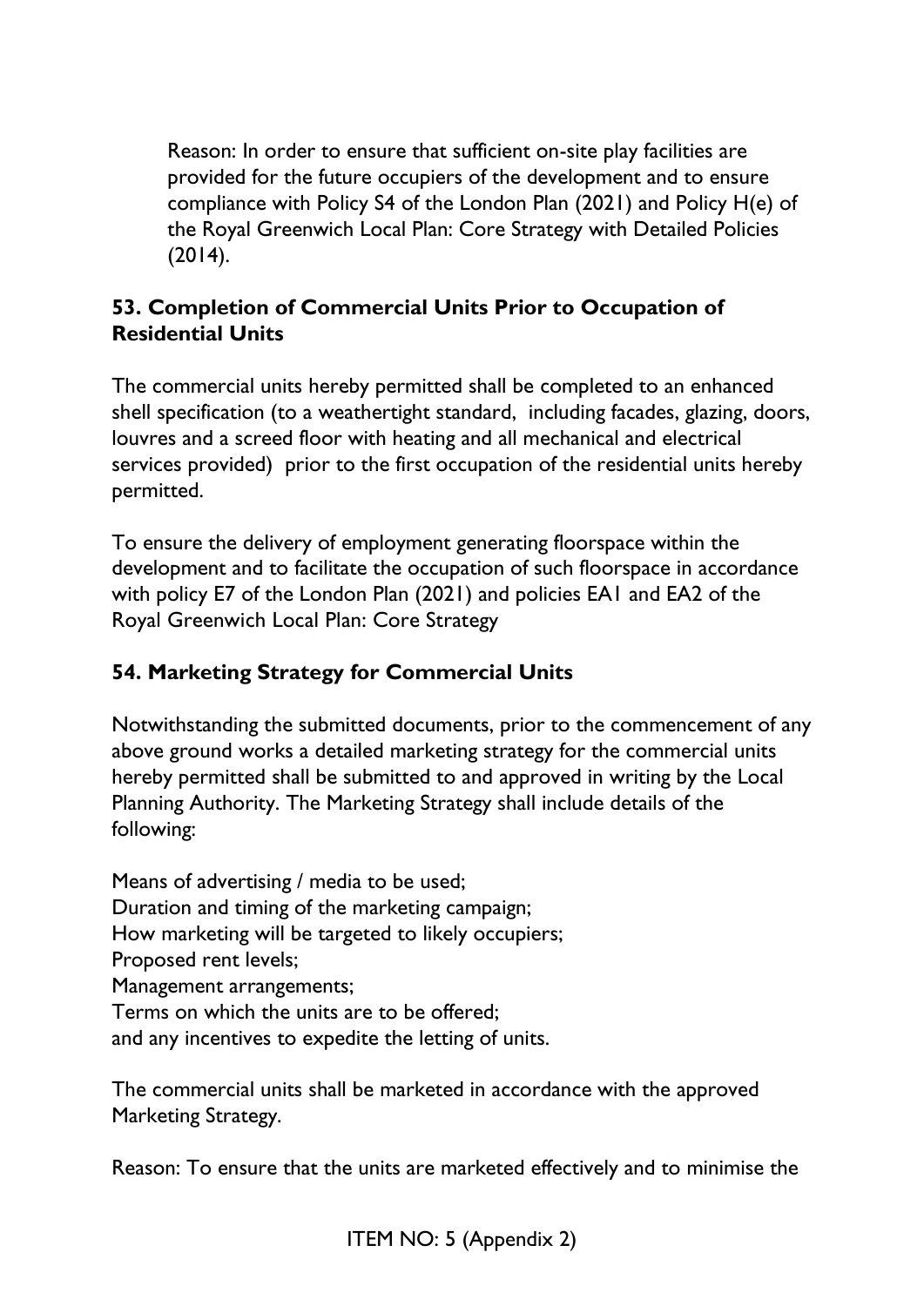Reason: In order to ensure that sufficient on-site play facilities are provided for the future occupiers of the development and to ensure compliance with Policy S4 of the London Plan (2021) and Policy H(e) of the Royal Greenwich Local Plan: Core Strategy with Detailed Policies (2014).

### 53. Completion of Commercial Units Prior to Occupation of Residential Units

The commercial units hereby permitted shall be completed to an enhanced shell specification (to a weathertight standard, including facades, glazing, doors, louvres and a screed floor with heating and all mechanical and electrical services provided) prior to the first occupation of the residential units hereby permitted.

To ensure the delivery of employment generating floorspace within the development and to facilitate the occupation of such floorspace in accordance with policy E7 of the London Plan (2021) and policies EA1 and EA2 of the Royal Greenwich Local Plan: Core Strategy

### 54. Marketing Strategy for Commercial Units

Notwithstanding the submitted documents, prior to the commencement of any above ground works a detailed marketing strategy for the commercial units hereby permitted shall be submitted to and approved in writing by the Local Planning Authority. The Marketing Strategy shall include details of the following:

Means of advertising / media to be used;
Duration and timing of the marketing campaign;
How marketing will be targeted to likely occupiers;
Proposed rent levels;
Management arrangements;
Terms on which the units are to be offered;
and any incentives to expedite the letting of units.

The commercial units shall be marketed in accordance with the approved Marketing Strategy.

Reason: To ensure that the units are marketed effectively and to minimise the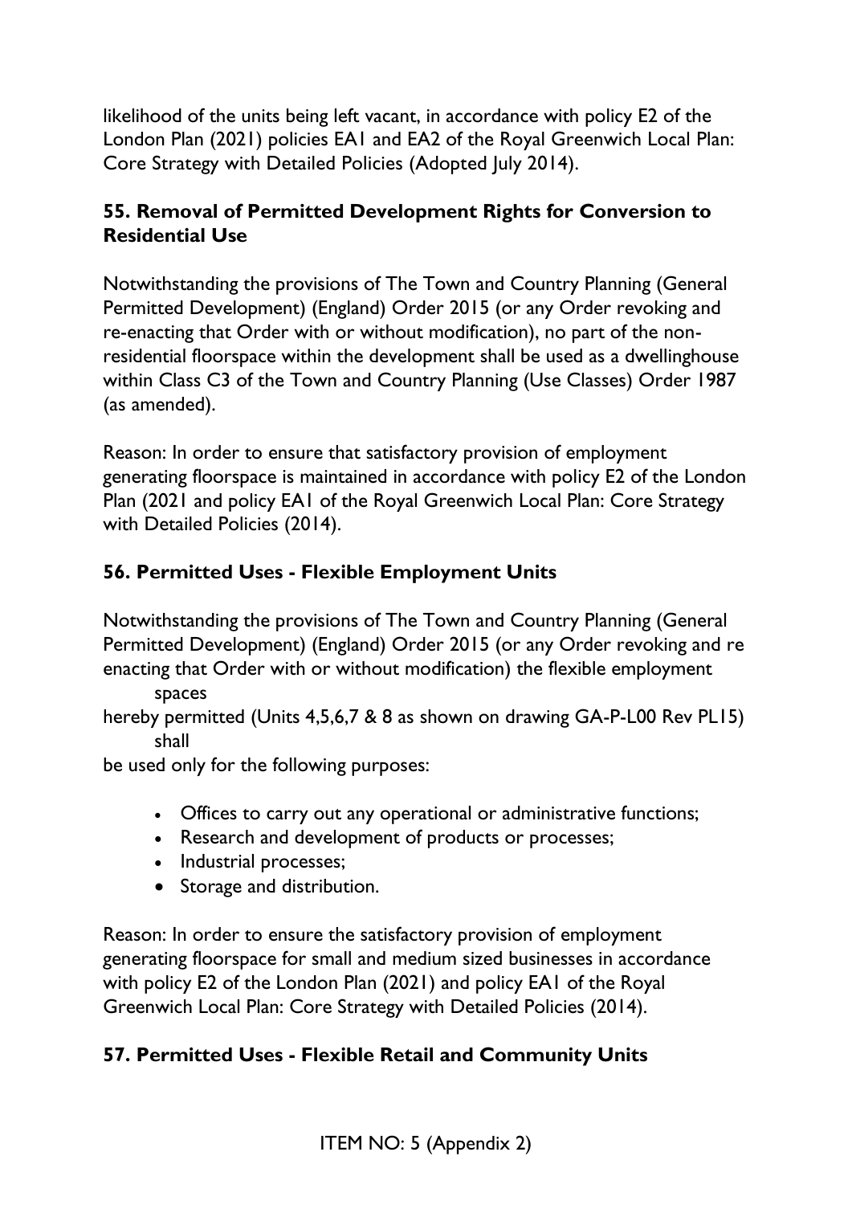likelihood of the units being left vacant, in accordance with policy E2 of the London Plan (2021) policies EA1 and EA2 of the Royal Greenwich Local Plan: Core Strategy with Detailed Policies (Adopted July 2014).

### 55. Removal of Permitted Development Rights for Conversion to Residential Use

Notwithstanding the provisions of The Town and Country Planning (General Permitted Development) (England) Order 2015 (or any Order revoking and re-enacting that Order with or without modification), no part of the non-residential floorspace within the development shall be used as a dwellinghouse within Class C3 of the Town and Country Planning (Use Classes) Order 1987 (as amended).

Reason: In order to ensure that satisfactory provision of employment generating floorspace is maintained in accordance with policy E2 of the London Plan (2021 and policy EA1 of the Royal Greenwich Local Plan: Core Strategy with Detailed Policies (2014).

### 56. Permitted Uses - Flexible Employment Units

Notwithstanding the provisions of The Town and Country Planning (General Permitted Development) (England) Order 2015 (or any Order revoking and re enacting that Order with or without modification) the flexible employment spaces hereby permitted (Units 4,5,6,7 & 8 as shown on drawing GA-P-L00 Rev PL15) shall be used only for the following purposes:

- Offices to carry out any operational or administrative functions;
- Research and development of products or processes;
- Industrial processes;
- Storage and distribution.

Reason: In order to ensure the satisfactory provision of employment generating floorspace for small and medium sized businesses in accordance with policy E2 of the London Plan (2021) and policy EA1 of the Royal Greenwich Local Plan: Core Strategy with Detailed Policies (2014).

### 57. Permitted Uses - Flexible Retail and Community Units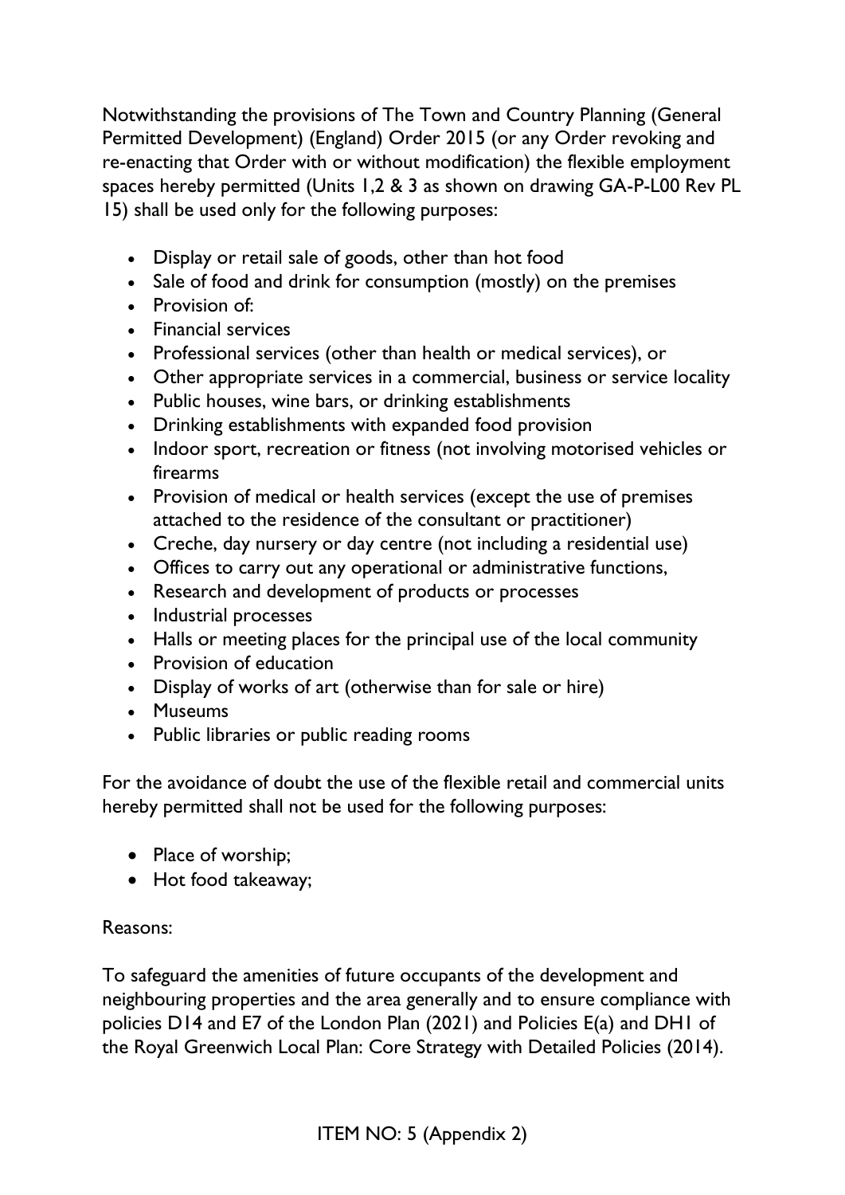Notwithstanding the provisions of The Town and Country Planning (General Permitted Development) (England) Order 2015 (or any Order revoking and re-enacting that Order with or without modification) the flexible employment spaces hereby permitted (Units 1,2 & 3 as shown on drawing GA-P-L00 Rev PL 15) shall be used only for the following purposes:

- Display or retail sale of goods, other than hot food
- Sale of food and drink for consumption (mostly) on the premises
- Provision of:
- Financial services
- Professional services (other than health or medical services), or
- Other appropriate services in a commercial, business or service locality
- Public houses, wine bars, or drinking establishments
- Drinking establishments with expanded food provision
- Indoor sport, recreation or fitness (not involving motorised vehicles or firearms
- Provision of medical or health services (except the use of premises attached to the residence of the consultant or practitioner)
- Creche, day nursery or day centre (not including a residential use)
- Offices to carry out any operational or administrative functions,
- Research and development of products or processes
- Industrial processes
- Halls or meeting places for the principal use of the local community
- Provision of education
- Display of works of art (otherwise than for sale or hire)
- Museums
- Public libraries or public reading rooms

For the avoidance of doubt the use of the flexible retail and commercial units hereby permitted shall not be used for the following purposes:

- Place of worship;
- Hot food takeaway;

Reasons:

To safeguard the amenities of future occupants of the development and neighbouring properties and the area generally and to ensure compliance with policies D14 and E7 of the London Plan (2021) and Policies E(a) and DH1 of the Royal Greenwich Local Plan: Core Strategy with Detailed Policies (2014).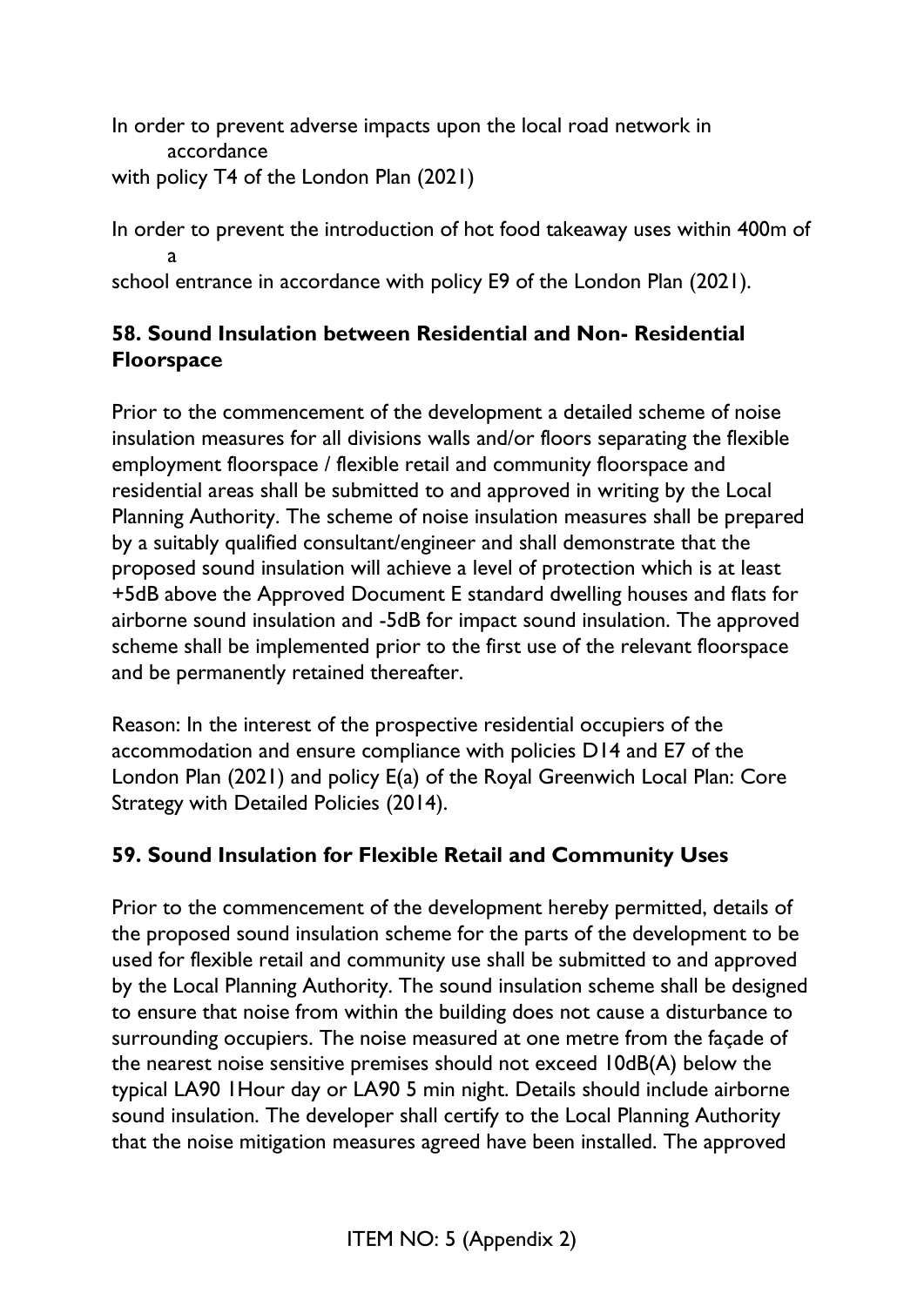In order to prevent adverse impacts upon the local road network in accordance with policy T4 of the London Plan (2021)

In order to prevent the introduction of hot food takeaway uses within 400m of a school entrance in accordance with policy E9 of the London Plan (2021).

### 58. Sound Insulation between Residential and Non- Residential Floorspace

Prior to the commencement of the development a detailed scheme of noise insulation measures for all divisions walls and/or floors separating the flexible employment floorspace / flexible retail and community floorspace and residential areas shall be submitted to and approved in writing by the Local Planning Authority. The scheme of noise insulation measures shall be prepared by a suitably qualified consultant/engineer and shall demonstrate that the proposed sound insulation will achieve a level of protection which is at least +5dB above the Approved Document E standard dwelling houses and flats for airborne sound insulation and -5dB for impact sound insulation. The approved scheme shall be implemented prior to the first use of the relevant floorspace and be permanently retained thereafter.

Reason: In the interest of the prospective residential occupiers of the accommodation and ensure compliance with policies D14 and E7 of the London Plan (2021) and policy E(a) of the Royal Greenwich Local Plan: Core Strategy with Detailed Policies (2014).

### 59. Sound Insulation for Flexible Retail and Community Uses

Prior to the commencement of the development hereby permitted, details of the proposed sound insulation scheme for the parts of the development to be used for flexible retail and community use shall be submitted to and approved by the Local Planning Authority. The sound insulation scheme shall be designed to ensure that noise from within the building does not cause a disturbance to surrounding occupiers. The noise measured at one metre from the façade of the nearest noise sensitive premises should not exceed 10dB(A) below the typical LA90 1Hour day or LA90 5 min night. Details should include airborne sound insulation. The developer shall certify to the Local Planning Authority that the noise mitigation measures agreed have been installed. The approved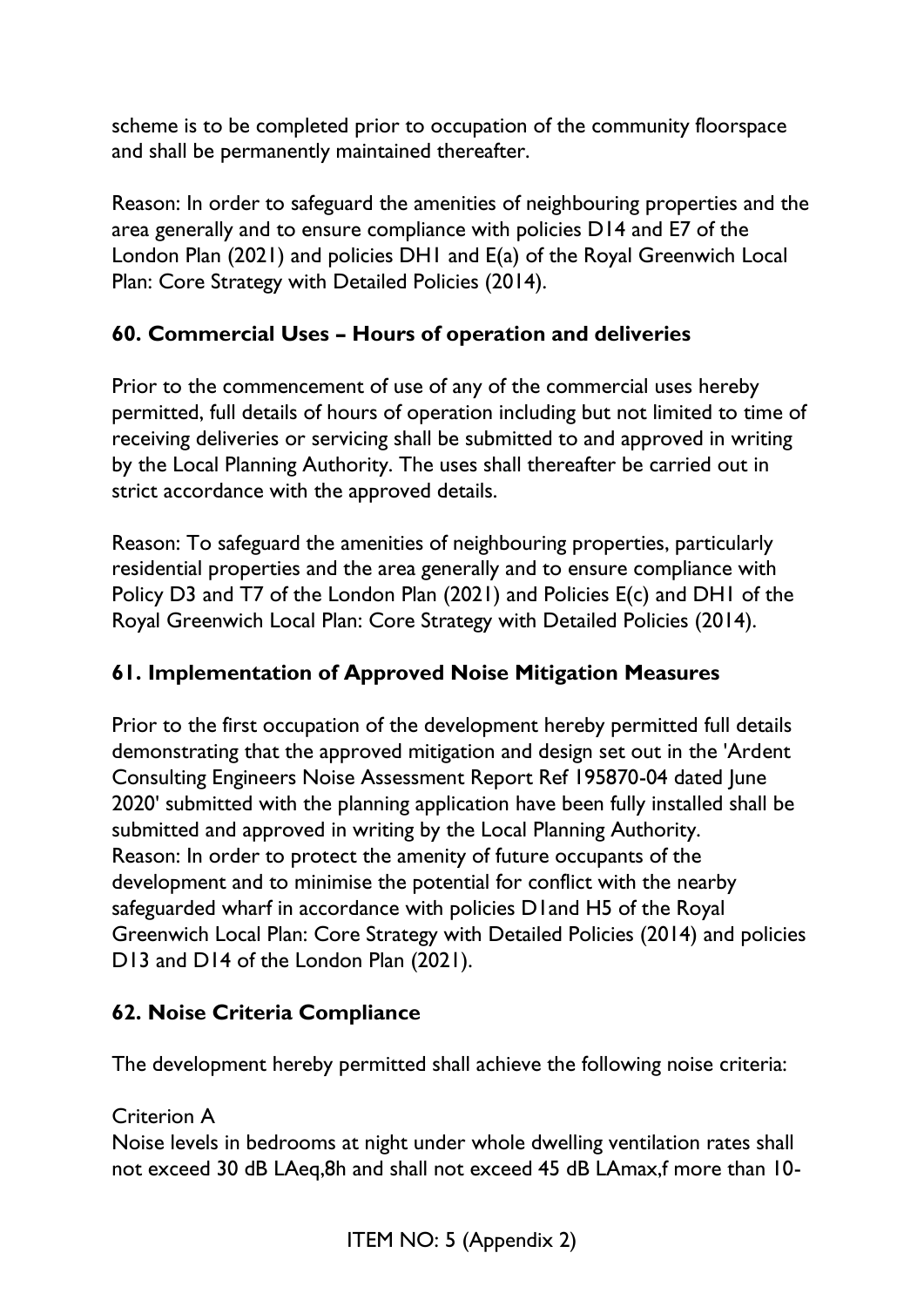scheme is to be completed prior to occupation of the community floorspace and shall be permanently maintained thereafter.

Reason: In order to safeguard the amenities of neighbouring properties and the area generally and to ensure compliance with policies D14 and E7 of the London Plan (2021) and policies DH1 and E(a) of the Royal Greenwich Local Plan: Core Strategy with Detailed Policies (2014).

### 60. Commercial Uses – Hours of operation and deliveries

Prior to the commencement of use of any of the commercial uses hereby permitted, full details of hours of operation including but not limited to time of receiving deliveries or servicing shall be submitted to and approved in writing by the Local Planning Authority. The uses shall thereafter be carried out in strict accordance with the approved details.

Reason: To safeguard the amenities of neighbouring properties, particularly residential properties and the area generally and to ensure compliance with Policy D3 and T7 of the London Plan (2021) and Policies E(c) and DH1 of the Royal Greenwich Local Plan: Core Strategy with Detailed Policies (2014).

### 61. Implementation of Approved Noise Mitigation Measures

Prior to the first occupation of the development hereby permitted full details demonstrating that the approved mitigation and design set out in the 'Ardent Consulting Engineers Noise Assessment Report Ref 195870-04 dated June 2020' submitted with the planning application have been fully installed shall be submitted and approved in writing by the Local Planning Authority.
Reason: In order to protect the amenity of future occupants of the development and to minimise the potential for conflict with the nearby safeguarded wharf in accordance with policies D1and H5 of the Royal Greenwich Local Plan: Core Strategy with Detailed Policies (2014) and policies D13 and D14 of the London Plan (2021).

### 62. Noise Criteria Compliance

The development hereby permitted shall achieve the following noise criteria:

Criterion A
Noise levels in bedrooms at night under whole dwelling ventilation rates shall not exceed 30 dB LAeq,8h and shall not exceed 45 dB LAmax,f more than 10-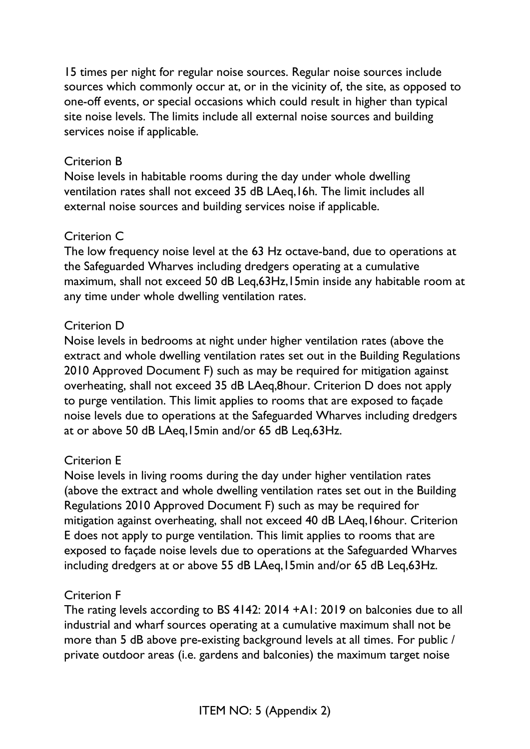15 times per night for regular noise sources. Regular noise sources include sources which commonly occur at, or in the vicinity of, the site, as opposed to one-off events, or special occasions which could result in higher than typical site noise levels. The limits include all external noise sources and building services noise if applicable.

Criterion B

Noise levels in habitable rooms during the day under whole dwelling ventilation rates shall not exceed 35 dB LAeq,16h. The limit includes all external noise sources and building services noise if applicable.

Criterion C

The low frequency noise level at the 63 Hz octave-band, due to operations at the Safeguarded Wharves including dredgers operating at a cumulative maximum, shall not exceed 50 dB Leq,63Hz,15min inside any habitable room at any time under whole dwelling ventilation rates.

Criterion D

Noise levels in bedrooms at night under higher ventilation rates (above the extract and whole dwelling ventilation rates set out in the Building Regulations 2010 Approved Document F) such as may be required for mitigation against overheating, shall not exceed 35 dB LAeq,8hour. Criterion D does not apply to purge ventilation. This limit applies to rooms that are exposed to façade noise levels due to operations at the Safeguarded Wharves including dredgers at or above 50 dB LAeq,15min and/or 65 dB Leq,63Hz.

Criterion E

Noise levels in living rooms during the day under higher ventilation rates (above the extract and whole dwelling ventilation rates set out in the Building Regulations 2010 Approved Document F) such as may be required for mitigation against overheating, shall not exceed 40 dB LAeq,16hour. Criterion E does not apply to purge ventilation. This limit applies to rooms that are exposed to façade noise levels due to operations at the Safeguarded Wharves including dredgers at or above 55 dB LAeq,15min and/or 65 dB Leq,63Hz.

Criterion F

The rating levels according to BS 4142: 2014 +A1: 2019 on balconies due to all industrial and wharf sources operating at a cumulative maximum shall not be more than 5 dB above pre-existing background levels at all times. For public / private outdoor areas (i.e. gardens and balconies) the maximum target noise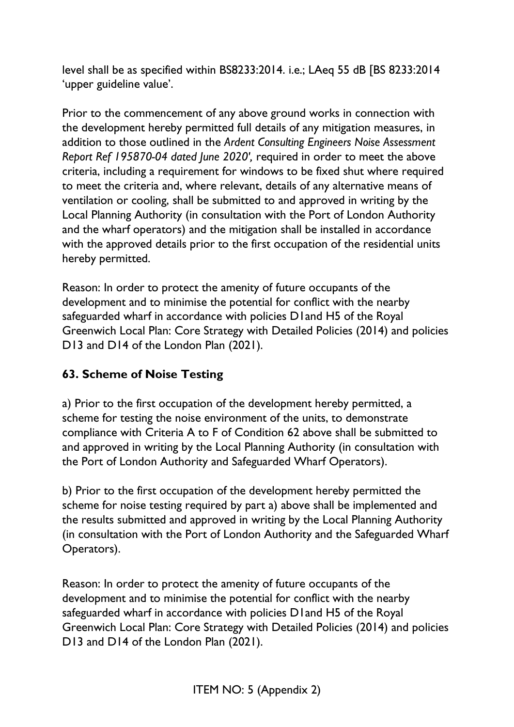level shall be as specified within BS8233:2014. i.e.; LAeq 55 dB [BS 8233:2014 'upper guideline value'.

Prior to the commencement of any above ground works in connection with the development hereby permitted full details of any mitigation measures, in addition to those outlined in the *Ardent Consulting Engineers Noise Assessment Report Ref 195870-04 dated June 2020',* required in order to meet the above criteria, including a requirement for windows to be fixed shut where required to meet the criteria and, where relevant, details of any alternative means of ventilation or cooling, shall be submitted to and approved in writing by the Local Planning Authority (in consultation with the Port of London Authority and the wharf operators) and the mitigation shall be installed in accordance with the approved details prior to the first occupation of the residential units hereby permitted.

Reason: In order to protect the amenity of future occupants of the development and to minimise the potential for conflict with the nearby safeguarded wharf in accordance with policies D1and H5 of the Royal Greenwich Local Plan: Core Strategy with Detailed Policies (2014) and policies D13 and D14 of the London Plan (2021).

### 63. Scheme of Noise Testing

a) Prior to the first occupation of the development hereby permitted, a scheme for testing the noise environment of the units, to demonstrate compliance with Criteria A to F of Condition 62 above shall be submitted to and approved in writing by the Local Planning Authority (in consultation with the Port of London Authority and Safeguarded Wharf Operators).

b) Prior to the first occupation of the development hereby permitted the scheme for noise testing required by part a) above shall be implemented and the results submitted and approved in writing by the Local Planning Authority (in consultation with the Port of London Authority and the Safeguarded Wharf Operators).

Reason: In order to protect the amenity of future occupants of the development and to minimise the potential for conflict with the nearby safeguarded wharf in accordance with policies D1and H5 of the Royal Greenwich Local Plan: Core Strategy with Detailed Policies (2014) and policies D13 and D14 of the London Plan (2021).

ITEM NO: 5 (Appendix 2)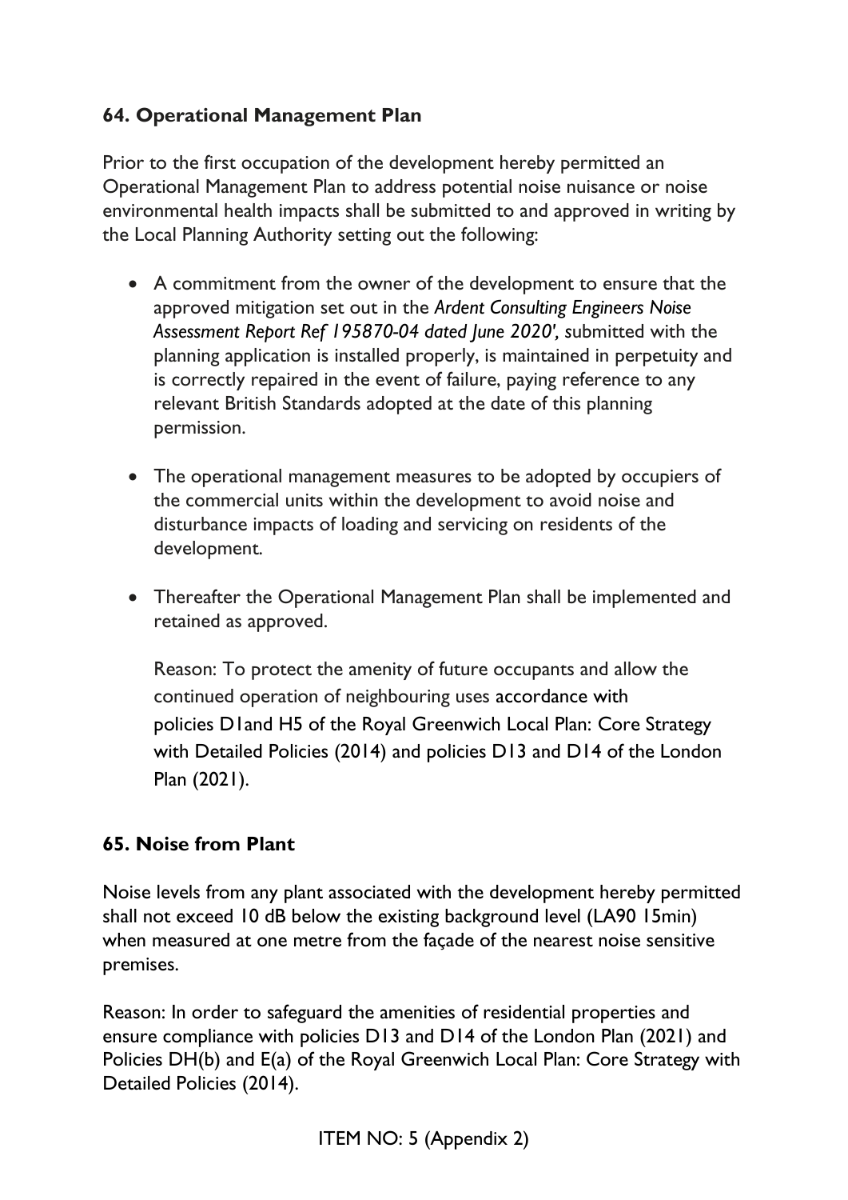### 64. Operational Management Plan

Prior to the first occupation of the development hereby permitted an Operational Management Plan to address potential noise nuisance or noise environmental health impacts shall be submitted to and approved in writing by the Local Planning Authority setting out the following:

- A commitment from the owner of the development to ensure that the approved mitigation set out in the *Ardent Consulting Engineers Noise Assessment Report Ref 195870-04 dated June 2020',* submitted with the planning application is installed properly, is maintained in perpetuity and is correctly repaired in the event of failure, paying reference to any relevant British Standards adopted at the date of this planning permission.
- The operational management measures to be adopted by occupiers of the commercial units within the development to avoid noise and disturbance impacts of loading and servicing on residents of the development.
- Thereafter the Operational Management Plan shall be implemented and retained as approved.

  Reason: To protect the amenity of future occupants and allow the continued operation of neighbouring uses accordance with policies D1and H5 of the Royal Greenwich Local Plan: Core Strategy with Detailed Policies (2014) and policies D13 and D14 of the London Plan (2021).

### 65. Noise from Plant

Noise levels from any plant associated with the development hereby permitted shall not exceed 10 dB below the existing background level (LA90 15min) when measured at one metre from the façade of the nearest noise sensitive premises.

Reason: In order to safeguard the amenities of residential properties and ensure compliance with policies D13 and D14 of the London Plan (2021) and Policies DH(b) and E(a) of the Royal Greenwich Local Plan: Core Strategy with Detailed Policies (2014).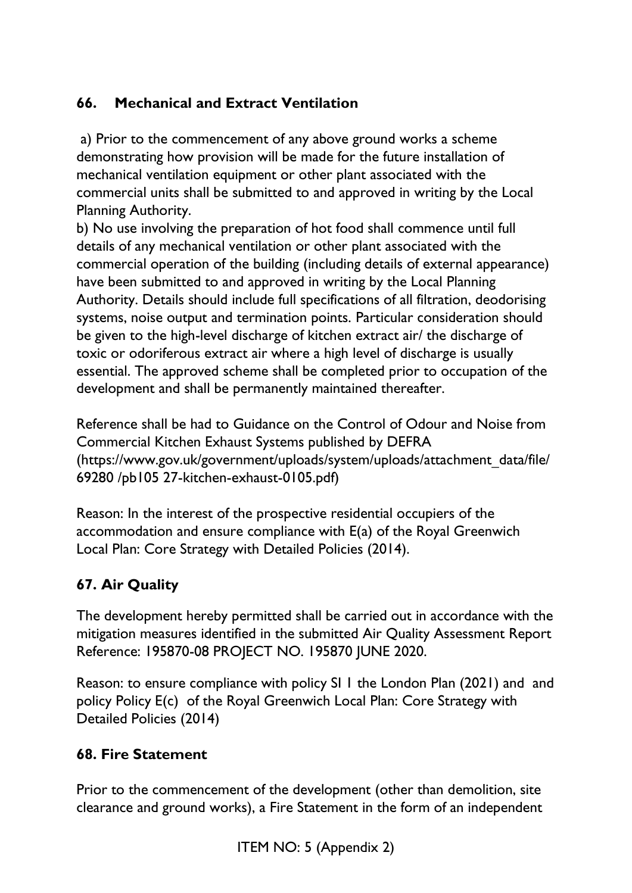**66. Mechanical and Extract Ventilation**

a) Prior to the commencement of any above ground works a scheme demonstrating how provision will be made for the future installation of mechanical ventilation equipment or other plant associated with the commercial units shall be submitted to and approved in writing by the Local Planning Authority.

b) No use involving the preparation of hot food shall commence until full details of any mechanical ventilation or other plant associated with the commercial operation of the building (including details of external appearance) have been submitted to and approved in writing by the Local Planning Authority. Details should include full specifications of all filtration, deodorising systems, noise output and termination points. Particular consideration should be given to the high-level discharge of kitchen extract air/ the discharge of toxic or odoriferous extract air where a high level of discharge is usually essential. The approved scheme shall be completed prior to occupation of the development and shall be permanently maintained thereafter.

Reference shall be had to Guidance on the Control of Odour and Noise from Commercial Kitchen Exhaust Systems published by DEFRA (https://www.gov.uk/government/uploads/system/uploads/attachment_data/file/69280 /pb105 27-kitchen-exhaust-0105.pdf)

Reason: In the interest of the prospective residential occupiers of the accommodation and ensure compliance with E(a) of the Royal Greenwich Local Plan: Core Strategy with Detailed Policies (2014).

**67. Air Quality**

The development hereby permitted shall be carried out in accordance with the mitigation measures identified in the submitted Air Quality Assessment Report Reference: 195870-08 PROJECT NO. 195870 JUNE 2020.

Reason: to ensure compliance with policy SI 1 the London Plan (2021) and and policy Policy E(c) of the Royal Greenwich Local Plan: Core Strategy with Detailed Policies (2014)

**68. Fire Statement**

Prior to the commencement of the development (other than demolition, site clearance and ground works), a Fire Statement in the form of an independent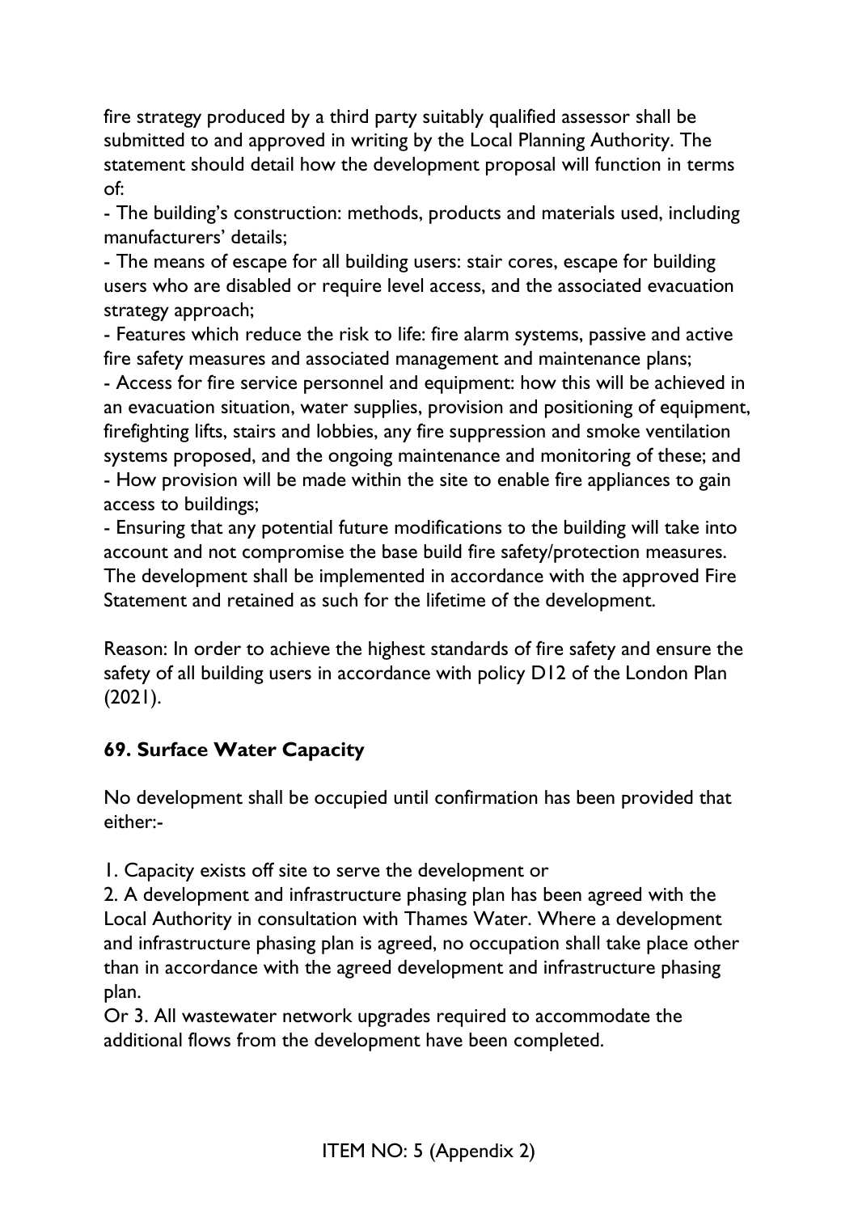fire strategy produced by a third party suitably qualified assessor shall be submitted to and approved in writing by the Local Planning Authority. The statement should detail how the development proposal will function in terms of:

- The building's construction: methods, products and materials used, including manufacturers' details;
- The means of escape for all building users: stair cores, escape for building users who are disabled or require level access, and the associated evacuation strategy approach;
- Features which reduce the risk to life: fire alarm systems, passive and active fire safety measures and associated management and maintenance plans;
- Access for fire service personnel and equipment: how this will be achieved in an evacuation situation, water supplies, provision and positioning of equipment, firefighting lifts, stairs and lobbies, any fire suppression and smoke ventilation systems proposed, and the ongoing maintenance and monitoring of these; and
- How provision will be made within the site to enable fire appliances to gain access to buildings;
- Ensuring that any potential future modifications to the building will take into account and not compromise the base build fire safety/protection measures.

The development shall be implemented in accordance with the approved Fire Statement and retained as such for the lifetime of the development.

Reason: In order to achieve the highest standards of fire safety and ensure the safety of all building users in accordance with policy D12 of the London Plan (2021).

## 69. Surface Water Capacity

No development shall be occupied until confirmation has been provided that either:-

1. Capacity exists off site to serve the development or
2. A development and infrastructure phasing plan has been agreed with the Local Authority in consultation with Thames Water. Where a development and infrastructure phasing plan is agreed, no occupation shall take place other than in accordance with the agreed development and infrastructure phasing plan.

Or 3. All wastewater network upgrades required to accommodate the additional flows from the development have been completed.

ITEM NO: 5 (Appendix 2)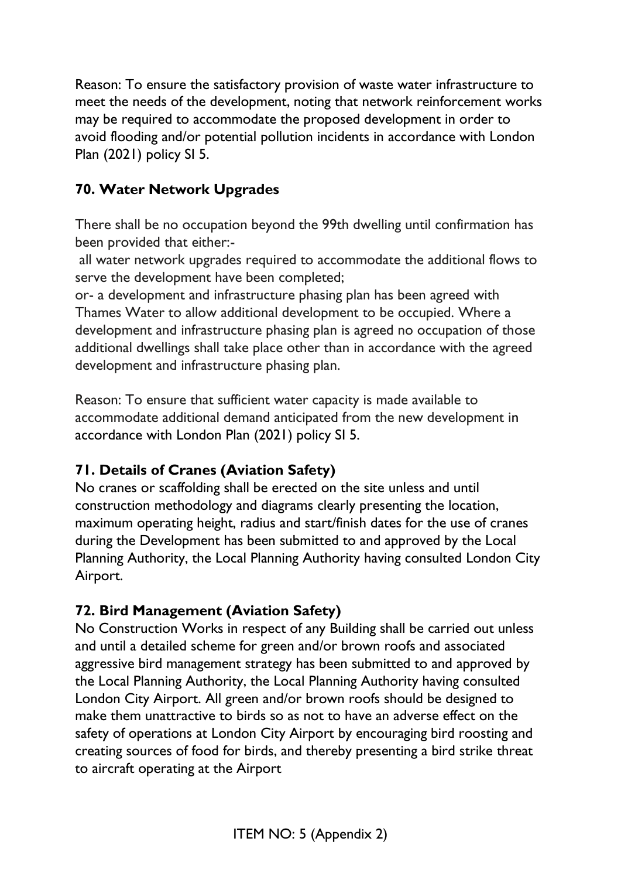Reason: To ensure the satisfactory provision of waste water infrastructure to meet the needs of the development, noting that network reinforcement works may be required to accommodate the proposed development in order to avoid flooding and/or potential pollution incidents in accordance with London Plan (2021) policy SI 5.

**70. Water Network Upgrades**

There shall be no occupation beyond the 99th dwelling until confirmation has been provided that either:-

all water network upgrades required to accommodate the additional flows to serve the development have been completed;

or- a development and infrastructure phasing plan has been agreed with Thames Water to allow additional development to be occupied. Where a development and infrastructure phasing plan is agreed no occupation of those additional dwellings shall take place other than in accordance with the agreed development and infrastructure phasing plan.

Reason: To ensure that sufficient water capacity is made available to accommodate additional demand anticipated from the new development in accordance with London Plan (2021) policy SI 5.

**71. Details of Cranes (Aviation Safety)**

No cranes or scaffolding shall be erected on the site unless and until construction methodology and diagrams clearly presenting the location, maximum operating height, radius and start/finish dates for the use of cranes during the Development has been submitted to and approved by the Local Planning Authority, the Local Planning Authority having consulted London City Airport.

**72. Bird Management (Aviation Safety)**

No Construction Works in respect of any Building shall be carried out unless and until a detailed scheme for green and/or brown roofs and associated aggressive bird management strategy has been submitted to and approved by the Local Planning Authority, the Local Planning Authority having consulted London City Airport. All green and/or brown roofs should be designed to make them unattractive to birds so as not to have an adverse effect on the safety of operations at London City Airport by encouraging bird roosting and creating sources of food for birds, and thereby presenting a bird strike threat to aircraft operating at the Airport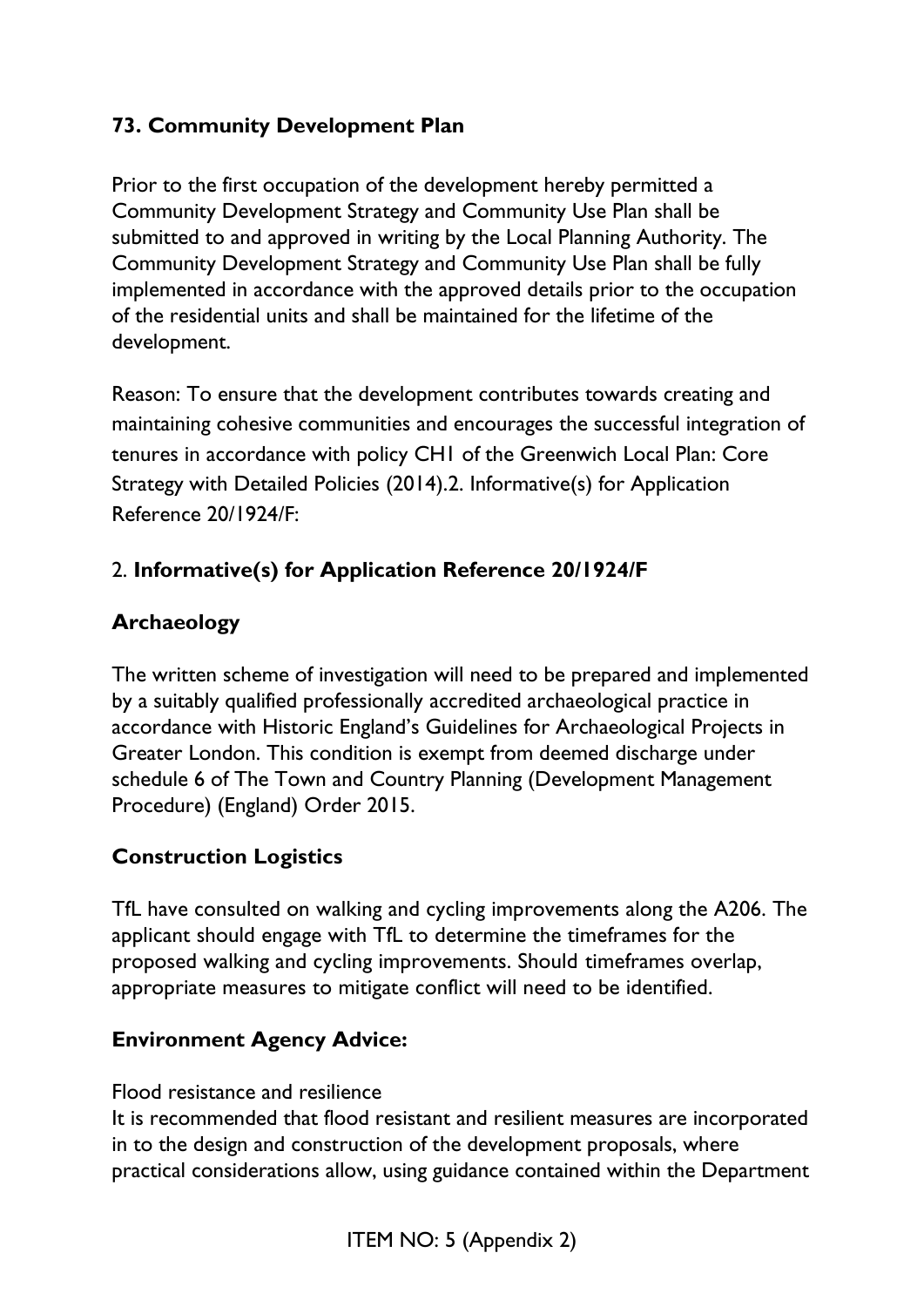## 73. Community Development Plan

Prior to the first occupation of the development hereby permitted a Community Development Strategy and Community Use Plan shall be submitted to and approved in writing by the Local Planning Authority. The Community Development Strategy and Community Use Plan shall be fully implemented in accordance with the approved details prior to the occupation of the residential units and shall be maintained for the lifetime of the development.

Reason: To ensure that the development contributes towards creating and maintaining cohesive communities and encourages the successful integration of tenures in accordance with policy CH1 of the Greenwich Local Plan: Core Strategy with Detailed Policies (2014).2. Informative(s) for Application Reference 20/1924/F:

## 2. Informative(s) for Application Reference 20/1924/F

### Archaeology

The written scheme of investigation will need to be prepared and implemented by a suitably qualified professionally accredited archaeological practice in accordance with Historic England's Guidelines for Archaeological Projects in Greater London. This condition is exempt from deemed discharge under schedule 6 of The Town and Country Planning (Development Management Procedure) (England) Order 2015.

### Construction Logistics

TfL have consulted on walking and cycling improvements along the A206. The applicant should engage with TfL to determine the timeframes for the proposed walking and cycling improvements. Should timeframes overlap, appropriate measures to mitigate conflict will need to be identified.

### Environment Agency Advice:

Flood resistance and resilience
It is recommended that flood resistant and resilient measures are incorporated in to the design and construction of the development proposals, where practical considerations allow, using guidance contained within the Department

ITEM NO: 5 (Appendix 2)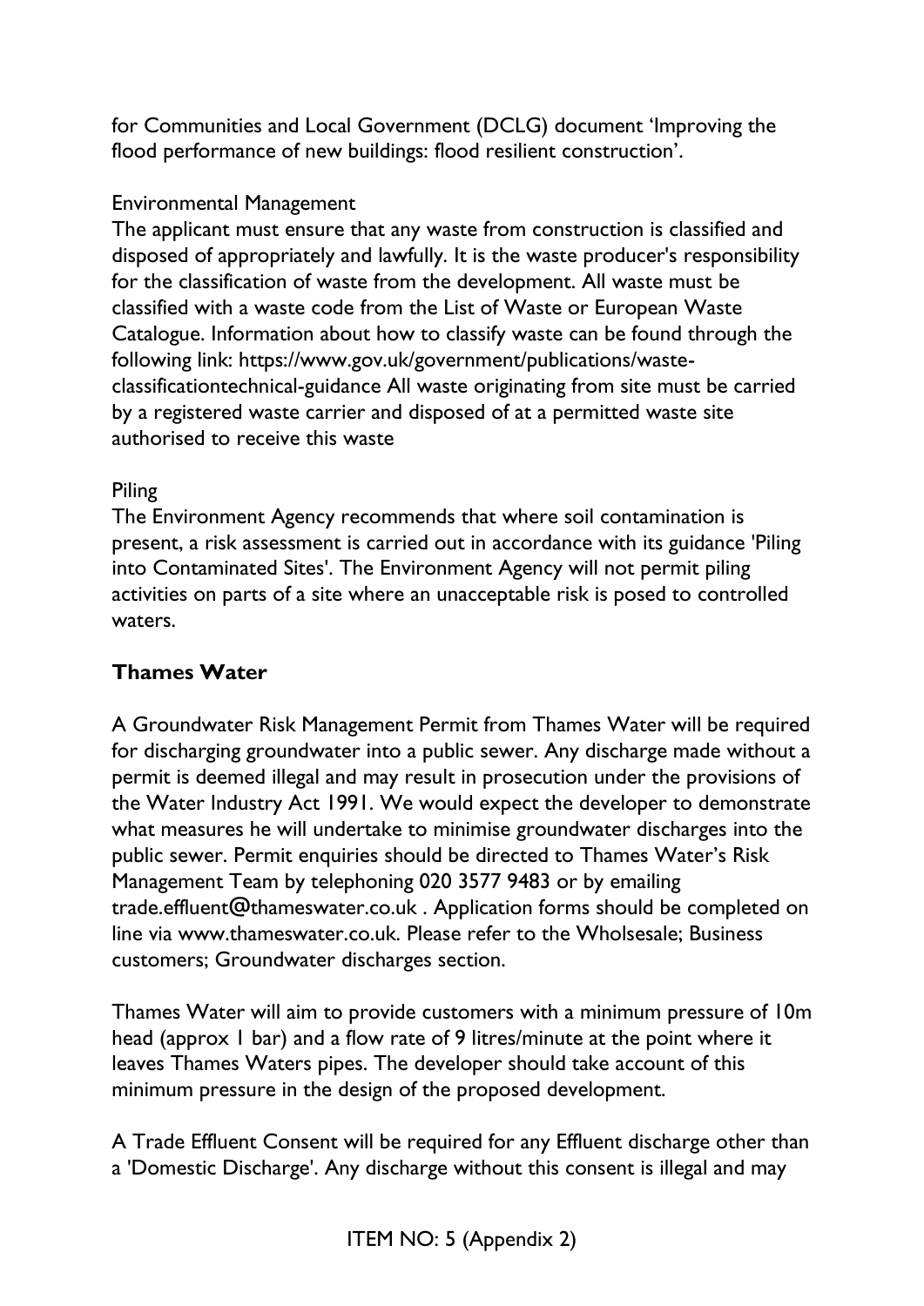for Communities and Local Government (DCLG) document 'Improving the flood performance of new buildings: flood resilient construction'.

Environmental Management

The applicant must ensure that any waste from construction is classified and disposed of appropriately and lawfully. It is the waste producer's responsibility for the classification of waste from the development. All waste must be classified with a waste code from the List of Waste or European Waste Catalogue. Information about how to classify waste can be found through the following link: https://www.gov.uk/government/publications/waste-classificationtechnical-guidance All waste originating from site must be carried by a registered waste carrier and disposed of at a permitted waste site authorised to receive this waste

Piling

The Environment Agency recommends that where soil contamination is present, a risk assessment is carried out in accordance with its guidance 'Piling into Contaminated Sites'. The Environment Agency will not permit piling activities on parts of a site where an unacceptable risk is posed to controlled waters.

**Thames Water**

A Groundwater Risk Management Permit from Thames Water will be required for discharging groundwater into a public sewer. Any discharge made without a permit is deemed illegal and may result in prosecution under the provisions of the Water Industry Act 1991. We would expect the developer to demonstrate what measures he will undertake to minimise groundwater discharges into the public sewer. Permit enquiries should be directed to Thames Water's Risk Management Team by telephoning 020 3577 9483 or by emailing trade.effluent@thameswater.co.uk . Application forms should be completed on line via www.thameswater.co.uk. Please refer to the Wholsesale; Business customers; Groundwater discharges section.

Thames Water will aim to provide customers with a minimum pressure of 10m head (approx 1 bar) and a flow rate of 9 litres/minute at the point where it leaves Thames Waters pipes. The developer should take account of this minimum pressure in the design of the proposed development.

A Trade Effluent Consent will be required for any Effluent discharge other than a 'Domestic Discharge'. Any discharge without this consent is illegal and may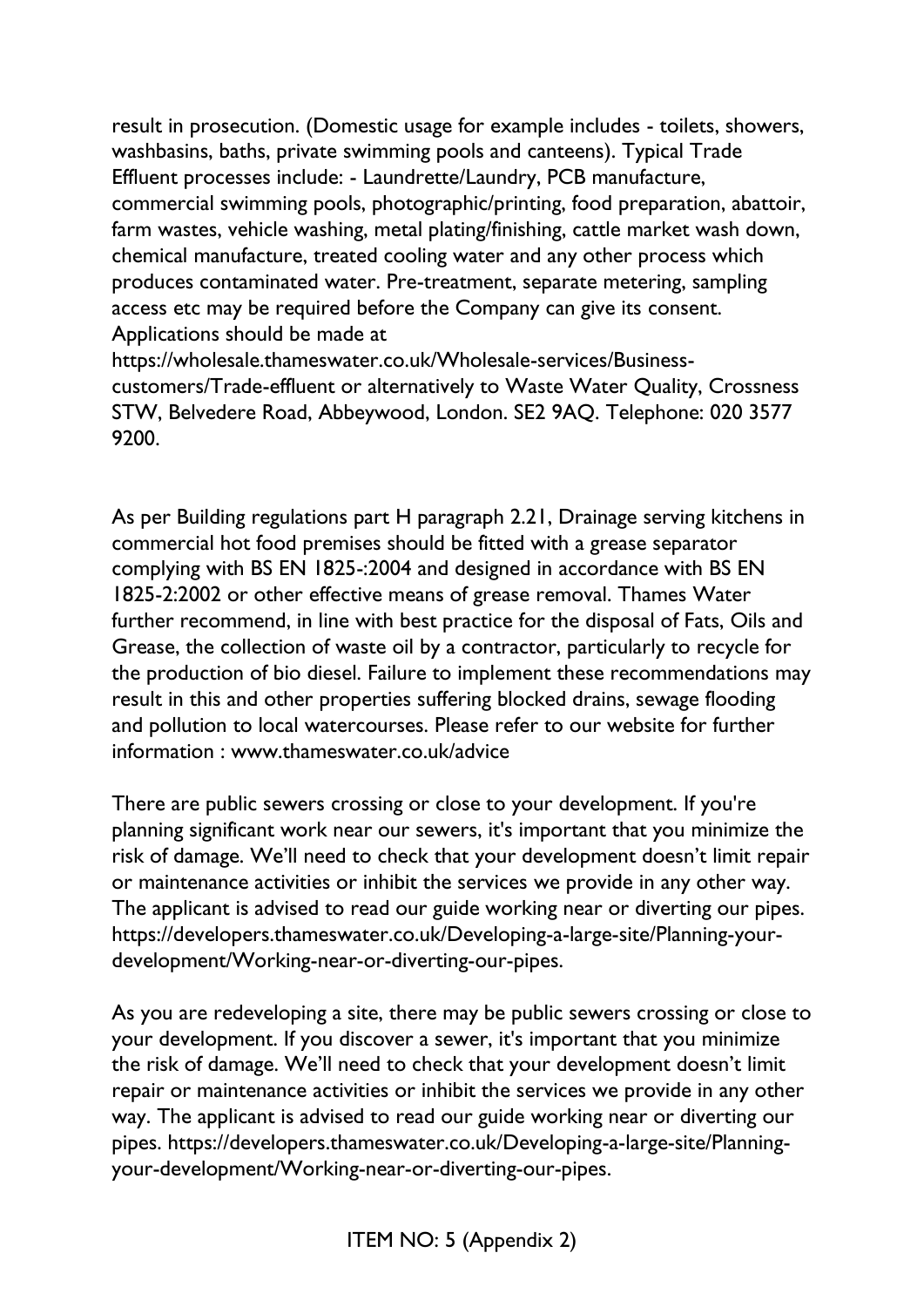result in prosecution. (Domestic usage for example includes - toilets, showers, washbasins, baths, private swimming pools and canteens). Typical Trade Effluent processes include: - Laundrette/Laundry, PCB manufacture, commercial swimming pools, photographic/printing, food preparation, abattoir, farm wastes, vehicle washing, metal plating/finishing, cattle market wash down, chemical manufacture, treated cooling water and any other process which produces contaminated water. Pre-treatment, separate metering, sampling access etc may be required before the Company can give its consent. Applications should be made at https://wholesale.thameswater.co.uk/Wholesale-services/Business-customers/Trade-effluent or alternatively to Waste Water Quality, Crossness STW, Belvedere Road, Abbeywood, London. SE2 9AQ. Telephone: 020 3577 9200.

As per Building regulations part H paragraph 2.21, Drainage serving kitchens in commercial hot food premises should be fitted with a grease separator complying with BS EN 1825-:2004 and designed in accordance with BS EN 1825-2:2002 or other effective means of grease removal. Thames Water further recommend, in line with best practice for the disposal of Fats, Oils and Grease, the collection of waste oil by a contractor, particularly to recycle for the production of bio diesel. Failure to implement these recommendations may result in this and other properties suffering blocked drains, sewage flooding and pollution to local watercourses. Please refer to our website for further information : www.thameswater.co.uk/advice

There are public sewers crossing or close to your development. If you're planning significant work near our sewers, it's important that you minimize the risk of damage. We'll need to check that your development doesn't limit repair or maintenance activities or inhibit the services we provide in any other way. The applicant is advised to read our guide working near or diverting our pipes. https://developers.thameswater.co.uk/Developing-a-large-site/Planning-your-development/Working-near-or-diverting-our-pipes.

As you are redeveloping a site, there may be public sewers crossing or close to your development. If you discover a sewer, it's important that you minimize the risk of damage. We'll need to check that your development doesn't limit repair or maintenance activities or inhibit the services we provide in any other way. The applicant is advised to read our guide working near or diverting our pipes. https://developers.thameswater.co.uk/Developing-a-large-site/Planning-your-development/Working-near-or-diverting-our-pipes.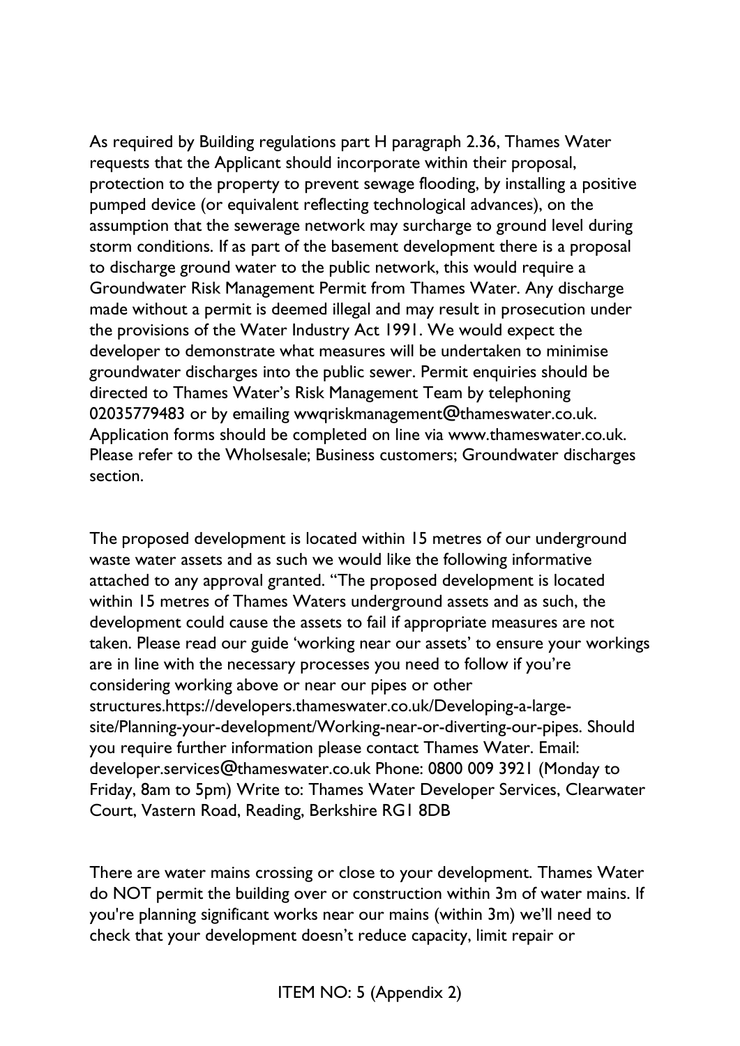As required by Building regulations part H paragraph 2.36, Thames Water requests that the Applicant should incorporate within their proposal, protection to the property to prevent sewage flooding, by installing a positive pumped device (or equivalent reflecting technological advances), on the assumption that the sewerage network may surcharge to ground level during storm conditions. If as part of the basement development there is a proposal to discharge ground water to the public network, this would require a Groundwater Risk Management Permit from Thames Water. Any discharge made without a permit is deemed illegal and may result in prosecution under the provisions of the Water Industry Act 1991. We would expect the developer to demonstrate what measures will be undertaken to minimise groundwater discharges into the public sewer. Permit enquiries should be directed to Thames Water's Risk Management Team by telephoning 02035779483 or by emailing wwqriskmanagement@thameswater.co.uk. Application forms should be completed on line via www.thameswater.co.uk. Please refer to the Wholsesale; Business customers; Groundwater discharges section.

The proposed development is located within 15 metres of our underground waste water assets and as such we would like the following informative attached to any approval granted. "The proposed development is located within 15 metres of Thames Waters underground assets and as such, the development could cause the assets to fail if appropriate measures are not taken. Please read our guide 'working near our assets' to ensure your workings are in line with the necessary processes you need to follow if you're considering working above or near our pipes or other structures.https://developers.thameswater.co.uk/Developing-a-large-site/Planning-your-development/Working-near-or-diverting-our-pipes. Should you require further information please contact Thames Water. Email: developer.services@thameswater.co.uk Phone: 0800 009 3921 (Monday to Friday, 8am to 5pm) Write to: Thames Water Developer Services, Clearwater Court, Vastern Road, Reading, Berkshire RG1 8DB

There are water mains crossing or close to your development. Thames Water do NOT permit the building over or construction within 3m of water mains. If you're planning significant works near our mains (within 3m) we'll need to check that your development doesn't reduce capacity, limit repair or

ITEM NO: 5 (Appendix 2)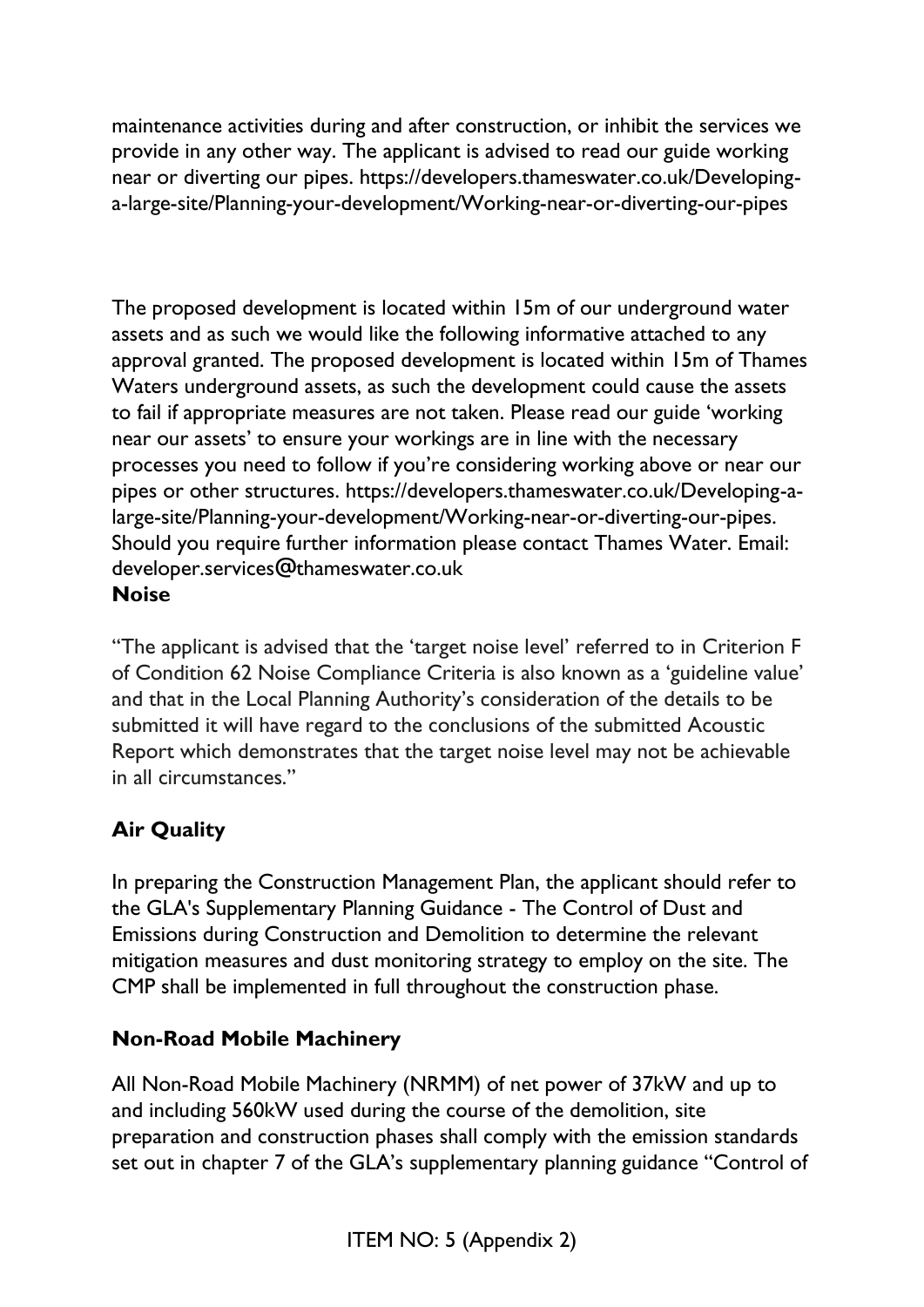maintenance activities during and after construction, or inhibit the services we provide in any other way. The applicant is advised to read our guide working near or diverting our pipes. https://developers.thameswater.co.uk/Developing-a-large-site/Planning-your-development/Working-near-or-diverting-our-pipes

The proposed development is located within 15m of our underground water assets and as such we would like the following informative attached to any approval granted. The proposed development is located within 15m of Thames Waters underground assets, as such the development could cause the assets to fail if appropriate measures are not taken. Please read our guide 'working near our assets' to ensure your workings are in line with the necessary processes you need to follow if you're considering working above or near our pipes or other structures. https://developers.thameswater.co.uk/Developing-a-large-site/Planning-your-development/Working-near-or-diverting-our-pipes. Should you require further information please contact Thames Water. Email: developer.services@thameswater.co.uk

**Noise**

"The applicant is advised that the 'target noise level' referred to in Criterion F of Condition 62 Noise Compliance Criteria is also known as a 'guideline value' and that in the Local Planning Authority's consideration of the details to be submitted it will have regard to the conclusions of the submitted Acoustic Report which demonstrates that the target noise level may not be achievable in all circumstances."

**Air Quality**

In preparing the Construction Management Plan, the applicant should refer to the GLA's Supplementary Planning Guidance - The Control of Dust and Emissions during Construction and Demolition to determine the relevant mitigation measures and dust monitoring strategy to employ on the site. The CMP shall be implemented in full throughout the construction phase.

**Non-Road Mobile Machinery**

All Non-Road Mobile Machinery (NRMM) of net power of 37kW and up to and including 560kW used during the course of the demolition, site preparation and construction phases shall comply with the emission standards set out in chapter 7 of the GLA's supplementary planning guidance "Control of

ITEM NO: 5 (Appendix 2)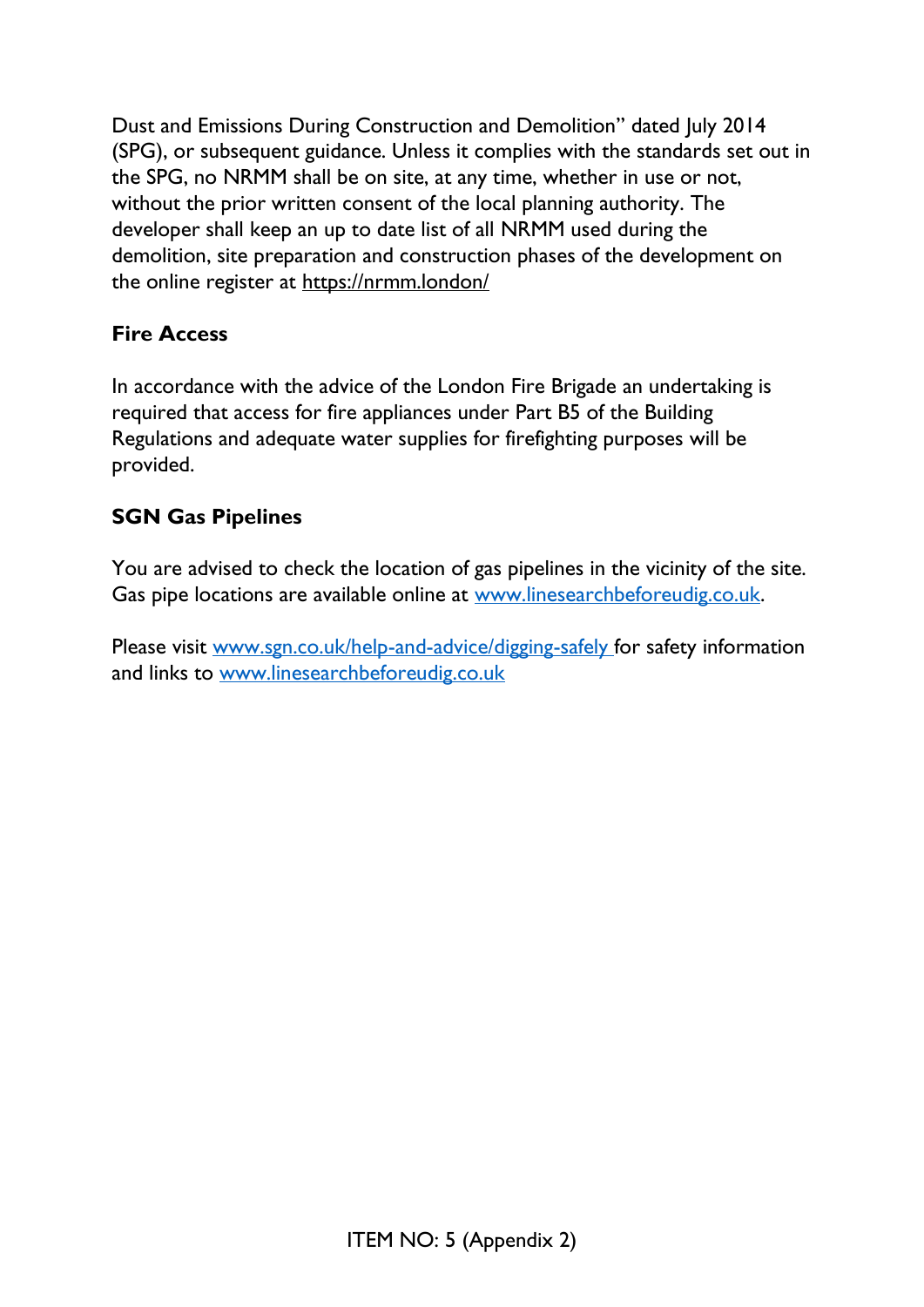Dust and Emissions During Construction and Demolition" dated July 2014 (SPG), or subsequent guidance. Unless it complies with the standards set out in the SPG, no NRMM shall be on site, at any time, whether in use or not, without the prior written consent of the local planning authority. The developer shall keep an up to date list of all NRMM used during the demolition, site preparation and construction phases of the development on the online register at https://nrmm.london/

**Fire Access**

In accordance with the advice of the London Fire Brigade an undertaking is required that access for fire appliances under Part B5 of the Building Regulations and adequate water supplies for firefighting purposes will be provided.

**SGN Gas Pipelines**

You are advised to check the location of gas pipelines in the vicinity of the site. Gas pipe locations are available online at www.linesearchbeforeudig.co.uk.

Please visit www.sgn.co.uk/help-and-advice/digging-safely for safety information and links to www.linesearchbeforeudig.co.uk